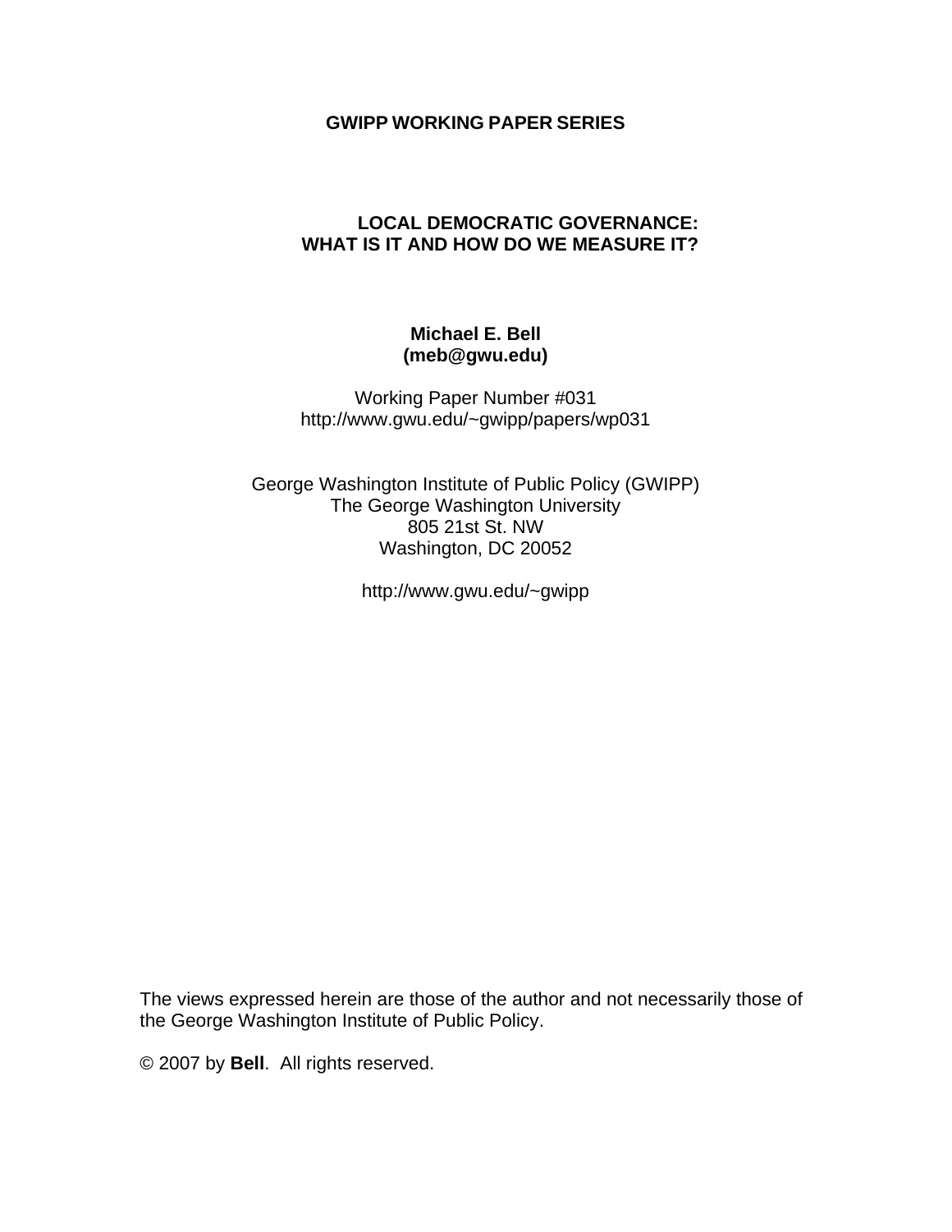**GWIPP WORKING PAPER SERIES**

# LOCAL DEMOCRATIC GOVERNANCE: WHAT IS IT AND HOW DO WE MEASURE IT?

**Michael E. Bell**
**(meb@gwu.edu)**

Working Paper Number #031
http://www.gwu.edu/~gwipp/papers/wp031

George Washington Institute of Public Policy (GWIPP)
The George Washington University
805 21st St. NW
Washington, DC 20052

http://www.gwu.edu/~gwipp

The views expressed herein are those of the author and not necessarily those of the George Washington Institute of Public Policy.

© 2007 by **Bell**. All rights reserved.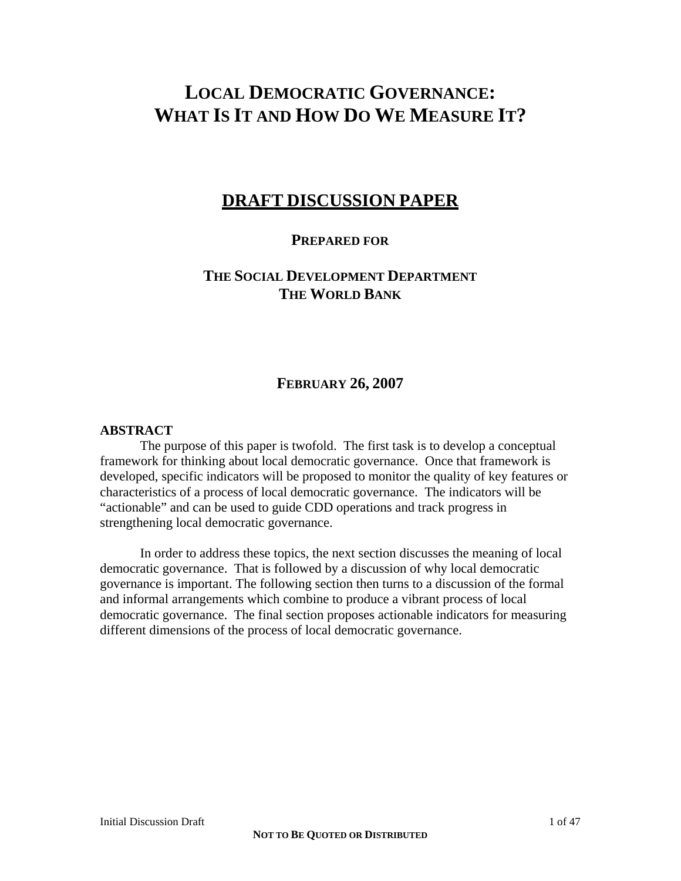# LOCAL DEMOCRATIC GOVERNANCE: WHAT IS IT AND HOW DO WE MEASURE IT?

## DRAFT DISCUSSION PAPER

**PREPARED FOR**

**THE SOCIAL DEVELOPMENT DEPARTMENT**
**THE WORLD BANK**

**FEBRUARY 26, 2007**

**ABSTRACT**

The purpose of this paper is twofold. The first task is to develop a conceptual framework for thinking about local democratic governance. Once that framework is developed, specific indicators will be proposed to monitor the quality of key features or characteristics of a process of local democratic governance. The indicators will be "actionable" and can be used to guide CDD operations and track progress in strengthening local democratic governance.

In order to address these topics, the next section discusses the meaning of local democratic governance. That is followed by a discussion of why local democratic governance is important. The following section then turns to a discussion of the formal and informal arrangements which combine to produce a vibrant process of local democratic governance. The final section proposes actionable indicators for measuring different dimensions of the process of local democratic governance.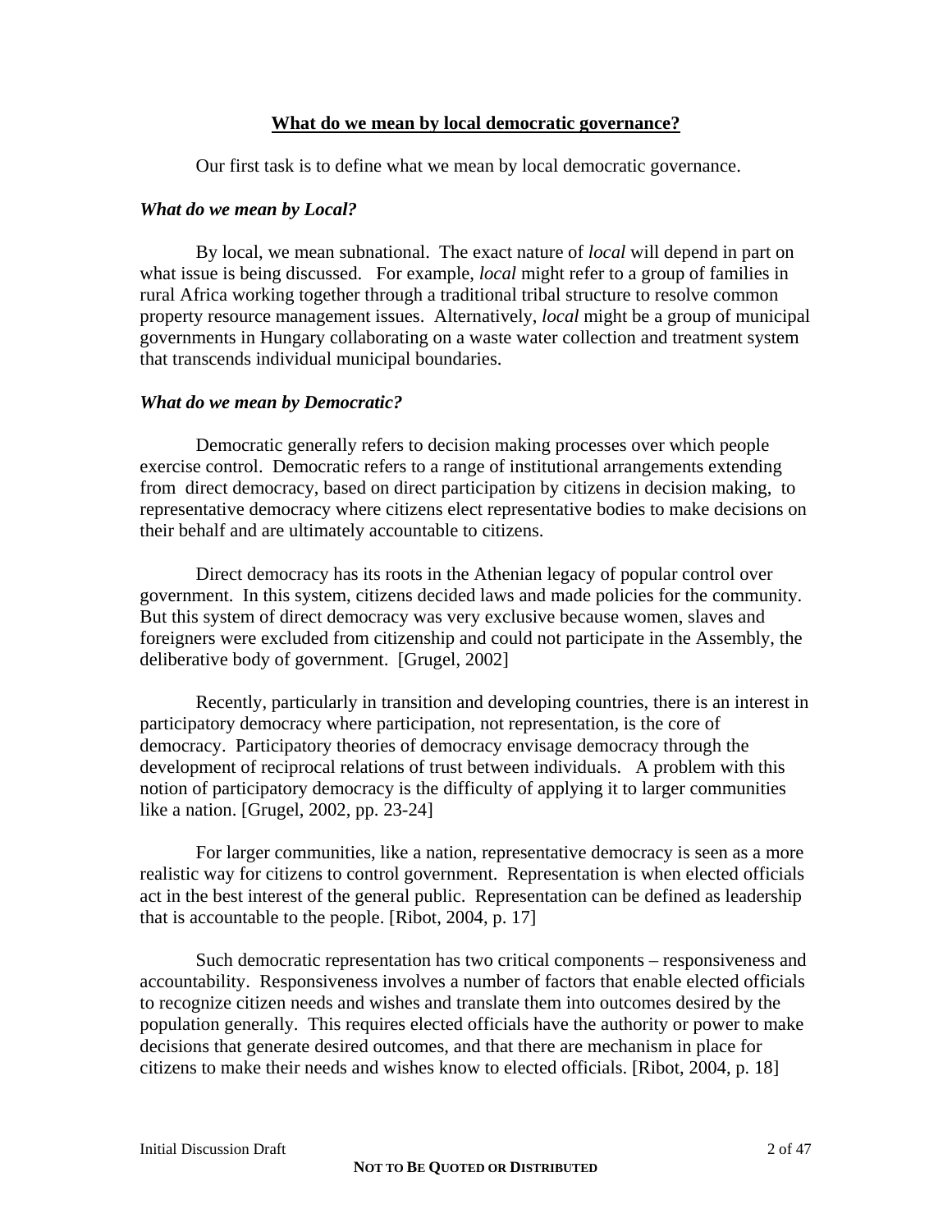## What do we mean by local democratic governance?

Our first task is to define what we mean by local democratic governance.

### *What do we mean by Local?*

By local, we mean subnational. The exact nature of *local* will depend in part on what issue is being discussed. For example, *local* might refer to a group of families in rural Africa working together through a traditional tribal structure to resolve common property resource management issues. Alternatively, *local* might be a group of municipal governments in Hungary collaborating on a waste water collection and treatment system that transcends individual municipal boundaries.

### *What do we mean by Democratic?*

Democratic generally refers to decision making processes over which people exercise control. Democratic refers to a range of institutional arrangements extending from direct democracy, based on direct participation by citizens in decision making, to representative democracy where citizens elect representative bodies to make decisions on their behalf and are ultimately accountable to citizens.

Direct democracy has its roots in the Athenian legacy of popular control over government. In this system, citizens decided laws and made policies for the community. But this system of direct democracy was very exclusive because women, slaves and foreigners were excluded from citizenship and could not participate in the Assembly, the deliberative body of government. [Grugel, 2002]

Recently, particularly in transition and developing countries, there is an interest in participatory democracy where participation, not representation, is the core of democracy. Participatory theories of democracy envisage democracy through the development of reciprocal relations of trust between individuals. A problem with this notion of participatory democracy is the difficulty of applying it to larger communities like a nation. [Grugel, 2002, pp. 23-24]

For larger communities, like a nation, representative democracy is seen as a more realistic way for citizens to control government. Representation is when elected officials act in the best interest of the general public. Representation can be defined as leadership that is accountable to the people. [Ribot, 2004, p. 17]

Such democratic representation has two critical components – responsiveness and accountability. Responsiveness involves a number of factors that enable elected officials to recognize citizen needs and wishes and translate them into outcomes desired by the population generally. This requires elected officials have the authority or power to make decisions that generate desired outcomes, and that there are mechanism in place for citizens to make their needs and wishes know to elected officials. [Ribot, 2004, p. 18]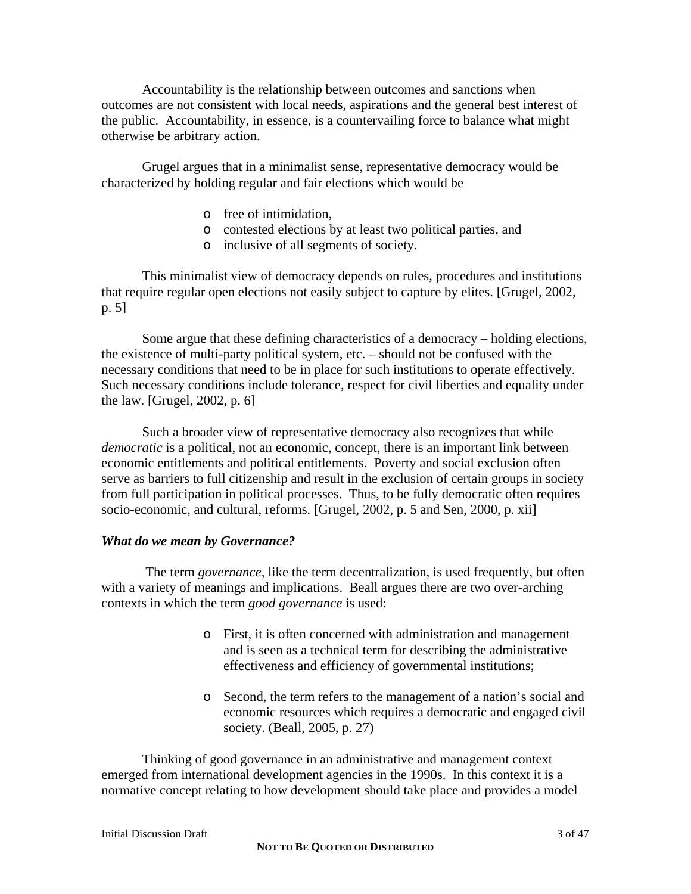Accountability is the relationship between outcomes and sanctions when outcomes are not consistent with local needs, aspirations and the general best interest of the public. Accountability, in essence, is a countervailing force to balance what might otherwise be arbitrary action.

Grugel argues that in a minimalist sense, representative democracy would be characterized by holding regular and fair elections which would be

- free of intimidation,
- contested elections by at least two political parties, and
- inclusive of all segments of society.

This minimalist view of democracy depends on rules, procedures and institutions that require regular open elections not easily subject to capture by elites. [Grugel, 2002, p. 5]

Some argue that these defining characteristics of a democracy – holding elections, the existence of multi-party political system, etc. – should not be confused with the necessary conditions that need to be in place for such institutions to operate effectively. Such necessary conditions include tolerance, respect for civil liberties and equality under the law. [Grugel, 2002, p. 6]

Such a broader view of representative democracy also recognizes that while *democratic* is a political, not an economic, concept, there is an important link between economic entitlements and political entitlements. Poverty and social exclusion often serve as barriers to full citizenship and result in the exclusion of certain groups in society from full participation in political processes. Thus, to be fully democratic often requires socio-economic, and cultural, reforms. [Grugel, 2002, p. 5 and Sen, 2000, p. xii]

### *What do we mean by Governance?*

The term *governance,* like the term decentralization, is used frequently, but often with a variety of meanings and implications. Beall argues there are two over-arching contexts in which the term *good governance* is used:

- First, it is often concerned with administration and management and is seen as a technical term for describing the administrative effectiveness and efficiency of governmental institutions;

- Second, the term refers to the management of a nation's social and economic resources which requires a democratic and engaged civil society. (Beall, 2005, p. 27)

Thinking of good governance in an administrative and management context emerged from international development agencies in the 1990s. In this context it is a normative concept relating to how development should take place and provides a model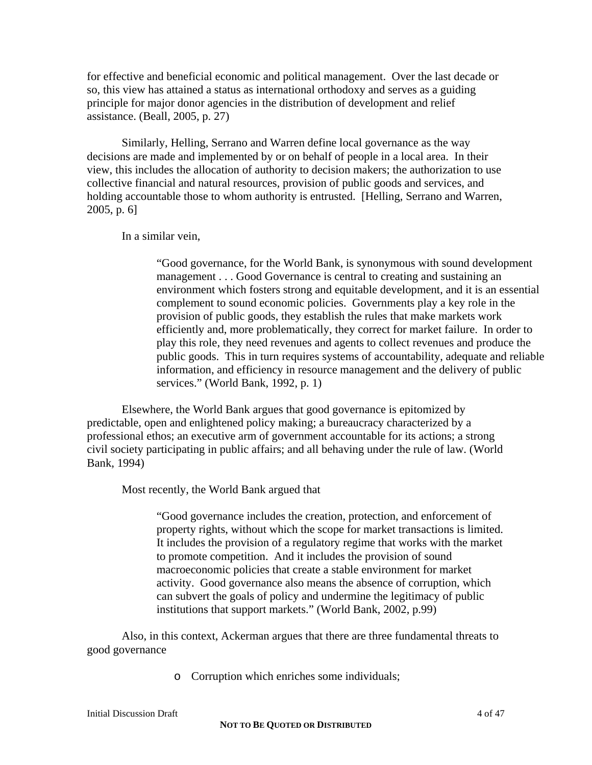for effective and beneficial economic and political management. Over the last decade or so, this view has attained a status as international orthodoxy and serves as a guiding principle for major donor agencies in the distribution of development and relief assistance. (Beall, 2005, p. 27)

Similarly, Helling, Serrano and Warren define local governance as the way decisions are made and implemented by or on behalf of people in a local area. In their view, this includes the allocation of authority to decision makers; the authorization to use collective financial and natural resources, provision of public goods and services, and holding accountable those to whom authority is entrusted. [Helling, Serrano and Warren, 2005, p. 6]

In a similar vein,

> "Good governance, for the World Bank, is synonymous with sound development management . . . Good Governance is central to creating and sustaining an environment which fosters strong and equitable development, and it is an essential complement to sound economic policies. Governments play a key role in the provision of public goods, they establish the rules that make markets work efficiently and, more problematically, they correct for market failure. In order to play this role, they need revenues and agents to collect revenues and produce the public goods. This in turn requires systems of accountability, adequate and reliable information, and efficiency in resource management and the delivery of public services." (World Bank, 1992, p. 1)

Elsewhere, the World Bank argues that good governance is epitomized by predictable, open and enlightened policy making; a bureaucracy characterized by a professional ethos; an executive arm of government accountable for its actions; a strong civil society participating in public affairs; and all behaving under the rule of law. (World Bank, 1994)

Most recently, the World Bank argued that

> "Good governance includes the creation, protection, and enforcement of property rights, without which the scope for market transactions is limited. It includes the provision of a regulatory regime that works with the market to promote competition. And it includes the provision of sound macroeconomic policies that create a stable environment for market activity. Good governance also means the absence of corruption, which can subvert the goals of policy and undermine the legitimacy of public institutions that support markets." (World Bank, 2002, p.99)

Also, in this context, Ackerman argues that there are three fundamental threats to good governance

- Corruption which enriches some individuals;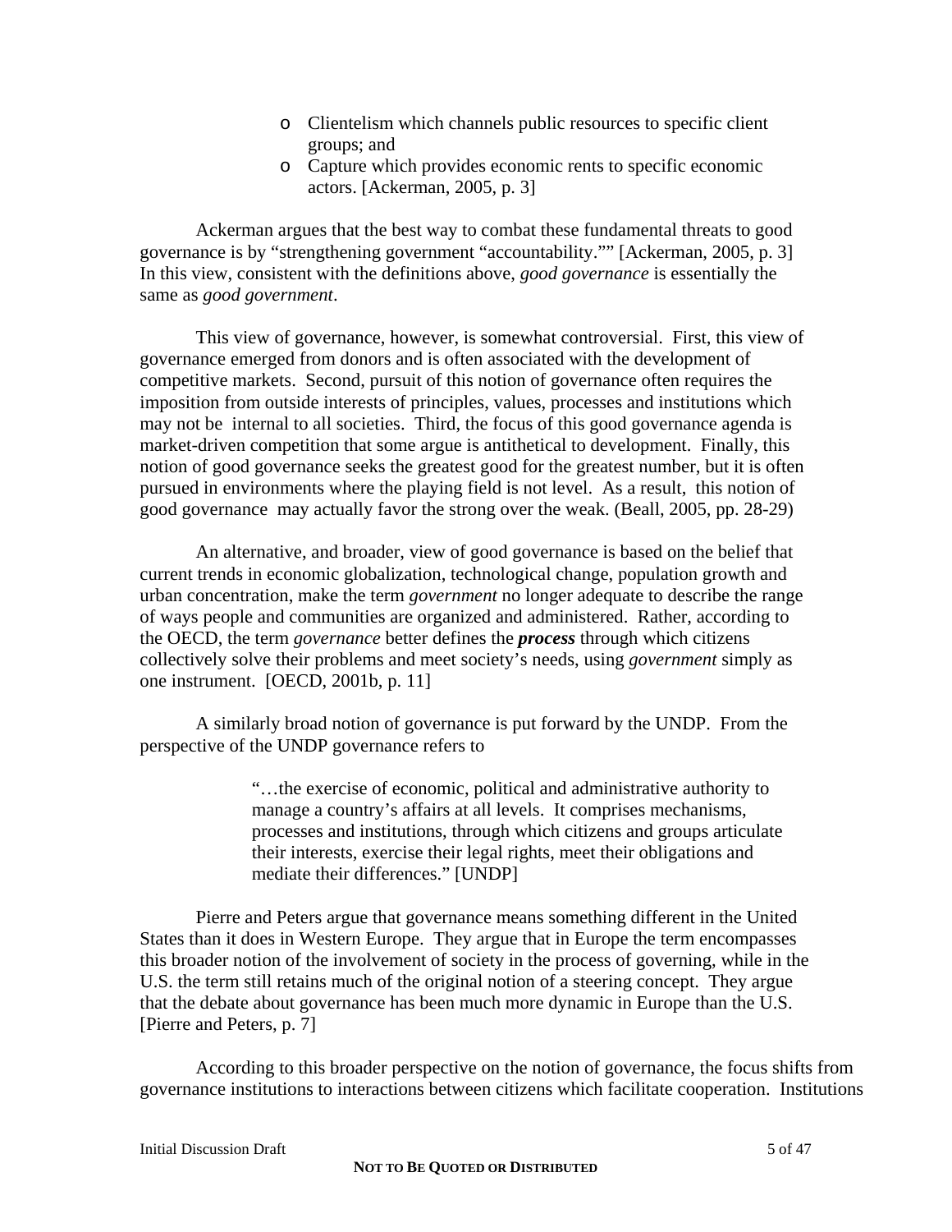- Clientelism which channels public resources to specific client groups; and
- Capture which provides economic rents to specific economic actors. [Ackerman, 2005, p. 3]

Ackerman argues that the best way to combat these fundamental threats to good governance is by "strengthening government "accountability."" [Ackerman, 2005, p. 3] In this view, consistent with the definitions above, *good governance* is essentially the same as *good government*.

This view of governance, however, is somewhat controversial. First, this view of governance emerged from donors and is often associated with the development of competitive markets. Second, pursuit of this notion of governance often requires the imposition from outside interests of principles, values, processes and institutions which may not be internal to all societies. Third, the focus of this good governance agenda is market-driven competition that some argue is antithetical to development. Finally, this notion of good governance seeks the greatest good for the greatest number, but it is often pursued in environments where the playing field is not level. As a result, this notion of good governance may actually favor the strong over the weak. (Beall, 2005, pp. 28-29)

An alternative, and broader, view of good governance is based on the belief that current trends in economic globalization, technological change, population growth and urban concentration, make the term *government* no longer adequate to describe the range of ways people and communities are organized and administered. Rather, according to the OECD, the term *governance* better defines the ***process*** through which citizens collectively solve their problems and meet society's needs, using *government* simply as one instrument. [OECD, 2001b, p. 11]

A similarly broad notion of governance is put forward by the UNDP. From the perspective of the UNDP governance refers to

> "…the exercise of economic, political and administrative authority to manage a country's affairs at all levels. It comprises mechanisms, processes and institutions, through which citizens and groups articulate their interests, exercise their legal rights, meet their obligations and mediate their differences." [UNDP]

Pierre and Peters argue that governance means something different in the United States than it does in Western Europe. They argue that in Europe the term encompasses this broader notion of the involvement of society in the process of governing, while in the U.S. the term still retains much of the original notion of a steering concept. They argue that the debate about governance has been much more dynamic in Europe than the U.S. [Pierre and Peters, p. 7]

According to this broader perspective on the notion of governance, the focus shifts from governance institutions to interactions between citizens which facilitate cooperation. Institutions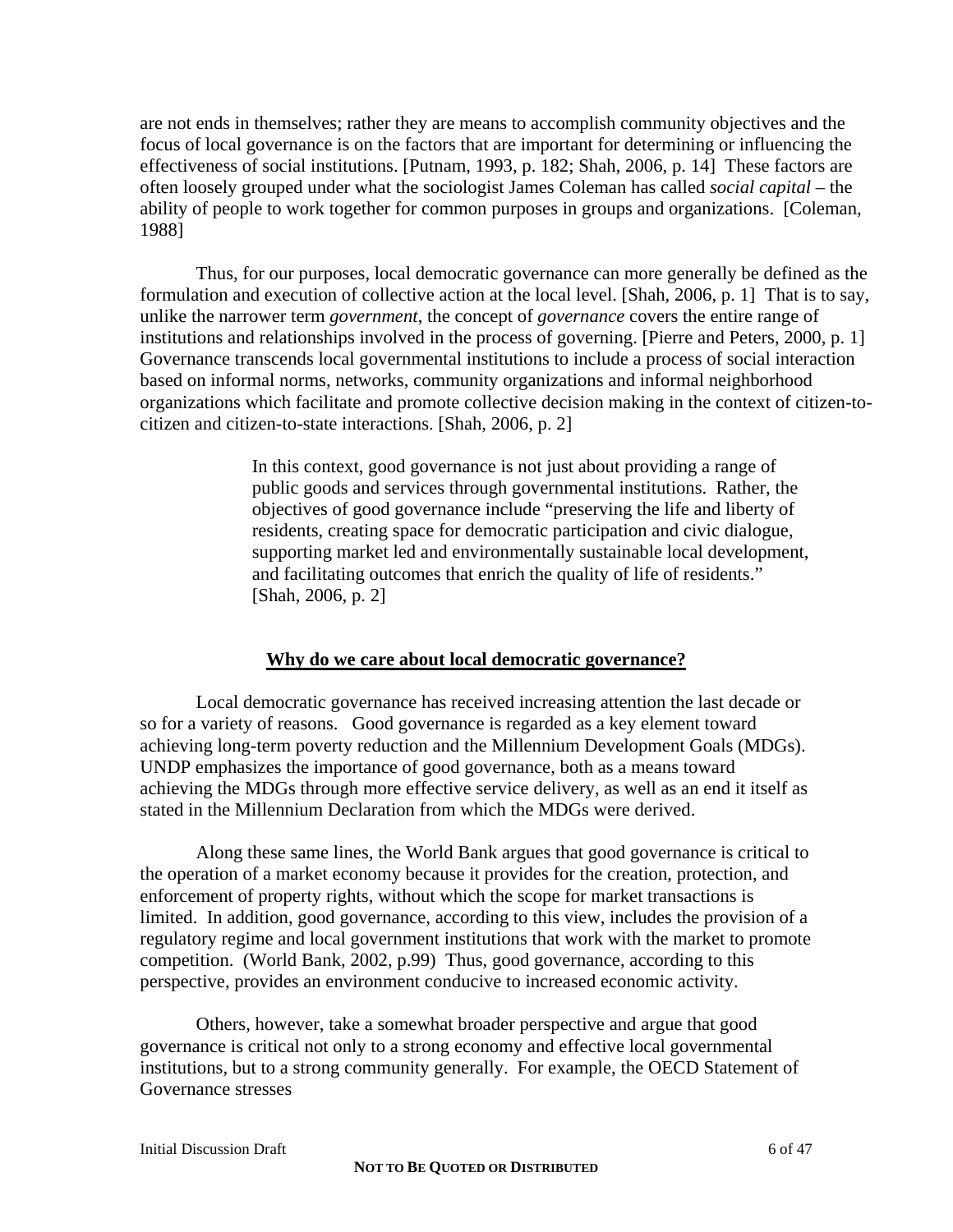are not ends in themselves; rather they are means to accomplish community objectives and the focus of local governance is on the factors that are important for determining or influencing the effectiveness of social institutions. [Putnam, 1993, p. 182; Shah, 2006, p. 14] These factors are often loosely grouped under what the sociologist James Coleman has called *social capital* – the ability of people to work together for common purposes in groups and organizations. [Coleman, 1988]

Thus, for our purposes, local democratic governance can more generally be defined as the formulation and execution of collective action at the local level. [Shah, 2006, p. 1] That is to say, unlike the narrower term *government*, the concept of *governance* covers the entire range of institutions and relationships involved in the process of governing. [Pierre and Peters, 2000, p. 1] Governance transcends local governmental institutions to include a process of social interaction based on informal norms, networks, community organizations and informal neighborhood organizations which facilitate and promote collective decision making in the context of citizen-to-citizen and citizen-to-state interactions. [Shah, 2006, p. 2]

> In this context, good governance is not just about providing a range of public goods and services through governmental institutions. Rather, the objectives of good governance include "preserving the life and liberty of residents, creating space for democratic participation and civic dialogue, supporting market led and environmentally sustainable local development, and facilitating outcomes that enrich the quality of life of residents." [Shah, 2006, p. 2]

## Why do we care about local democratic governance?

Local democratic governance has received increasing attention the last decade or so for a variety of reasons. Good governance is regarded as a key element toward achieving long-term poverty reduction and the Millennium Development Goals (MDGs). UNDP emphasizes the importance of good governance, both as a means toward achieving the MDGs through more effective service delivery, as well as an end it itself as stated in the Millennium Declaration from which the MDGs were derived.

Along these same lines, the World Bank argues that good governance is critical to the operation of a market economy because it provides for the creation, protection, and enforcement of property rights, without which the scope for market transactions is limited. In addition, good governance, according to this view, includes the provision of a regulatory regime and local government institutions that work with the market to promote competition. (World Bank, 2002, p.99) Thus, good governance, according to this perspective, provides an environment conducive to increased economic activity.

Others, however, take a somewhat broader perspective and argue that good governance is critical not only to a strong economy and effective local governmental institutions, but to a strong community generally. For example, the OECD Statement of Governance stresses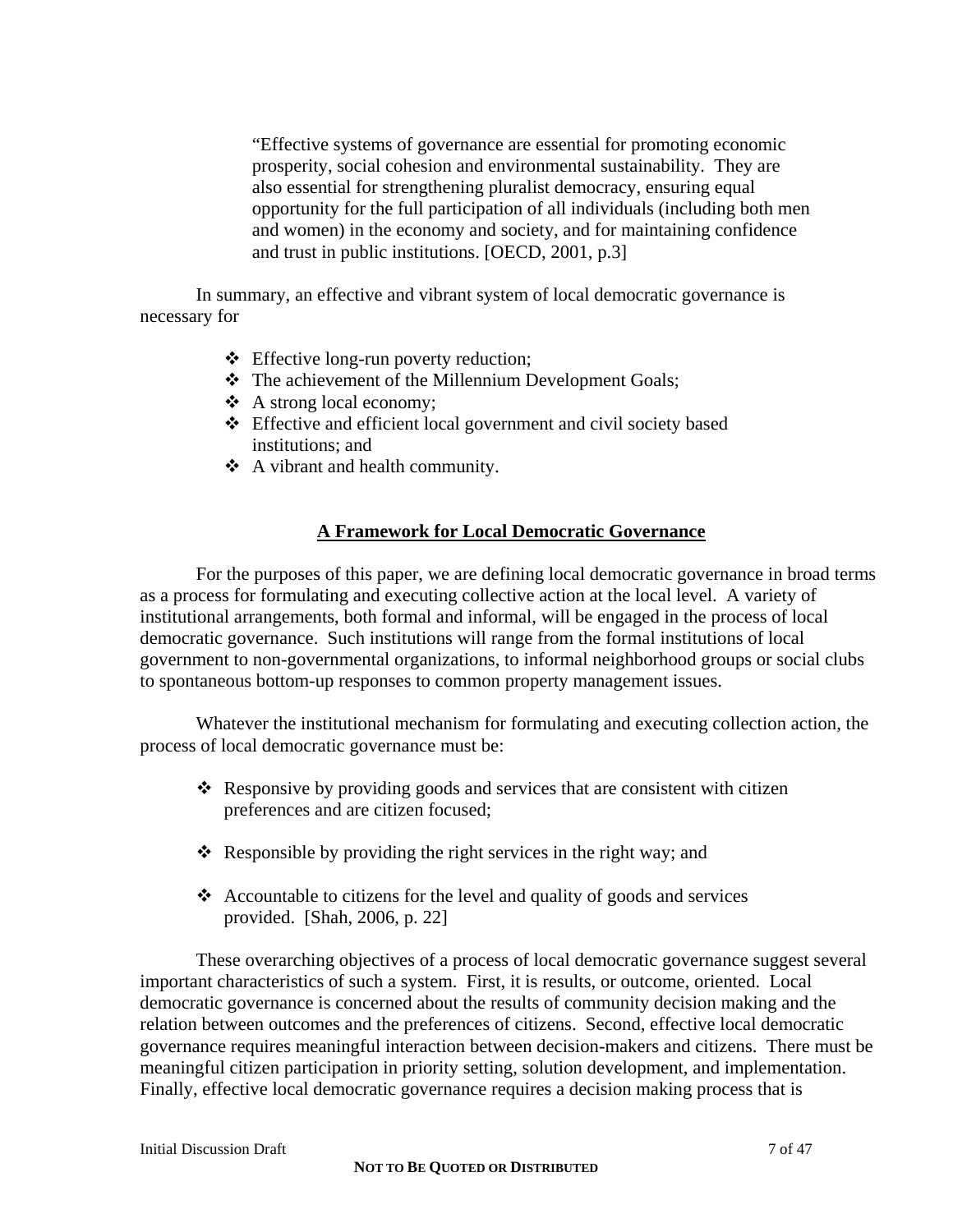> "Effective systems of governance are essential for promoting economic prosperity, social cohesion and environmental sustainability. They are also essential for strengthening pluralist democracy, ensuring equal opportunity for the full participation of all individuals (including both men and women) in the economy and society, and for maintaining confidence and trust in public institutions. [OECD, 2001, p.3]

In summary, an effective and vibrant system of local democratic governance is necessary for

- Effective long-run poverty reduction;
- The achievement of the Millennium Development Goals;
- A strong local economy;
- Effective and efficient local government and civil society based institutions; and
- A vibrant and health community.

## A Framework for Local Democratic Governance

For the purposes of this paper, we are defining local democratic governance in broad terms as a process for formulating and executing collective action at the local level. A variety of institutional arrangements, both formal and informal, will be engaged in the process of local democratic governance. Such institutions will range from the formal institutions of local government to non-governmental organizations, to informal neighborhood groups or social clubs to spontaneous bottom-up responses to common property management issues.

Whatever the institutional mechanism for formulating and executing collection action, the process of local democratic governance must be:

- Responsive by providing goods and services that are consistent with citizen preferences and are citizen focused;
- Responsible by providing the right services in the right way; and
- Accountable to citizens for the level and quality of goods and services provided. [Shah, 2006, p. 22]

These overarching objectives of a process of local democratic governance suggest several important characteristics of such a system. First, it is results, or outcome, oriented. Local democratic governance is concerned about the results of community decision making and the relation between outcomes and the preferences of citizens. Second, effective local democratic governance requires meaningful interaction between decision-makers and citizens. There must be meaningful citizen participation in priority setting, solution development, and implementation. Finally, effective local democratic governance requires a decision making process that is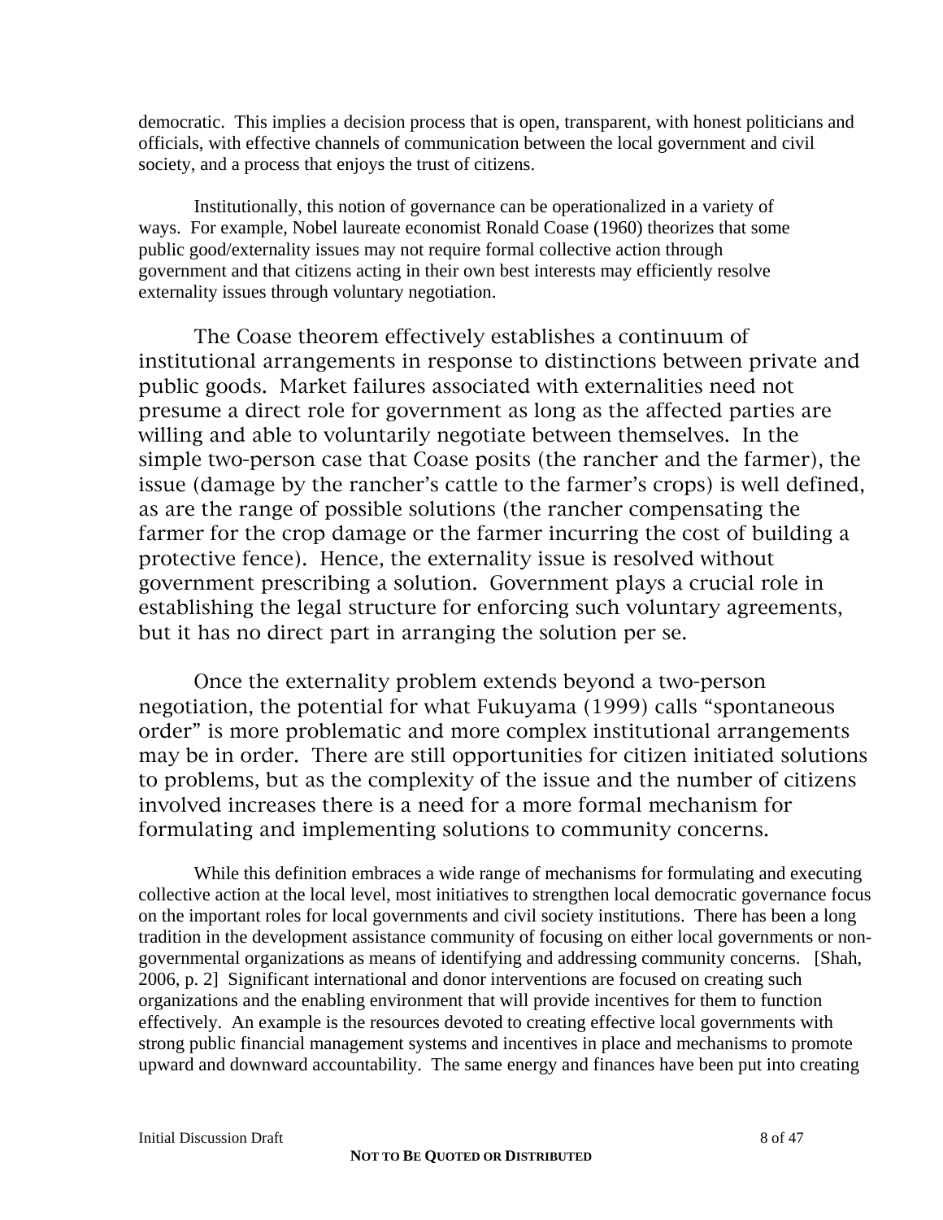democratic. This implies a decision process that is open, transparent, with honest politicians and officials, with effective channels of communication between the local government and civil society, and a process that enjoys the trust of citizens.

Institutionally, this notion of governance can be operationalized in a variety of ways. For example, Nobel laureate economist Ronald Coase (1960) theorizes that some public good/externality issues may not require formal collective action through government and that citizens acting in their own best interests may efficiently resolve externality issues through voluntary negotiation.

The Coase theorem effectively establishes a continuum of institutional arrangements in response to distinctions between private and public goods. Market failures associated with externalities need not presume a direct role for government as long as the affected parties are willing and able to voluntarily negotiate between themselves. In the simple two-person case that Coase posits (the rancher and the farmer), the issue (damage by the rancher's cattle to the farmer's crops) is well defined, as are the range of possible solutions (the rancher compensating the farmer for the crop damage or the farmer incurring the cost of building a protective fence). Hence, the externality issue is resolved without government prescribing a solution. Government plays a crucial role in establishing the legal structure for enforcing such voluntary agreements, but it has no direct part in arranging the solution per se.

Once the externality problem extends beyond a two-person negotiation, the potential for what Fukuyama (1999) calls "spontaneous order" is more problematic and more complex institutional arrangements may be in order. There are still opportunities for citizen initiated solutions to problems, but as the complexity of the issue and the number of citizens involved increases there is a need for a more formal mechanism for formulating and implementing solutions to community concerns.

While this definition embraces a wide range of mechanisms for formulating and executing collective action at the local level, most initiatives to strengthen local democratic governance focus on the important roles for local governments and civil society institutions. There has been a long tradition in the development assistance community of focusing on either local governments or non-governmental organizations as means of identifying and addressing community concerns. [Shah, 2006, p. 2] Significant international and donor interventions are focused on creating such organizations and the enabling environment that will provide incentives for them to function effectively. An example is the resources devoted to creating effective local governments with strong public financial management systems and incentives in place and mechanisms to promote upward and downward accountability. The same energy and finances have been put into creating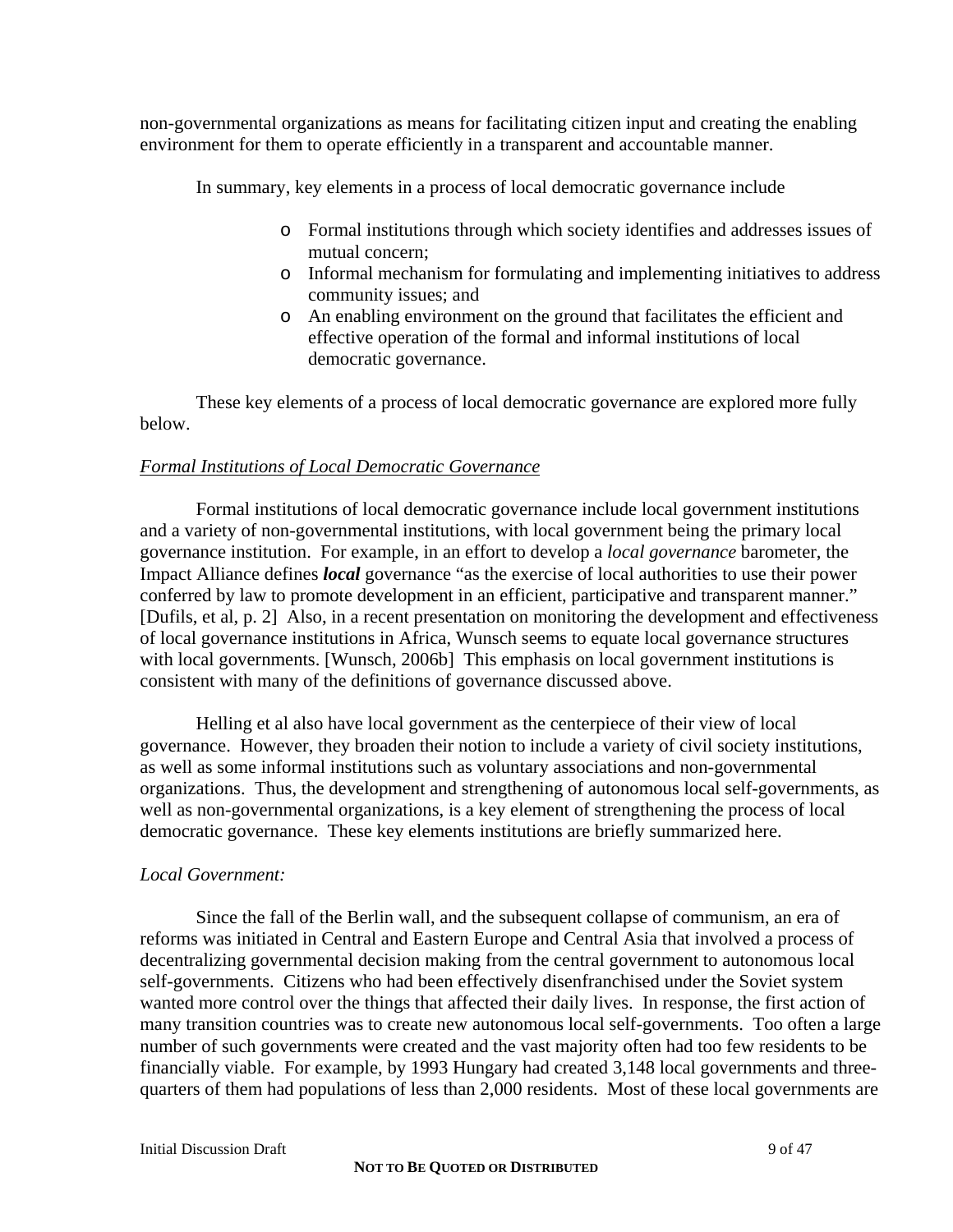non-governmental organizations as means for facilitating citizen input and creating the enabling environment for them to operate efficiently in a transparent and accountable manner.

In summary, key elements in a process of local democratic governance include

- Formal institutions through which society identifies and addresses issues of mutual concern;
- Informal mechanism for formulating and implementing initiatives to address community issues; and
- An enabling environment on the ground that facilitates the efficient and effective operation of the formal and informal institutions of local democratic governance.

These key elements of a process of local democratic governance are explored more fully below.

*<u>Formal Institutions of Local Democratic Governance</u>*

Formal institutions of local democratic governance include local government institutions and a variety of non-governmental institutions, with local government being the primary local governance institution. For example, in an effort to develop a *local governance* barometer, the Impact Alliance defines ***local*** governance "as the exercise of local authorities to use their power conferred by law to promote development in an efficient, participative and transparent manner." [Dufils, et al, p. 2] Also, in a recent presentation on monitoring the development and effectiveness of local governance institutions in Africa, Wunsch seems to equate local governance structures with local governments. [Wunsch, 2006b] This emphasis on local government institutions is consistent with many of the definitions of governance discussed above.

Helling et al also have local government as the centerpiece of their view of local governance. However, they broaden their notion to include a variety of civil society institutions, as well as some informal institutions such as voluntary associations and non-governmental organizations. Thus, the development and strengthening of autonomous local self-governments, as well as non-governmental organizations, is a key element of strengthening the process of local democratic governance. These key elements institutions are briefly summarized here.

*Local Government:*

Since the fall of the Berlin wall, and the subsequent collapse of communism, an era of reforms was initiated in Central and Eastern Europe and Central Asia that involved a process of decentralizing governmental decision making from the central government to autonomous local self-governments. Citizens who had been effectively disenfranchised under the Soviet system wanted more control over the things that affected their daily lives. In response, the first action of many transition countries was to create new autonomous local self-governments. Too often a large number of such governments were created and the vast majority often had too few residents to be financially viable. For example, by 1993 Hungary had created 3,148 local governments and three-quarters of them had populations of less than 2,000 residents. Most of these local governments are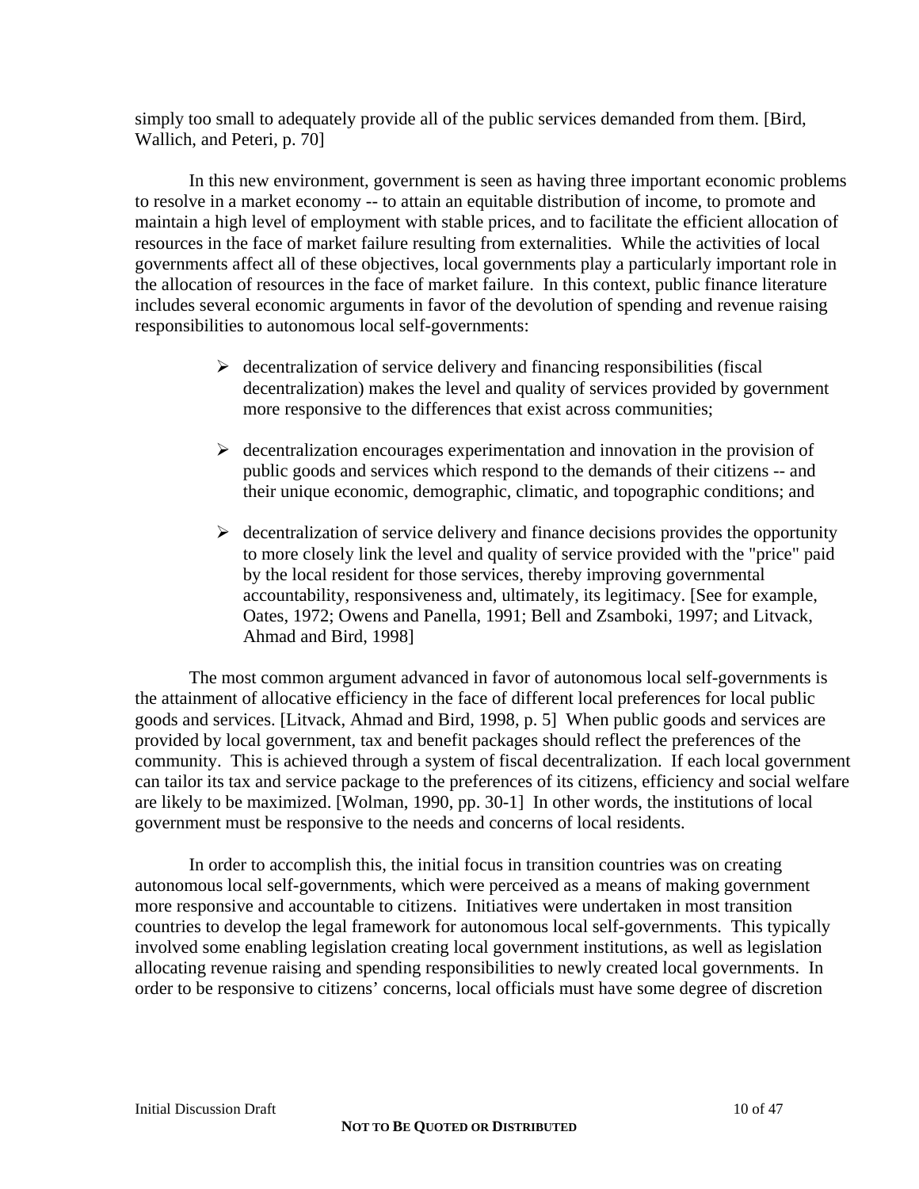simply too small to adequately provide all of the public services demanded from them. [Bird, Wallich, and Peteri, p. 70]

In this new environment, government is seen as having three important economic problems to resolve in a market economy -- to attain an equitable distribution of income, to promote and maintain a high level of employment with stable prices, and to facilitate the efficient allocation of resources in the face of market failure resulting from externalities. While the activities of local governments affect all of these objectives, local governments play a particularly important role in the allocation of resources in the face of market failure. In this context, public finance literature includes several economic arguments in favor of the devolution of spending and revenue raising responsibilities to autonomous local self-governments:

- decentralization of service delivery and financing responsibilities (fiscal decentralization) makes the level and quality of services provided by government more responsive to the differences that exist across communities;
- decentralization encourages experimentation and innovation in the provision of public goods and services which respond to the demands of their citizens -- and their unique economic, demographic, climatic, and topographic conditions; and
- decentralization of service delivery and finance decisions provides the opportunity to more closely link the level and quality of service provided with the "price" paid by the local resident for those services, thereby improving governmental accountability, responsiveness and, ultimately, its legitimacy. [See for example, Oates, 1972; Owens and Panella, 1991; Bell and Zsamboki, 1997; and Litvack, Ahmad and Bird, 1998]

The most common argument advanced in favor of autonomous local self-governments is the attainment of allocative efficiency in the face of different local preferences for local public goods and services. [Litvack, Ahmad and Bird, 1998, p. 5] When public goods and services are provided by local government, tax and benefit packages should reflect the preferences of the community. This is achieved through a system of fiscal decentralization. If each local government can tailor its tax and service package to the preferences of its citizens, efficiency and social welfare are likely to be maximized. [Wolman, 1990, pp. 30-1] In other words, the institutions of local government must be responsive to the needs and concerns of local residents.

In order to accomplish this, the initial focus in transition countries was on creating autonomous local self-governments, which were perceived as a means of making government more responsive and accountable to citizens. Initiatives were undertaken in most transition countries to develop the legal framework for autonomous local self-governments. This typically involved some enabling legislation creating local government institutions, as well as legislation allocating revenue raising and spending responsibilities to newly created local governments. In order to be responsive to citizens' concerns, local officials must have some degree of discretion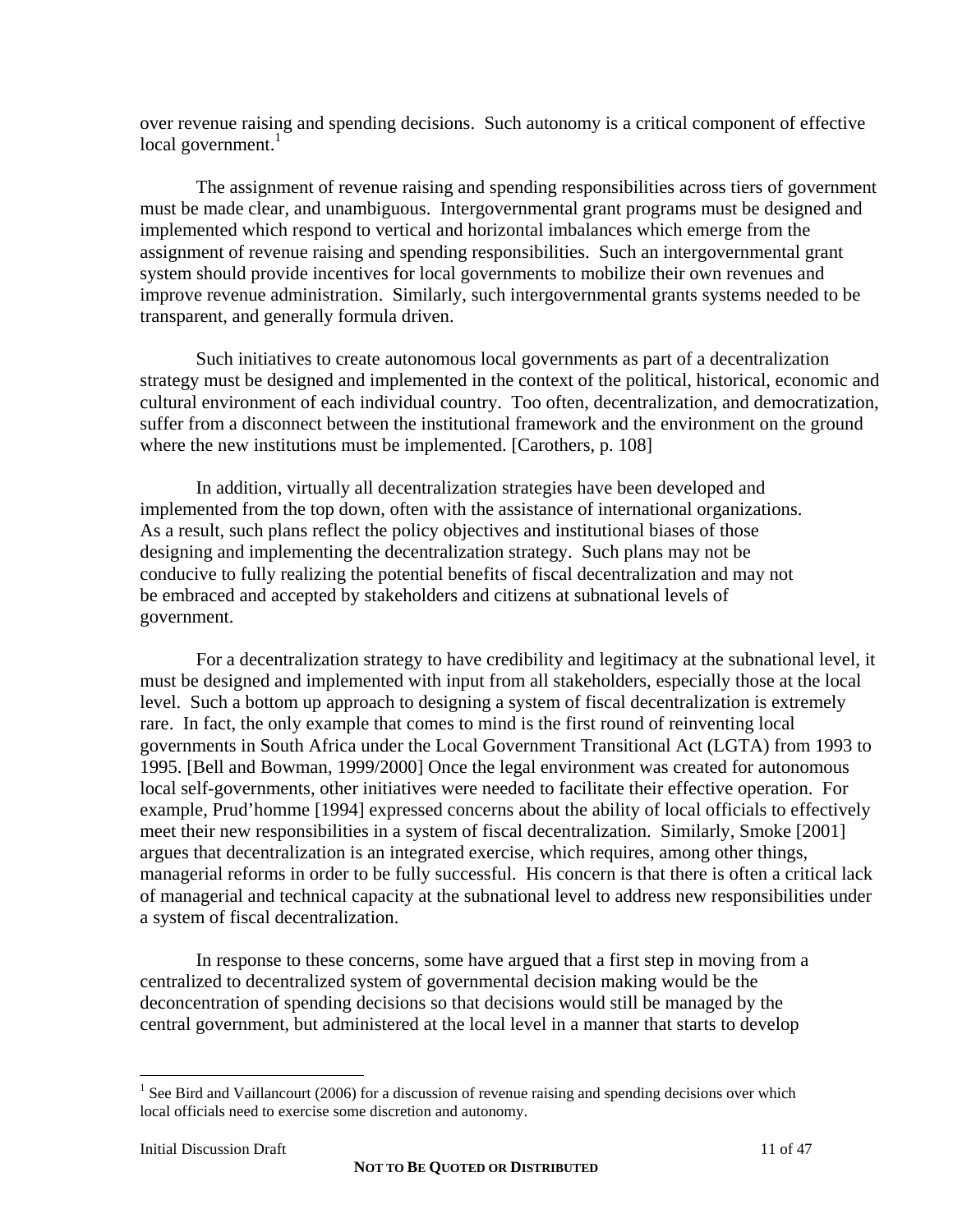over revenue raising and spending decisions. Such autonomy is a critical component of effective local government.[1]

The assignment of revenue raising and spending responsibilities across tiers of government must be made clear, and unambiguous. Intergovernmental grant programs must be designed and implemented which respond to vertical and horizontal imbalances which emerge from the assignment of revenue raising and spending responsibilities. Such an intergovernmental grant system should provide incentives for local governments to mobilize their own revenues and improve revenue administration. Similarly, such intergovernmental grants systems needed to be transparent, and generally formula driven.

Such initiatives to create autonomous local governments as part of a decentralization strategy must be designed and implemented in the context of the political, historical, economic and cultural environment of each individual country. Too often, decentralization, and democratization, suffer from a disconnect between the institutional framework and the environment on the ground where the new institutions must be implemented. [Carothers, p. 108]

In addition, virtually all decentralization strategies have been developed and implemented from the top down, often with the assistance of international organizations. As a result, such plans reflect the policy objectives and institutional biases of those designing and implementing the decentralization strategy. Such plans may not be conducive to fully realizing the potential benefits of fiscal decentralization and may not be embraced and accepted by stakeholders and citizens at subnational levels of government.

For a decentralization strategy to have credibility and legitimacy at the subnational level, it must be designed and implemented with input from all stakeholders, especially those at the local level. Such a bottom up approach to designing a system of fiscal decentralization is extremely rare. In fact, the only example that comes to mind is the first round of reinventing local governments in South Africa under the Local Government Transitional Act (LGTA) from 1993 to 1995. [Bell and Bowman, 1999/2000] Once the legal environment was created for autonomous local self-governments, other initiatives were needed to facilitate their effective operation. For example, Prud'homme [1994] expressed concerns about the ability of local officials to effectively meet their new responsibilities in a system of fiscal decentralization. Similarly, Smoke [2001] argues that decentralization is an integrated exercise, which requires, among other things, managerial reforms in order to be fully successful. His concern is that there is often a critical lack of managerial and technical capacity at the subnational level to address new responsibilities under a system of fiscal decentralization.

In response to these concerns, some have argued that a first step in moving from a centralized to decentralized system of governmental decision making would be the deconcentration of spending decisions so that decisions would still be managed by the central government, but administered at the local level in a manner that starts to develop

---

[1] See Bird and Vaillancourt (2006) for a discussion of revenue raising and spending decisions over which local officials need to exercise some discretion and autonomy.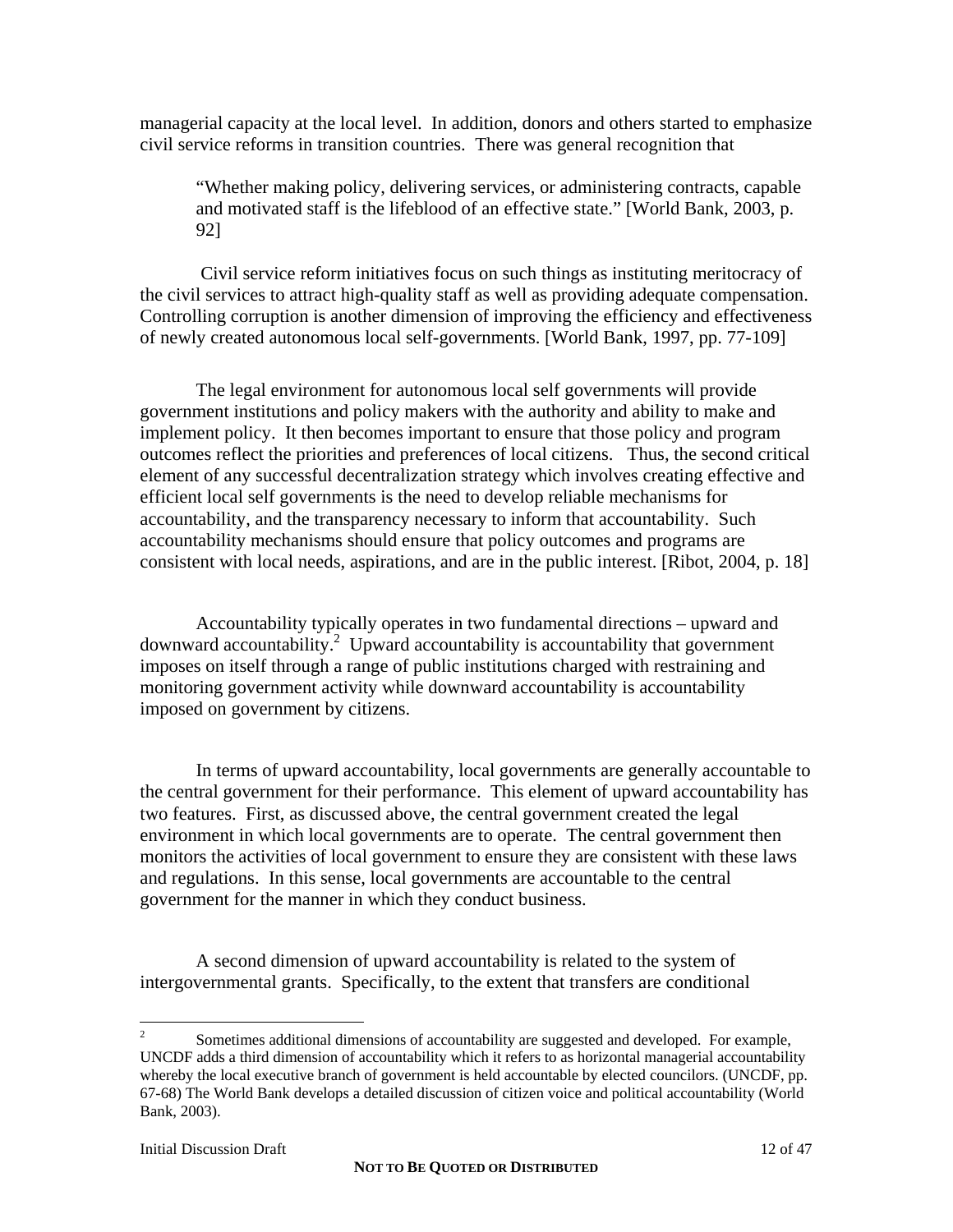managerial capacity at the local level. In addition, donors and others started to emphasize civil service reforms in transition countries. There was general recognition that

> "Whether making policy, delivering services, or administering contracts, capable and motivated staff is the lifeblood of an effective state." [World Bank, 2003, p. 92]

Civil service reform initiatives focus on such things as instituting meritocracy of the civil services to attract high-quality staff as well as providing adequate compensation. Controlling corruption is another dimension of improving the efficiency and effectiveness of newly created autonomous local self-governments. [World Bank, 1997, pp. 77-109]

The legal environment for autonomous local self governments will provide government institutions and policy makers with the authority and ability to make and implement policy. It then becomes important to ensure that those policy and program outcomes reflect the priorities and preferences of local citizens. Thus, the second critical element of any successful decentralization strategy which involves creating effective and efficient local self governments is the need to develop reliable mechanisms for accountability, and the transparency necessary to inform that accountability. Such accountability mechanisms should ensure that policy outcomes and programs are consistent with local needs, aspirations, and are in the public interest. [Ribot, 2004, p. 18]

Accountability typically operates in two fundamental directions – upward and downward accountability.[2] Upward accountability is accountability that government imposes on itself through a range of public institutions charged with restraining and monitoring government activity while downward accountability is accountability imposed on government by citizens.

In terms of upward accountability, local governments are generally accountable to the central government for their performance. This element of upward accountability has two features. First, as discussed above, the central government created the legal environment in which local governments are to operate. The central government then monitors the activities of local government to ensure they are consistent with these laws and regulations. In this sense, local governments are accountable to the central government for the manner in which they conduct business.

A second dimension of upward accountability is related to the system of intergovernmental grants. Specifically, to the extent that transfers are conditional

[2] Sometimes additional dimensions of accountability are suggested and developed. For example, UNCDF adds a third dimension of accountability which it refers to as horizontal managerial accountability whereby the local executive branch of government is held accountable by elected councilors. (UNCDF, pp. 67-68) The World Bank develops a detailed discussion of citizen voice and political accountability (World Bank, 2003).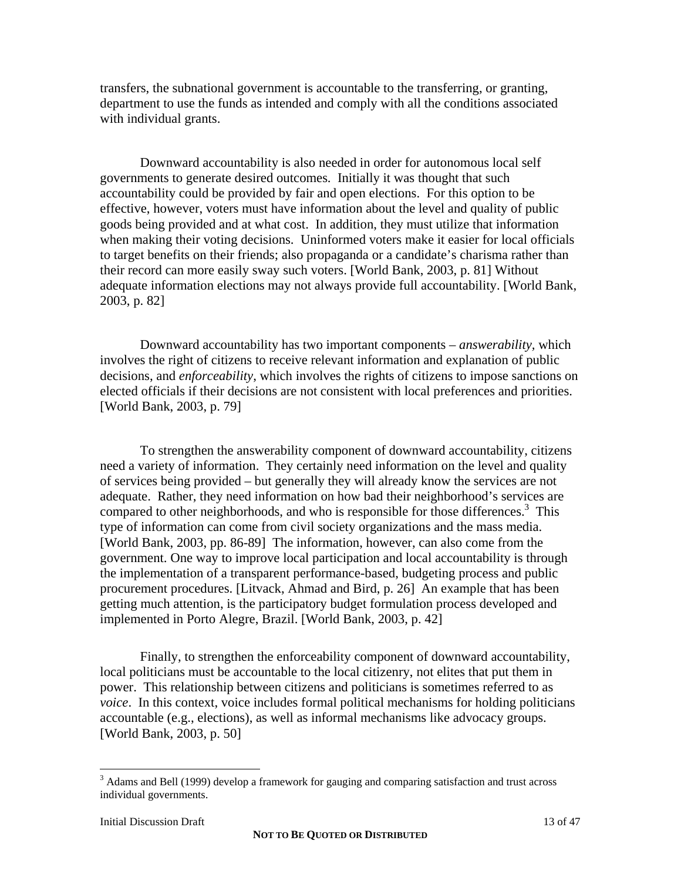transfers, the subnational government is accountable to the transferring, or granting, department to use the funds as intended and comply with all the conditions associated with individual grants.

Downward accountability is also needed in order for autonomous local self governments to generate desired outcomes. Initially it was thought that such accountability could be provided by fair and open elections. For this option to be effective, however, voters must have information about the level and quality of public goods being provided and at what cost. In addition, they must utilize that information when making their voting decisions. Uninformed voters make it easier for local officials to target benefits on their friends; also propaganda or a candidate's charisma rather than their record can more easily sway such voters. [World Bank, 2003, p. 81] Without adequate information elections may not always provide full accountability. [World Bank, 2003, p. 82]

Downward accountability has two important components – *answerability*, which involves the right of citizens to receive relevant information and explanation of public decisions, and *enforceability*, which involves the rights of citizens to impose sanctions on elected officials if their decisions are not consistent with local preferences and priorities. [World Bank, 2003, p. 79]

To strengthen the answerability component of downward accountability, citizens need a variety of information. They certainly need information on the level and quality of services being provided – but generally they will already know the services are not adequate. Rather, they need information on how bad their neighborhood's services are compared to other neighborhoods, and who is responsible for those differences.[3] This type of information can come from civil society organizations and the mass media. [World Bank, 2003, pp. 86-89] The information, however, can also come from the government. One way to improve local participation and local accountability is through the implementation of a transparent performance-based, budgeting process and public procurement procedures. [Litvack, Ahmad and Bird, p. 26] An example that has been getting much attention, is the participatory budget formulation process developed and implemented in Porto Alegre, Brazil. [World Bank, 2003, p. 42]

Finally, to strengthen the enforceability component of downward accountability, local politicians must be accountable to the local citizenry, not elites that put them in power. This relationship between citizens and politicians is sometimes referred to as *voice*. In this context, voice includes formal political mechanisms for holding politicians accountable (e.g., elections), as well as informal mechanisms like advocacy groups. [World Bank, 2003, p. 50]

[3] Adams and Bell (1999) develop a framework for gauging and comparing satisfaction and trust across individual governments.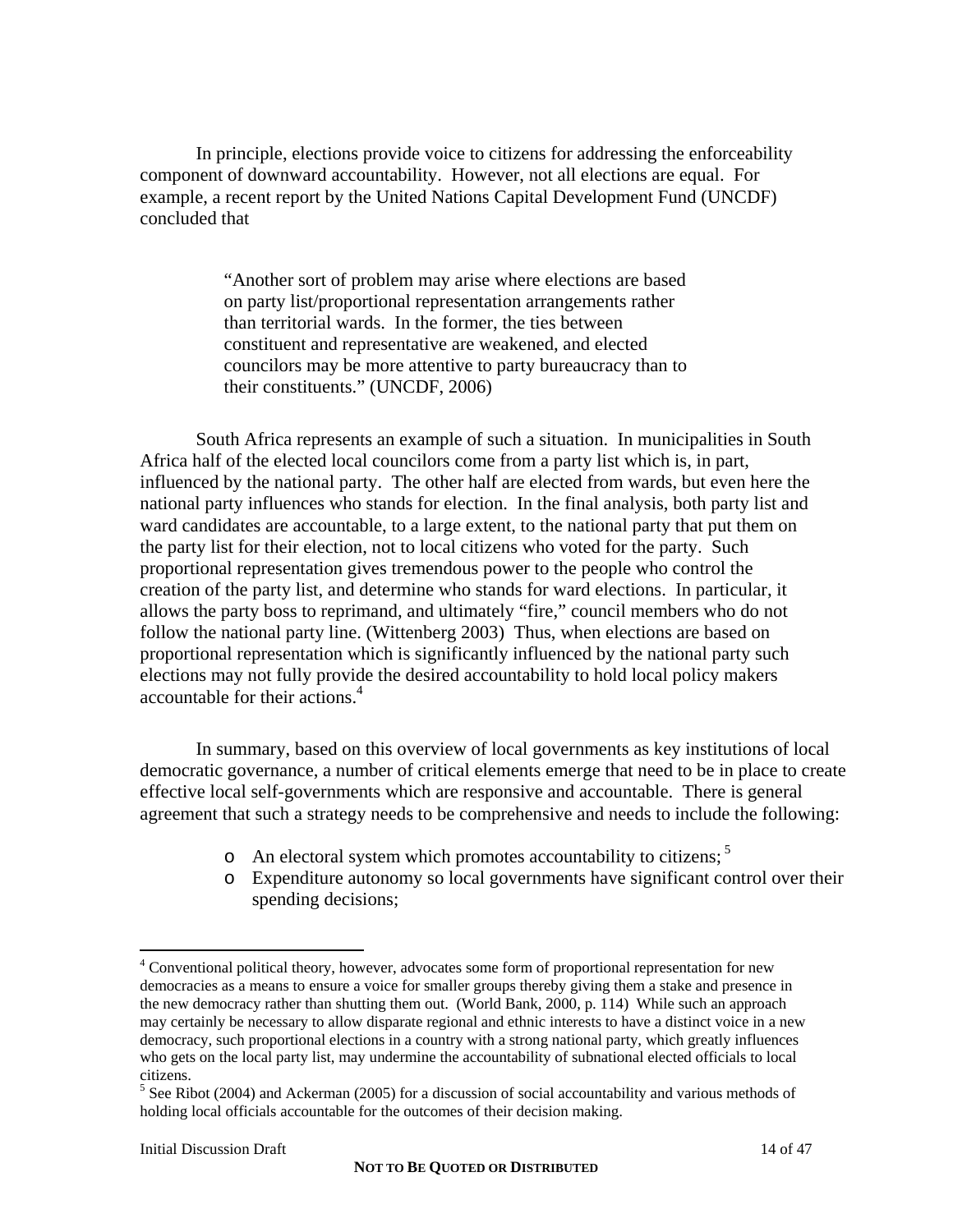In principle, elections provide voice to citizens for addressing the enforceability component of downward accountability. However, not all elections are equal. For example, a recent report by the United Nations Capital Development Fund (UNCDF) concluded that

> "Another sort of problem may arise where elections are based on party list/proportional representation arrangements rather than territorial wards. In the former, the ties between constituent and representative are weakened, and elected councilors may be more attentive to party bureaucracy than to their constituents." (UNCDF, 2006)

South Africa represents an example of such a situation. In municipalities in South Africa half of the elected local councilors come from a party list which is, in part, influenced by the national party. The other half are elected from wards, but even here the national party influences who stands for election. In the final analysis, both party list and ward candidates are accountable, to a large extent, to the national party that put them on the party list for their election, not to local citizens who voted for the party. Such proportional representation gives tremendous power to the people who control the creation of the party list, and determine who stands for ward elections. In particular, it allows the party boss to reprimand, and ultimately "fire," council members who do not follow the national party line. (Wittenberg 2003) Thus, when elections are based on proportional representation which is significantly influenced by the national party such elections may not fully provide the desired accountability to hold local policy makers accountable for their actions.[4]

In summary, based on this overview of local governments as key institutions of local democratic governance, a number of critical elements emerge that need to be in place to create effective local self-governments which are responsive and accountable. There is general agreement that such a strategy needs to be comprehensive and needs to include the following:

- An electoral system which promotes accountability to citizens; [5]
- Expenditure autonomy so local governments have significant control over their spending decisions;

---

[4] Conventional political theory, however, advocates some form of proportional representation for new democracies as a means to ensure a voice for smaller groups thereby giving them a stake and presence in the new democracy rather than shutting them out. (World Bank, 2000, p. 114) While such an approach may certainly be necessary to allow disparate regional and ethnic interests to have a distinct voice in a new democracy, such proportional elections in a country with a strong national party, which greatly influences who gets on the local party list, may undermine the accountability of subnational elected officials to local citizens.

[5] See Ribot (2004) and Ackerman (2005) for a discussion of social accountability and various methods of holding local officials accountable for the outcomes of their decision making.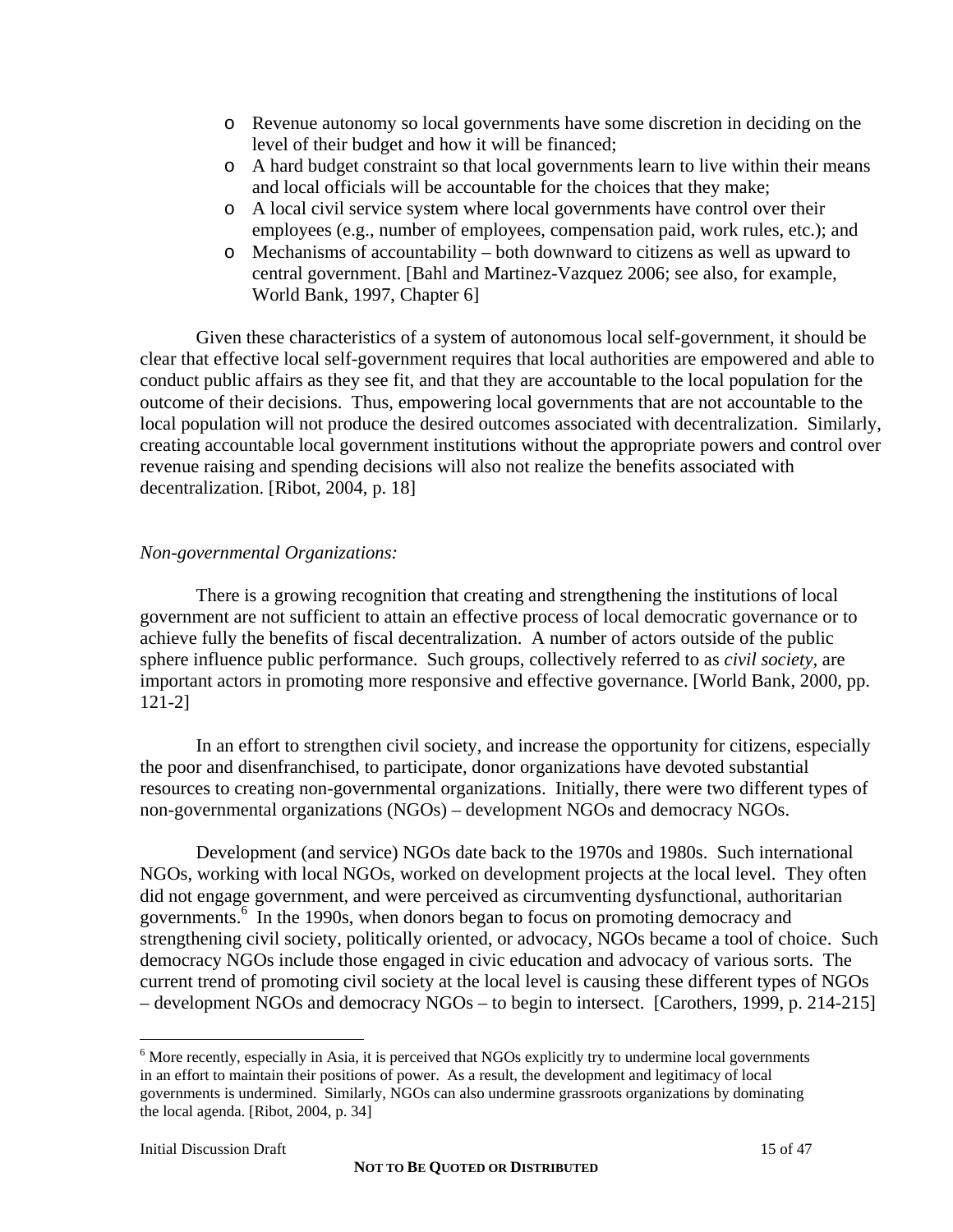- Revenue autonomy so local governments have some discretion in deciding on the level of their budget and how it will be financed;
- A hard budget constraint so that local governments learn to live within their means and local officials will be accountable for the choices that they make;
- A local civil service system where local governments have control over their employees (e.g., number of employees, compensation paid, work rules, etc.); and
- Mechanisms of accountability – both downward to citizens as well as upward to central government. [Bahl and Martinez-Vazquez 2006; see also, for example, World Bank, 1997, Chapter 6]

Given these characteristics of a system of autonomous local self-government, it should be clear that effective local self-government requires that local authorities are empowered and able to conduct public affairs as they see fit, and that they are accountable to the local population for the outcome of their decisions. Thus, empowering local governments that are not accountable to the local population will not produce the desired outcomes associated with decentralization. Similarly, creating accountable local government institutions without the appropriate powers and control over revenue raising and spending decisions will also not realize the benefits associated with decentralization. [Ribot, 2004, p. 18]

*Non-governmental Organizations:*

There is a growing recognition that creating and strengthening the institutions of local government are not sufficient to attain an effective process of local democratic governance or to achieve fully the benefits of fiscal decentralization. A number of actors outside of the public sphere influence public performance. Such groups, collectively referred to as *civil society*, are important actors in promoting more responsive and effective governance. [World Bank, 2000, pp. 121-2]

In an effort to strengthen civil society, and increase the opportunity for citizens, especially the poor and disenfranchised, to participate, donor organizations have devoted substantial resources to creating non-governmental organizations. Initially, there were two different types of non-governmental organizations (NGOs) – development NGOs and democracy NGOs.

Development (and service) NGOs date back to the 1970s and 1980s. Such international NGOs, working with local NGOs, worked on development projects at the local level. They often did not engage government, and were perceived as circumventing dysfunctional, authoritarian governments.[6] In the 1990s, when donors began to focus on promoting democracy and strengthening civil society, politically oriented, or advocacy, NGOs became a tool of choice. Such democracy NGOs include those engaged in civic education and advocacy of various sorts. The current trend of promoting civil society at the local level is causing these different types of NGOs – development NGOs and democracy NGOs – to begin to intersect. [Carothers, 1999, p. 214-215]

[6] More recently, especially in Asia, it is perceived that NGOs explicitly try to undermine local governments in an effort to maintain their positions of power. As a result, the development and legitimacy of local governments is undermined. Similarly, NGOs can also undermine grassroots organizations by dominating the local agenda. [Ribot, 2004, p. 34]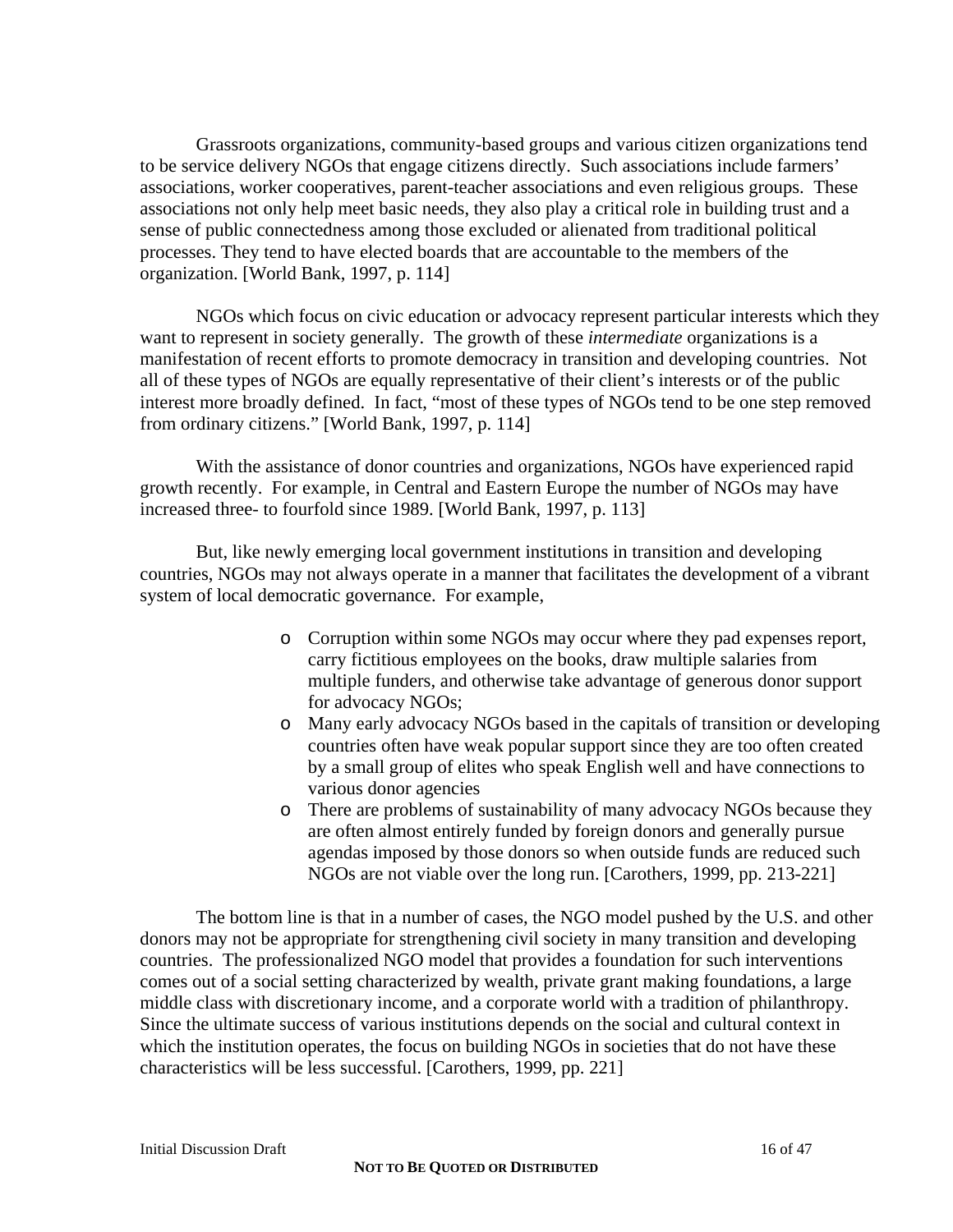Grassroots organizations, community-based groups and various citizen organizations tend to be service delivery NGOs that engage citizens directly. Such associations include farmers' associations, worker cooperatives, parent-teacher associations and even religious groups. These associations not only help meet basic needs, they also play a critical role in building trust and a sense of public connectedness among those excluded or alienated from traditional political processes. They tend to have elected boards that are accountable to the members of the organization. [World Bank, 1997, p. 114]

NGOs which focus on civic education or advocacy represent particular interests which they want to represent in society generally. The growth of these *intermediate* organizations is a manifestation of recent efforts to promote democracy in transition and developing countries. Not all of these types of NGOs are equally representative of their client's interests or of the public interest more broadly defined. In fact, "most of these types of NGOs tend to be one step removed from ordinary citizens." [World Bank, 1997, p. 114]

With the assistance of donor countries and organizations, NGOs have experienced rapid growth recently. For example, in Central and Eastern Europe the number of NGOs may have increased three- to fourfold since 1989. [World Bank, 1997, p. 113]

But, like newly emerging local government institutions in transition and developing countries, NGOs may not always operate in a manner that facilitates the development of a vibrant system of local democratic governance. For example,

- Corruption within some NGOs may occur where they pad expenses report, carry fictitious employees on the books, draw multiple salaries from multiple funders, and otherwise take advantage of generous donor support for advocacy NGOs;
- Many early advocacy NGOs based in the capitals of transition or developing countries often have weak popular support since they are too often created by a small group of elites who speak English well and have connections to various donor agencies
- There are problems of sustainability of many advocacy NGOs because they are often almost entirely funded by foreign donors and generally pursue agendas imposed by those donors so when outside funds are reduced such NGOs are not viable over the long run. [Carothers, 1999, pp. 213-221]

The bottom line is that in a number of cases, the NGO model pushed by the U.S. and other donors may not be appropriate for strengthening civil society in many transition and developing countries. The professionalized NGO model that provides a foundation for such interventions comes out of a social setting characterized by wealth, private grant making foundations, a large middle class with discretionary income, and a corporate world with a tradition of philanthropy. Since the ultimate success of various institutions depends on the social and cultural context in which the institution operates, the focus on building NGOs in societies that do not have these characteristics will be less successful. [Carothers, 1999, pp. 221]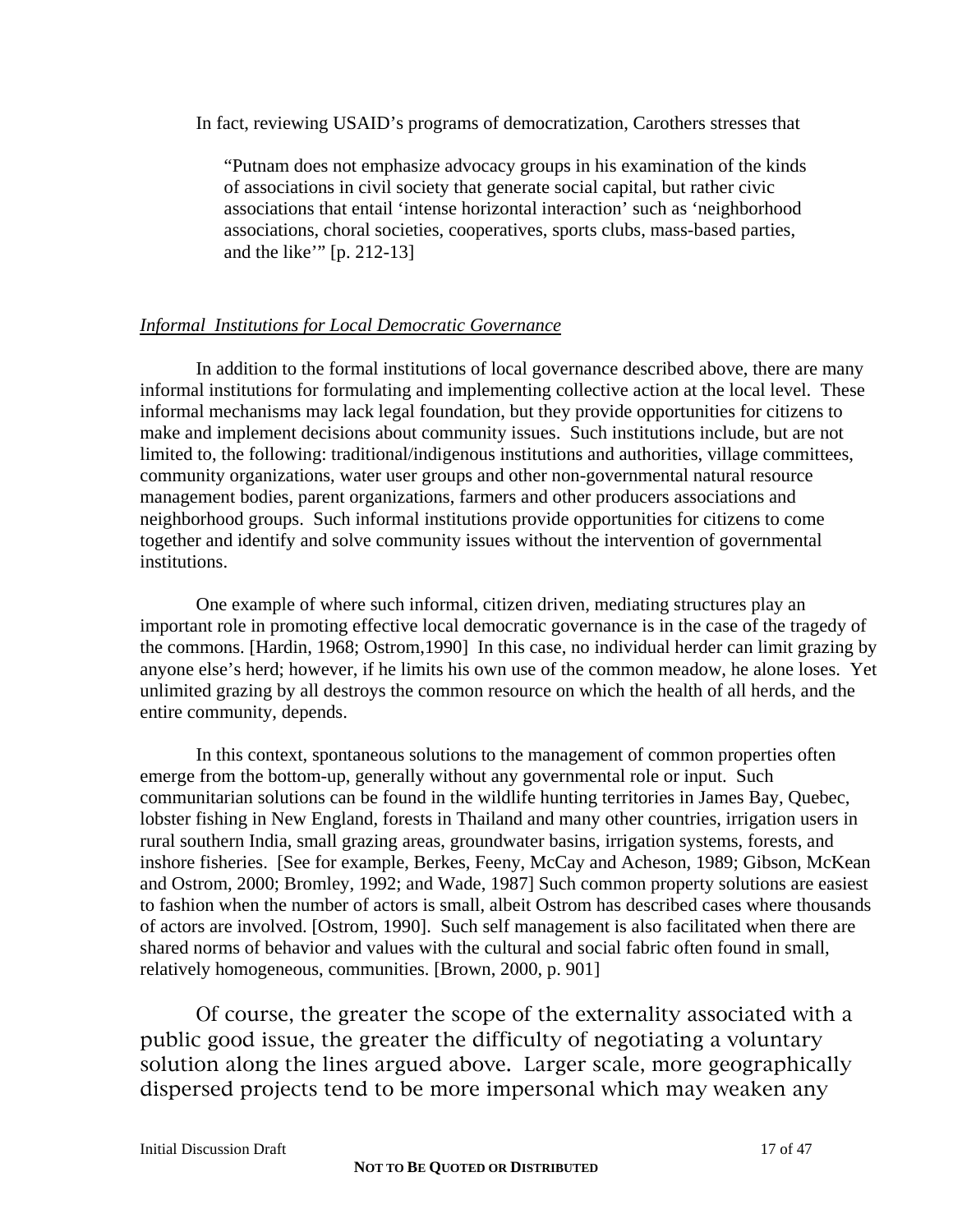In fact, reviewing USAID's programs of democratization, Carothers stresses that

> "Putnam does not emphasize advocacy groups in his examination of the kinds of associations in civil society that generate social capital, but rather civic associations that entail 'intense horizontal interaction' such as 'neighborhood associations, choral societies, cooperatives, sports clubs, mass-based parties, and the like'" [p. 212-13]

*Informal Institutions for Local Democratic Governance*

In addition to the formal institutions of local governance described above, there are many informal institutions for formulating and implementing collective action at the local level. These informal mechanisms may lack legal foundation, but they provide opportunities for citizens to make and implement decisions about community issues. Such institutions include, but are not limited to, the following: traditional/indigenous institutions and authorities, village committees, community organizations, water user groups and other non-governmental natural resource management bodies, parent organizations, farmers and other producers associations and neighborhood groups. Such informal institutions provide opportunities for citizens to come together and identify and solve community issues without the intervention of governmental institutions.

One example of where such informal, citizen driven, mediating structures play an important role in promoting effective local democratic governance is in the case of the tragedy of the commons. [Hardin, 1968; Ostrom,1990] In this case, no individual herder can limit grazing by anyone else's herd; however, if he limits his own use of the common meadow, he alone loses. Yet unlimited grazing by all destroys the common resource on which the health of all herds, and the entire community, depends.

In this context, spontaneous solutions to the management of common properties often emerge from the bottom-up, generally without any governmental role or input. Such communitarian solutions can be found in the wildlife hunting territories in James Bay, Quebec, lobster fishing in New England, forests in Thailand and many other countries, irrigation users in rural southern India, small grazing areas, groundwater basins, irrigation systems, forests, and inshore fisheries. [See for example, Berkes, Feeny, McCay and Acheson, 1989; Gibson, McKean and Ostrom, 2000; Bromley, 1992; and Wade, 1987] Such common property solutions are easiest to fashion when the number of actors is small, albeit Ostrom has described cases where thousands of actors are involved. [Ostrom, 1990]. Such self management is also facilitated when there are shared norms of behavior and values with the cultural and social fabric often found in small, relatively homogeneous, communities. [Brown, 2000, p. 901]

Of course, the greater the scope of the externality associated with a public good issue, the greater the difficulty of negotiating a voluntary solution along the lines argued above. Larger scale, more geographically dispersed projects tend to be more impersonal which may weaken any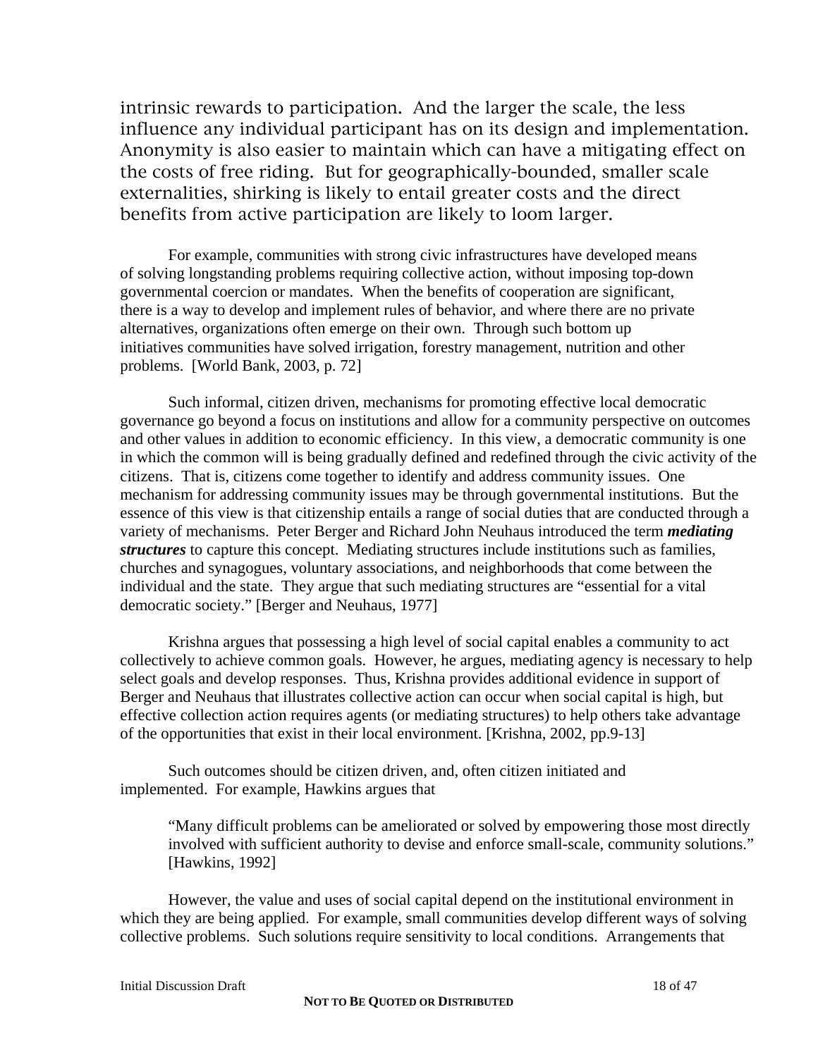intrinsic rewards to participation. And the larger the scale, the less influence any individual participant has on its design and implementation. Anonymity is also easier to maintain which can have a mitigating effect on the costs of free riding. But for geographically-bounded, smaller scale externalities, shirking is likely to entail greater costs and the direct benefits from active participation are likely to loom larger.

For example, communities with strong civic infrastructures have developed means of solving longstanding problems requiring collective action, without imposing top-down governmental coercion or mandates. When the benefits of cooperation are significant, there is a way to develop and implement rules of behavior, and where there are no private alternatives, organizations often emerge on their own. Through such bottom up initiatives communities have solved irrigation, forestry management, nutrition and other problems. [World Bank, 2003, p. 72]

Such informal, citizen driven, mechanisms for promoting effective local democratic governance go beyond a focus on institutions and allow for a community perspective on outcomes and other values in addition to economic efficiency. In this view, a democratic community is one in which the common will is being gradually defined and redefined through the civic activity of the citizens. That is, citizens come together to identify and address community issues. One mechanism for addressing community issues may be through governmental institutions. But the essence of this view is that citizenship entails a range of social duties that are conducted through a variety of mechanisms. Peter Berger and Richard John Neuhaus introduced the term ***mediating structures*** to capture this concept. Mediating structures include institutions such as families, churches and synagogues, voluntary associations, and neighborhoods that come between the individual and the state. They argue that such mediating structures are "essential for a vital democratic society." [Berger and Neuhaus, 1977]

Krishna argues that possessing a high level of social capital enables a community to act collectively to achieve common goals. However, he argues, mediating agency is necessary to help select goals and develop responses. Thus, Krishna provides additional evidence in support of Berger and Neuhaus that illustrates collective action can occur when social capital is high, but effective collection action requires agents (or mediating structures) to help others take advantage of the opportunities that exist in their local environment. [Krishna, 2002, pp.9-13]

Such outcomes should be citizen driven, and, often citizen initiated and implemented. For example, Hawkins argues that

> "Many difficult problems can be ameliorated or solved by empowering those most directly involved with sufficient authority to devise and enforce small-scale, community solutions." [Hawkins, 1992]

However, the value and uses of social capital depend on the institutional environment in which they are being applied. For example, small communities develop different ways of solving collective problems. Such solutions require sensitivity to local conditions. Arrangements that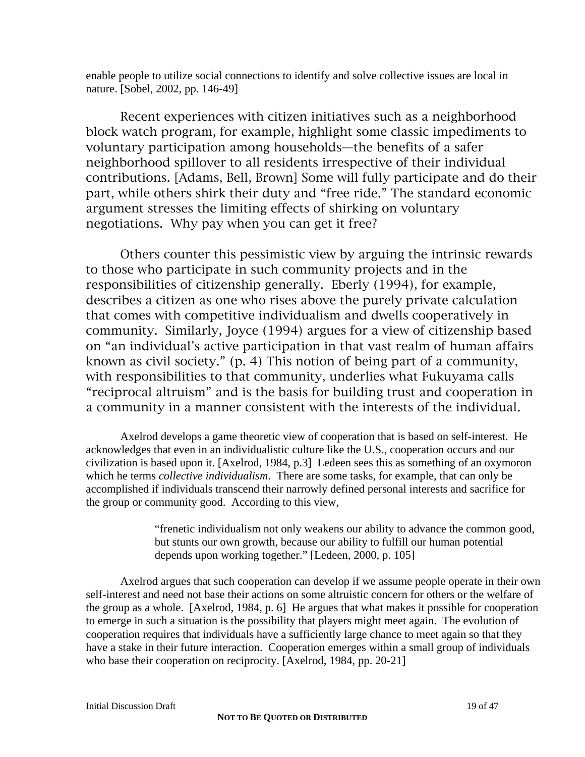enable people to utilize social connections to identify and solve collective issues are local in nature. [Sobel, 2002, pp. 146-49]

Recent experiences with citizen initiatives such as a neighborhood block watch program, for example, highlight some classic impediments to voluntary participation among households—the benefits of a safer neighborhood spillover to all residents irrespective of their individual contributions. [Adams, Bell, Brown] Some will fully participate and do their part, while others shirk their duty and "free ride." The standard economic argument stresses the limiting effects of shirking on voluntary negotiations. Why pay when you can get it free?

Others counter this pessimistic view by arguing the intrinsic rewards to those who participate in such community projects and in the responsibilities of citizenship generally. Eberly (1994), for example, describes a citizen as one who rises above the purely private calculation that comes with competitive individualism and dwells cooperatively in community. Similarly, Joyce (1994) argues for a view of citizenship based on "an individual's active participation in that vast realm of human affairs known as civil society." (p. 4) This notion of being part of a community, with responsibilities to that community, underlies what Fukuyama calls "reciprocal altruism" and is the basis for building trust and cooperation in a community in a manner consistent with the interests of the individual.

Axelrod develops a game theoretic view of cooperation that is based on self-interest. He acknowledges that even in an individualistic culture like the U.S., cooperation occurs and our civilization is based upon it. [Axelrod, 1984, p.3] Ledeen sees this as something of an oxymoron which he terms *collective individualism*. There are some tasks, for example, that can only be accomplished if individuals transcend their narrowly defined personal interests and sacrifice for the group or community good. According to this view,

> "frenetic individualism not only weakens our ability to advance the common good, but stunts our own growth, because our ability to fulfill our human potential depends upon working together." [Ledeen, 2000, p. 105]

Axelrod argues that such cooperation can develop if we assume people operate in their own self-interest and need not base their actions on some altruistic concern for others or the welfare of the group as a whole. [Axelrod, 1984, p. 6] He argues that what makes it possible for cooperation to emerge in such a situation is the possibility that players might meet again. The evolution of cooperation requires that individuals have a sufficiently large chance to meet again so that they have a stake in their future interaction. Cooperation emerges within a small group of individuals who base their cooperation on reciprocity. [Axelrod, 1984, pp. 20-21]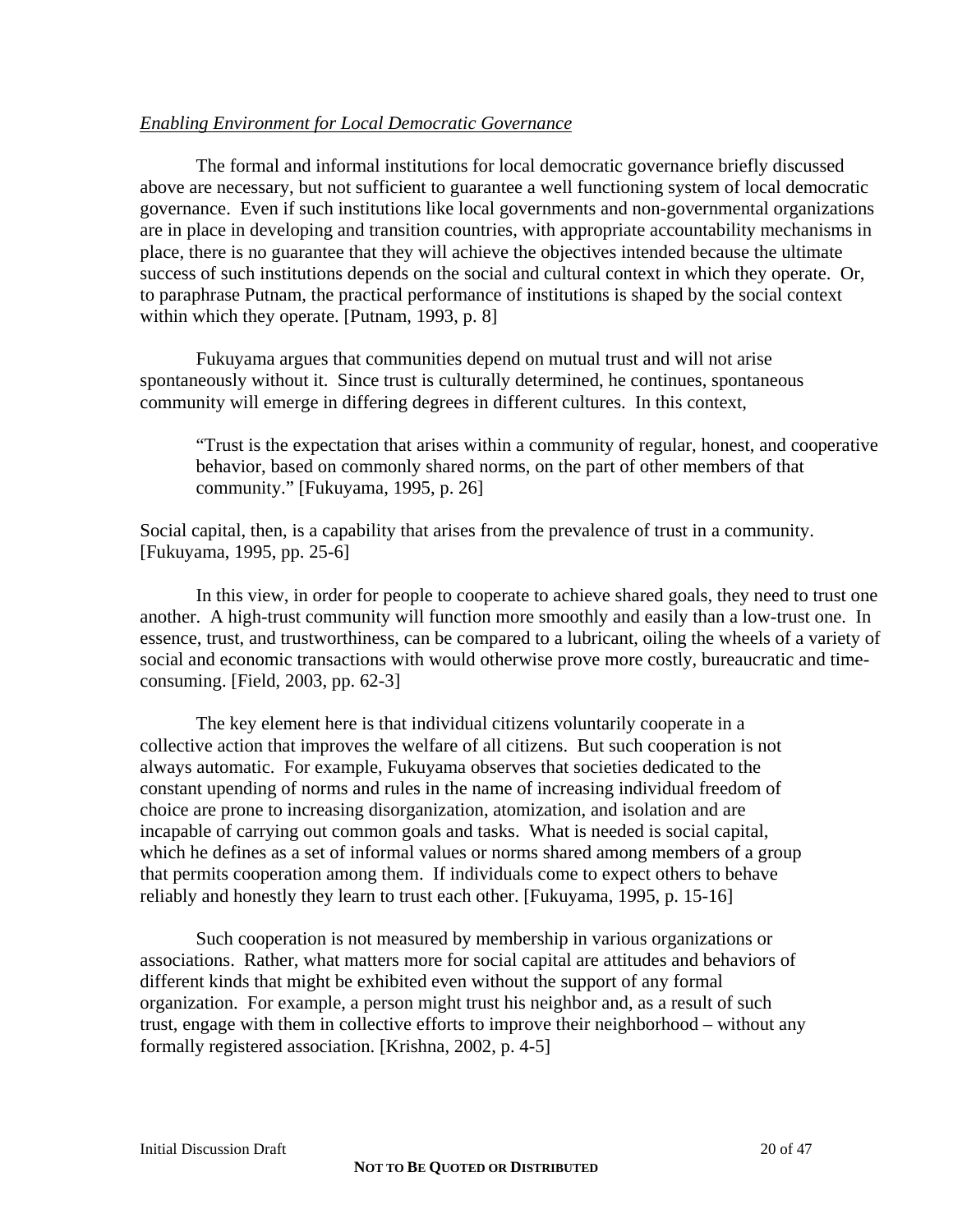*Enabling Environment for Local Democratic Governance*

The formal and informal institutions for local democratic governance briefly discussed above are necessary, but not sufficient to guarantee a well functioning system of local democratic governance. Even if such institutions like local governments and non-governmental organizations are in place in developing and transition countries, with appropriate accountability mechanisms in place, there is no guarantee that they will achieve the objectives intended because the ultimate success of such institutions depends on the social and cultural context in which they operate. Or, to paraphrase Putnam, the practical performance of institutions is shaped by the social context within which they operate. [Putnam, 1993, p. 8]

Fukuyama argues that communities depend on mutual trust and will not arise spontaneously without it. Since trust is culturally determined, he continues, spontaneous community will emerge in differing degrees in different cultures. In this context,

> "Trust is the expectation that arises within a community of regular, honest, and cooperative behavior, based on commonly shared norms, on the part of other members of that community." [Fukuyama, 1995, p. 26]

Social capital, then, is a capability that arises from the prevalence of trust in a community. [Fukuyama, 1995, pp. 25-6]

In this view, in order for people to cooperate to achieve shared goals, they need to trust one another. A high-trust community will function more smoothly and easily than a low-trust one. In essence, trust, and trustworthiness, can be compared to a lubricant, oiling the wheels of a variety of social and economic transactions with would otherwise prove more costly, bureaucratic and time-consuming. [Field, 2003, pp. 62-3]

The key element here is that individual citizens voluntarily cooperate in a collective action that improves the welfare of all citizens. But such cooperation is not always automatic. For example, Fukuyama observes that societies dedicated to the constant upending of norms and rules in the name of increasing individual freedom of choice are prone to increasing disorganization, atomization, and isolation and are incapable of carrying out common goals and tasks. What is needed is social capital, which he defines as a set of informal values or norms shared among members of a group that permits cooperation among them. If individuals come to expect others to behave reliably and honestly they learn to trust each other. [Fukuyama, 1995, p. 15-16]

Such cooperation is not measured by membership in various organizations or associations. Rather, what matters more for social capital are attitudes and behaviors of different kinds that might be exhibited even without the support of any formal organization. For example, a person might trust his neighbor and, as a result of such trust, engage with them in collective efforts to improve their neighborhood – without any formally registered association. [Krishna, 2002, p. 4-5]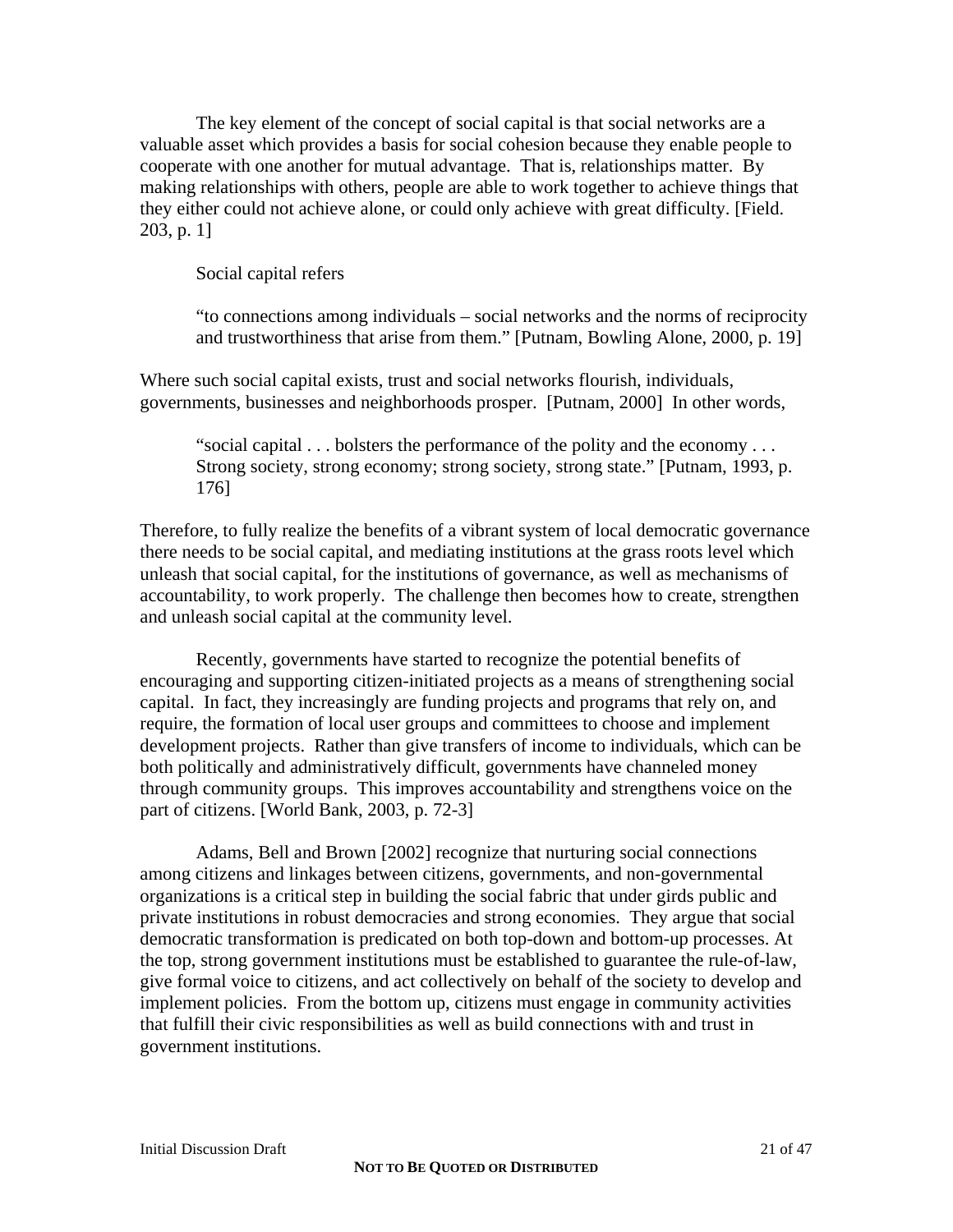The key element of the concept of social capital is that social networks are a valuable asset which provides a basis for social cohesion because they enable people to cooperate with one another for mutual advantage. That is, relationships matter. By making relationships with others, people are able to work together to achieve things that they either could not achieve alone, or could only achieve with great difficulty. [Field. 203, p. 1]

Social capital refers

> "to connections among individuals – social networks and the norms of reciprocity and trustworthiness that arise from them." [Putnam, Bowling Alone, 2000, p. 19]

Where such social capital exists, trust and social networks flourish, individuals, governments, businesses and neighborhoods prosper. [Putnam, 2000] In other words,

> "social capital . . . bolsters the performance of the polity and the economy . . . Strong society, strong economy; strong society, strong state." [Putnam, 1993, p. 176]

Therefore, to fully realize the benefits of a vibrant system of local democratic governance there needs to be social capital, and mediating institutions at the grass roots level which unleash that social capital, for the institutions of governance, as well as mechanisms of accountability, to work properly. The challenge then becomes how to create, strengthen and unleash social capital at the community level.

Recently, governments have started to recognize the potential benefits of encouraging and supporting citizen-initiated projects as a means of strengthening social capital. In fact, they increasingly are funding projects and programs that rely on, and require, the formation of local user groups and committees to choose and implement development projects. Rather than give transfers of income to individuals, which can be both politically and administratively difficult, governments have channeled money through community groups. This improves accountability and strengthens voice on the part of citizens. [World Bank, 2003, p. 72-3]

Adams, Bell and Brown [2002] recognize that nurturing social connections among citizens and linkages between citizens, governments, and non-governmental organizations is a critical step in building the social fabric that under girds public and private institutions in robust democracies and strong economies. They argue that social democratic transformation is predicated on both top-down and bottom-up processes. At the top, strong government institutions must be established to guarantee the rule-of-law, give formal voice to citizens, and act collectively on behalf of the society to develop and implement policies. From the bottom up, citizens must engage in community activities that fulfill their civic responsibilities as well as build connections with and trust in government institutions.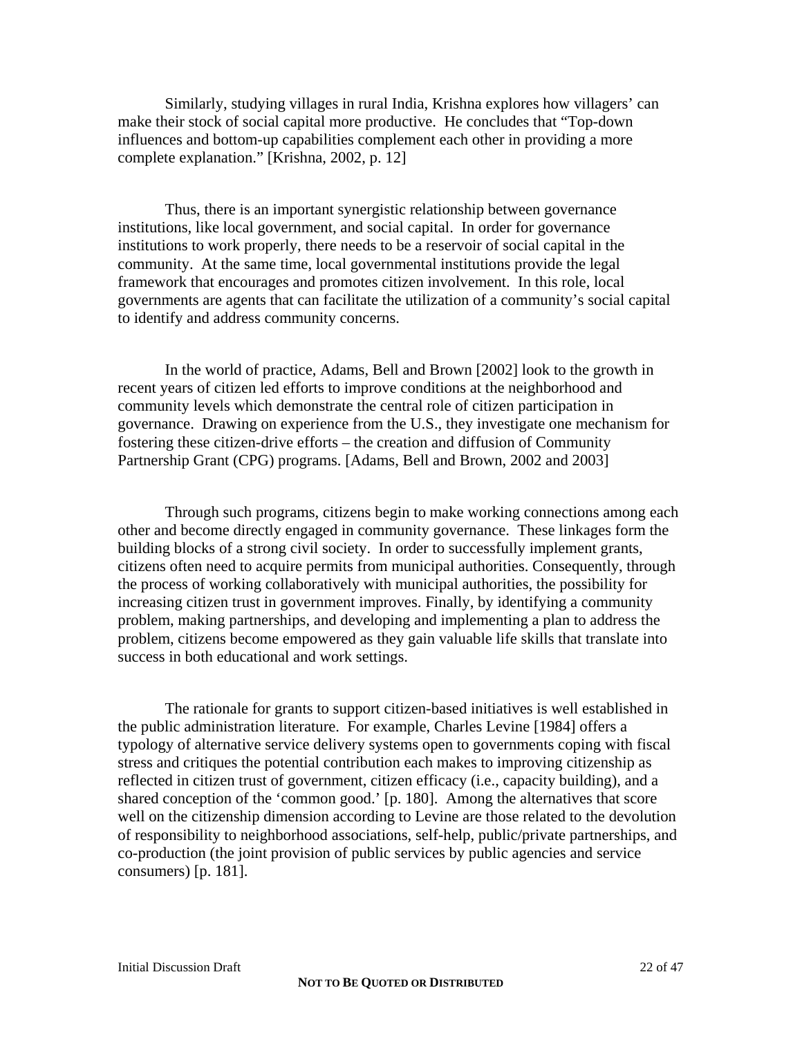Similarly, studying villages in rural India, Krishna explores how villagers' can make their stock of social capital more productive. He concludes that "Top-down influences and bottom-up capabilities complement each other in providing a more complete explanation." [Krishna, 2002, p. 12]

Thus, there is an important synergistic relationship between governance institutions, like local government, and social capital. In order for governance institutions to work properly, there needs to be a reservoir of social capital in the community. At the same time, local governmental institutions provide the legal framework that encourages and promotes citizen involvement. In this role, local governments are agents that can facilitate the utilization of a community's social capital to identify and address community concerns.

In the world of practice, Adams, Bell and Brown [2002] look to the growth in recent years of citizen led efforts to improve conditions at the neighborhood and community levels which demonstrate the central role of citizen participation in governance. Drawing on experience from the U.S., they investigate one mechanism for fostering these citizen-drive efforts – the creation and diffusion of Community Partnership Grant (CPG) programs. [Adams, Bell and Brown, 2002 and 2003]

Through such programs, citizens begin to make working connections among each other and become directly engaged in community governance. These linkages form the building blocks of a strong civil society. In order to successfully implement grants, citizens often need to acquire permits from municipal authorities. Consequently, through the process of working collaboratively with municipal authorities, the possibility for increasing citizen trust in government improves. Finally, by identifying a community problem, making partnerships, and developing and implementing a plan to address the problem, citizens become empowered as they gain valuable life skills that translate into success in both educational and work settings.

The rationale for grants to support citizen-based initiatives is well established in the public administration literature. For example, Charles Levine [1984] offers a typology of alternative service delivery systems open to governments coping with fiscal stress and critiques the potential contribution each makes to improving citizenship as reflected in citizen trust of government, citizen efficacy (i.e., capacity building), and a shared conception of the 'common good.' [p. 180]. Among the alternatives that score well on the citizenship dimension according to Levine are those related to the devolution of responsibility to neighborhood associations, self-help, public/private partnerships, and co-production (the joint provision of public services by public agencies and service consumers) [p. 181].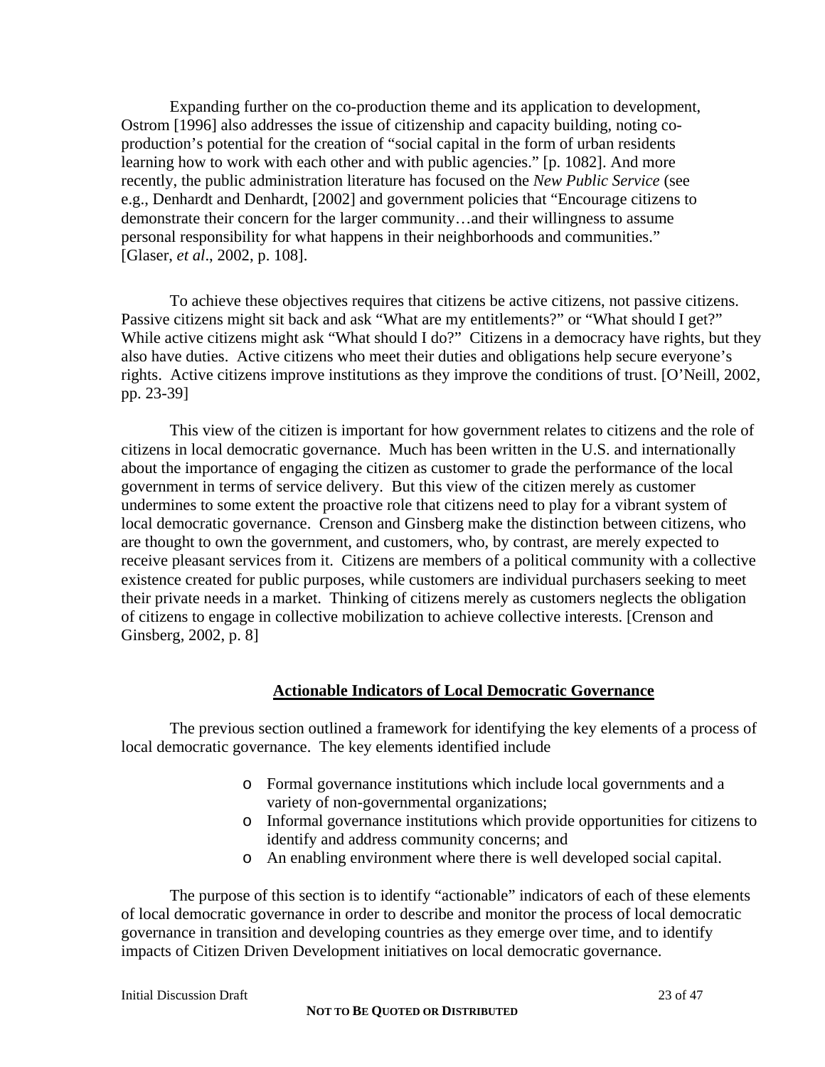Expanding further on the co-production theme and its application to development, Ostrom [1996] also addresses the issue of citizenship and capacity building, noting co-production's potential for the creation of "social capital in the form of urban residents learning how to work with each other and with public agencies." [p. 1082]. And more recently, the public administration literature has focused on the *New Public Service* (see e.g., Denhardt and Denhardt, [2002] and government policies that "Encourage citizens to demonstrate their concern for the larger community…and their willingness to assume personal responsibility for what happens in their neighborhoods and communities." [Glaser, *et al*., 2002, p. 108].

To achieve these objectives requires that citizens be active citizens, not passive citizens. Passive citizens might sit back and ask "What are my entitlements?" or "What should I get?" While active citizens might ask "What should I do?" Citizens in a democracy have rights, but they also have duties. Active citizens who meet their duties and obligations help secure everyone's rights. Active citizens improve institutions as they improve the conditions of trust. [O'Neill, 2002, pp. 23-39]

This view of the citizen is important for how government relates to citizens and the role of citizens in local democratic governance. Much has been written in the U.S. and internationally about the importance of engaging the citizen as customer to grade the performance of the local government in terms of service delivery. But this view of the citizen merely as customer undermines to some extent the proactive role that citizens need to play for a vibrant system of local democratic governance. Crenson and Ginsberg make the distinction between citizens, who are thought to own the government, and customers, who, by contrast, are merely expected to receive pleasant services from it. Citizens are members of a political community with a collective existence created for public purposes, while customers are individual purchasers seeking to meet their private needs in a market. Thinking of citizens merely as customers neglects the obligation of citizens to engage in collective mobilization to achieve collective interests. [Crenson and Ginsberg, 2002, p. 8]

## Actionable Indicators of Local Democratic Governance

The previous section outlined a framework for identifying the key elements of a process of local democratic governance. The key elements identified include

- Formal governance institutions which include local governments and a variety of non-governmental organizations;
- Informal governance institutions which provide opportunities for citizens to identify and address community concerns; and
- An enabling environment where there is well developed social capital.

The purpose of this section is to identify "actionable" indicators of each of these elements of local democratic governance in order to describe and monitor the process of local democratic governance in transition and developing countries as they emerge over time, and to identify impacts of Citizen Driven Development initiatives on local democratic governance.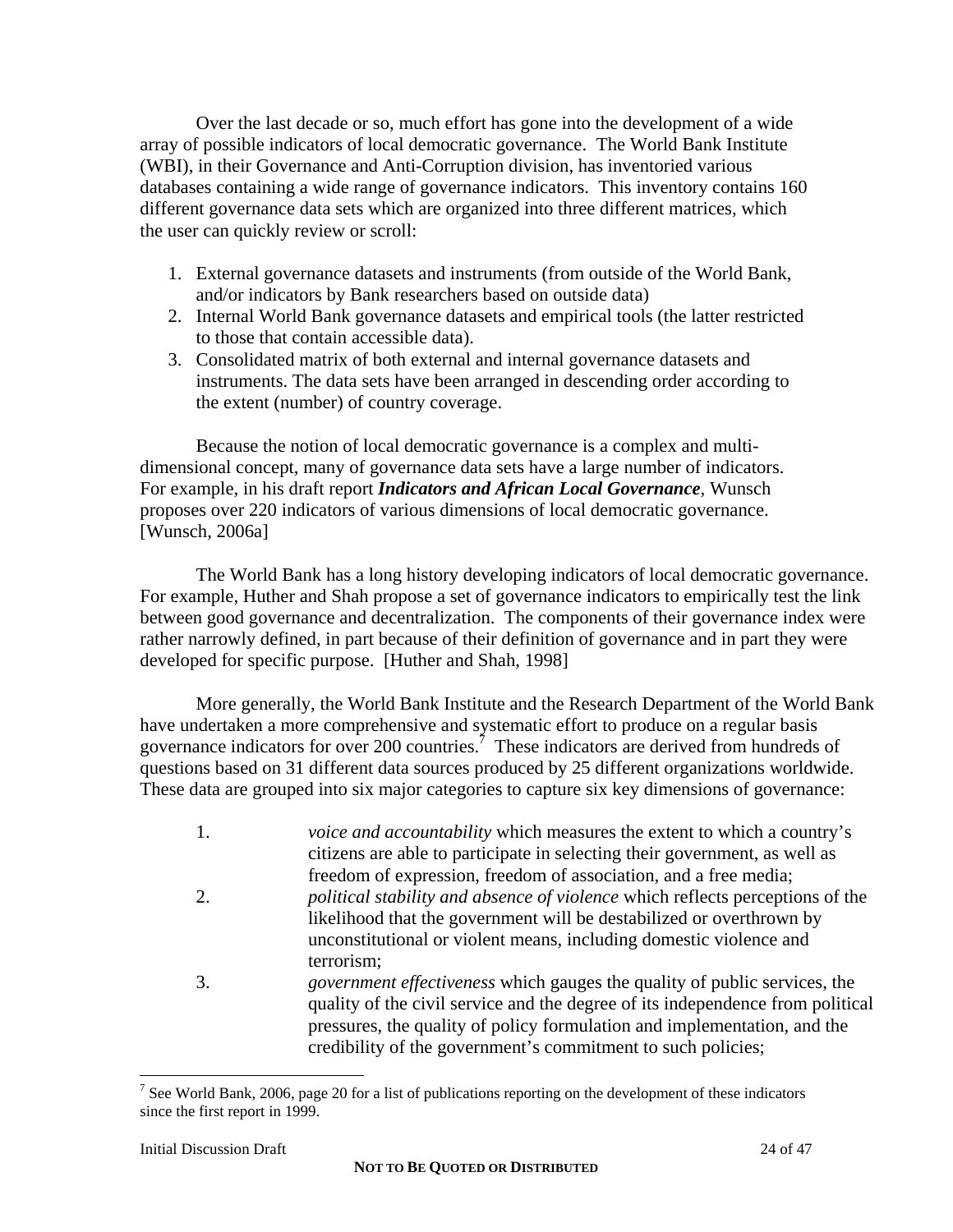Over the last decade or so, much effort has gone into the development of a wide array of possible indicators of local democratic governance. The World Bank Institute (WBI), in their Governance and Anti-Corruption division, has inventoried various databases containing a wide range of governance indicators. This inventory contains 160 different governance data sets which are organized into three different matrices, which the user can quickly review or scroll:

1. External governance datasets and instruments (from outside of the World Bank, and/or indicators by Bank researchers based on outside data)
2. Internal World Bank governance datasets and empirical tools (the latter restricted to those that contain accessible data).
3. Consolidated matrix of both external and internal governance datasets and instruments. The data sets have been arranged in descending order according to the extent (number) of country coverage.

Because the notion of local democratic governance is a complex and multi-dimensional concept, many of governance data sets have a large number of indicators. For example, in his draft report ***Indicators and African Local Governance***, Wunsch proposes over 220 indicators of various dimensions of local democratic governance. [Wunsch, 2006a]

The World Bank has a long history developing indicators of local democratic governance. For example, Huther and Shah propose a set of governance indicators to empirically test the link between good governance and decentralization. The components of their governance index were rather narrowly defined, in part because of their definition of governance and in part they were developed for specific purpose. [Huther and Shah, 1998]

More generally, the World Bank Institute and the Research Department of the World Bank have undertaken a more comprehensive and systematic effort to produce on a regular basis governance indicators for over 200 countries.[7] These indicators are derived from hundreds of questions based on 31 different data sources produced by 25 different organizations worldwide. These data are grouped into six major categories to capture six key dimensions of governance:

1. *voice and accountability* which measures the extent to which a country's citizens are able to participate in selecting their government, as well as freedom of expression, freedom of association, and a free media;
2. *political stability and absence of violence* which reflects perceptions of the likelihood that the government will be destabilized or overthrown by unconstitutional or violent means, including domestic violence and terrorism;
3. *government effectiveness* which gauges the quality of public services, the quality of the civil service and the degree of its independence from political pressures, the quality of policy formulation and implementation, and the credibility of the government's commitment to such policies;

[7] See World Bank, 2006, page 20 for a list of publications reporting on the development of these indicators since the first report in 1999.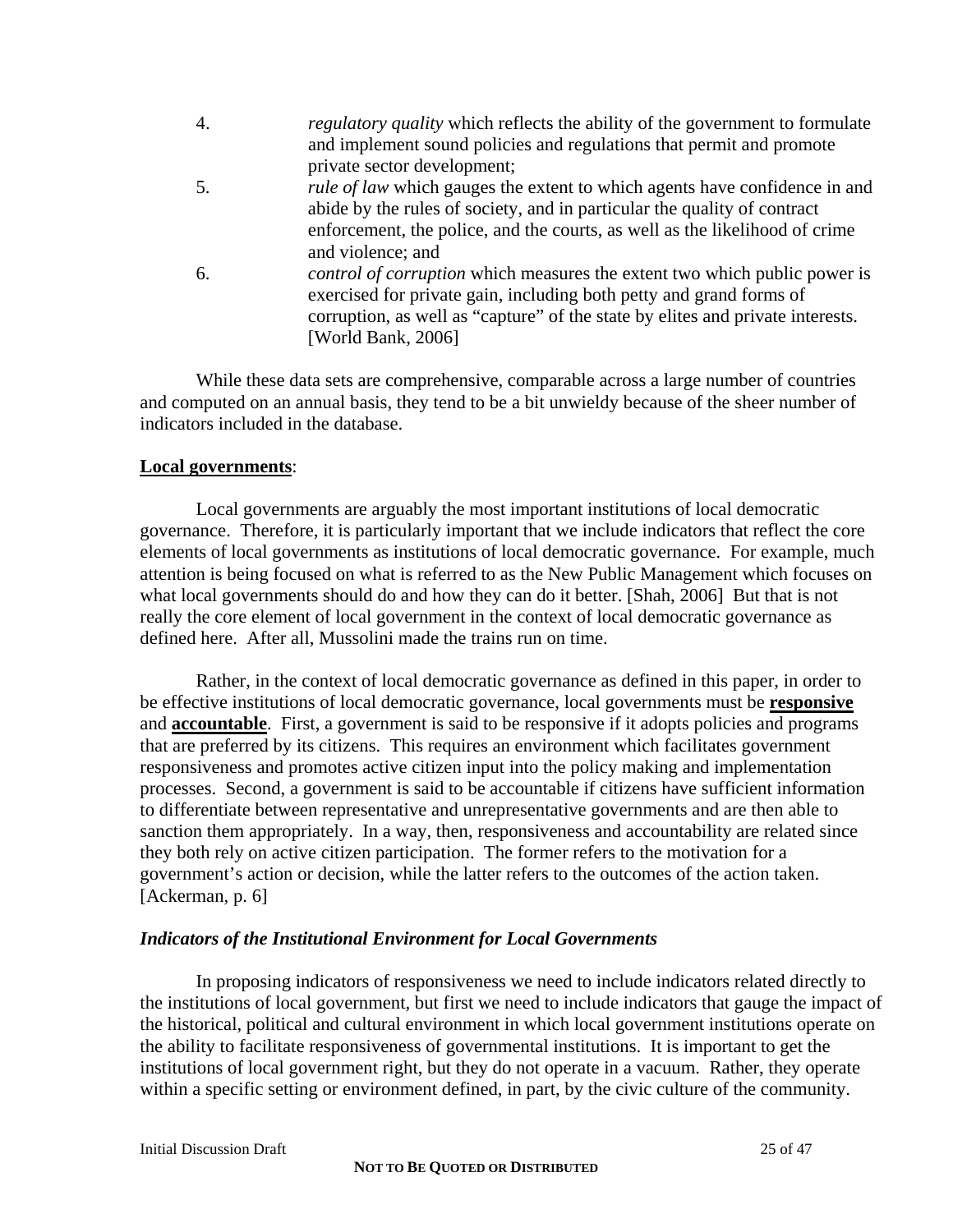4. *regulatory quality* which reflects the ability of the government to formulate and implement sound policies and regulations that permit and promote private sector development;
5. *rule of law* which gauges the extent to which agents have confidence in and abide by the rules of society, and in particular the quality of contract enforcement, the police, and the courts, as well as the likelihood of crime and violence; and
6. *control of corruption* which measures the extent two which public power is exercised for private gain, including both petty and grand forms of corruption, as well as "capture" of the state by elites and private interests. [World Bank, 2006]

While these data sets are comprehensive, comparable across a large number of countries and computed on an annual basis, they tend to be a bit unwieldy because of the sheer number of indicators included in the database.

**Local governments**:

Local governments are arguably the most important institutions of local democratic governance. Therefore, it is particularly important that we include indicators that reflect the core elements of local governments as institutions of local democratic governance. For example, much attention is being focused on what is referred to as the New Public Management which focuses on what local governments should do and how they can do it better. [Shah, 2006] But that is not really the core element of local government in the context of local democratic governance as defined here. After all, Mussolini made the trains run on time.

Rather, in the context of local democratic governance as defined in this paper, in order to be effective institutions of local democratic governance, local governments must be **responsive** and **accountable**. First, a government is said to be responsive if it adopts policies and programs that are preferred by its citizens. This requires an environment which facilitates government responsiveness and promotes active citizen input into the policy making and implementation processes. Second, a government is said to be accountable if citizens have sufficient information to differentiate between representative and unrepresentative governments and are then able to sanction them appropriately. In a way, then, responsiveness and accountability are related since they both rely on active citizen participation. The former refers to the motivation for a government's action or decision, while the latter refers to the outcomes of the action taken. [Ackerman, p. 6]

### *Indicators of the Institutional Environment for Local Governments*

In proposing indicators of responsiveness we need to include indicators related directly to the institutions of local government, but first we need to include indicators that gauge the impact of the historical, political and cultural environment in which local government institutions operate on the ability to facilitate responsiveness of governmental institutions. It is important to get the institutions of local government right, but they do not operate in a vacuum. Rather, they operate within a specific setting or environment defined, in part, by the civic culture of the community.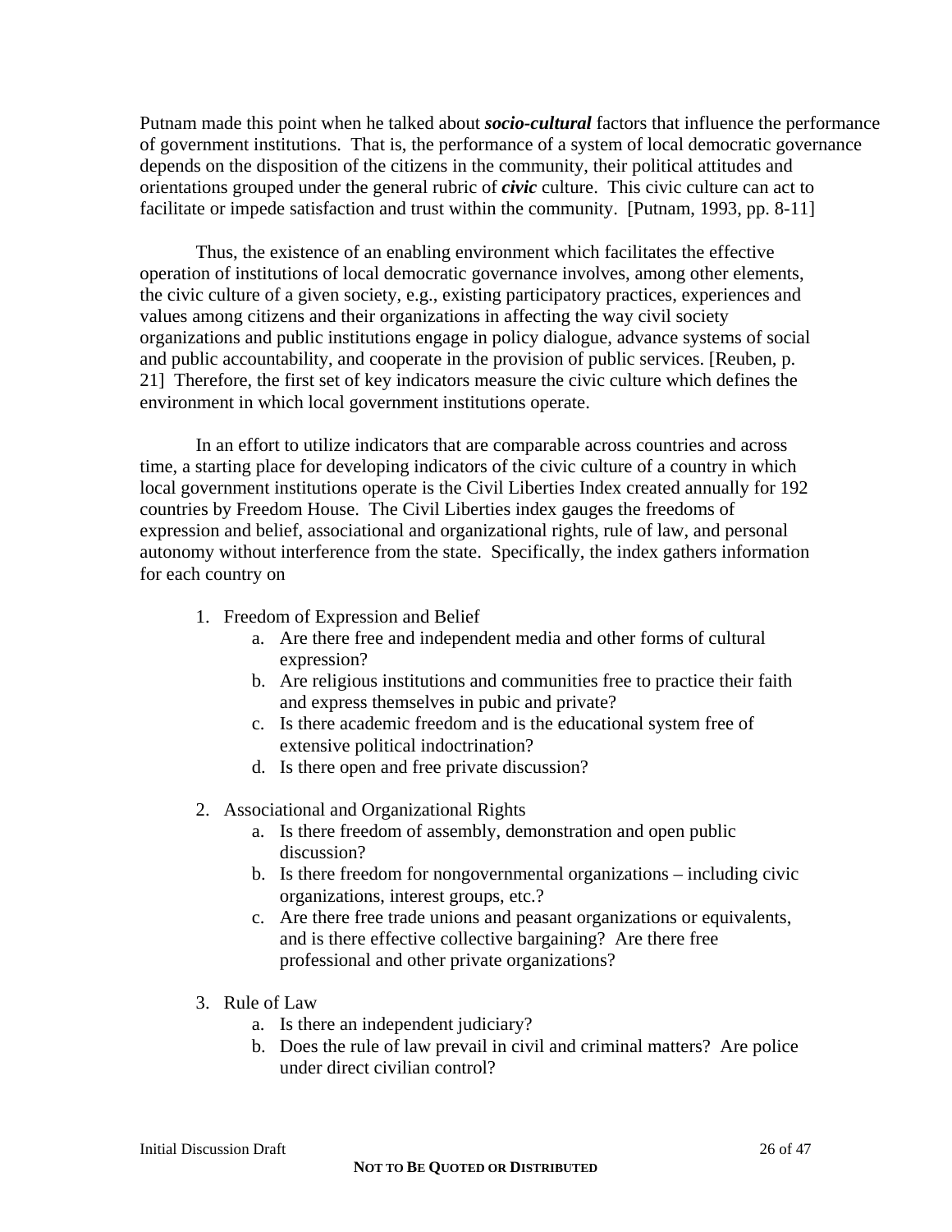Putnam made this point when he talked about ***socio-cultural*** factors that influence the performance of government institutions. That is, the performance of a system of local democratic governance depends on the disposition of the citizens in the community, their political attitudes and orientations grouped under the general rubric of ***civic*** culture. This civic culture can act to facilitate or impede satisfaction and trust within the community. [Putnam, 1993, pp. 8-11]

Thus, the existence of an enabling environment which facilitates the effective operation of institutions of local democratic governance involves, among other elements, the civic culture of a given society, e.g., existing participatory practices, experiences and values among citizens and their organizations in affecting the way civil society organizations and public institutions engage in policy dialogue, advance systems of social and public accountability, and cooperate in the provision of public services. [Reuben, p. 21] Therefore, the first set of key indicators measure the civic culture which defines the environment in which local government institutions operate.

In an effort to utilize indicators that are comparable across countries and across time, a starting place for developing indicators of the civic culture of a country in which local government institutions operate is the Civil Liberties Index created annually for 192 countries by Freedom House. The Civil Liberties index gauges the freedoms of expression and belief, associational and organizational rights, rule of law, and personal autonomy without interference from the state. Specifically, the index gathers information for each country on

1. Freedom of Expression and Belief
   a. Are there free and independent media and other forms of cultural expression?
   b. Are religious institutions and communities free to practice their faith and express themselves in pubic and private?
   c. Is there academic freedom and is the educational system free of extensive political indoctrination?
   d. Is there open and free private discussion?

2. Associational and Organizational Rights
   a. Is there freedom of assembly, demonstration and open public discussion?
   b. Is there freedom for nongovernmental organizations – including civic organizations, interest groups, etc.?
   c. Are there free trade unions and peasant organizations or equivalents, and is there effective collective bargaining? Are there free professional and other private organizations?

3. Rule of Law
   a. Is there an independent judiciary?
   b. Does the rule of law prevail in civil and criminal matters? Are police under direct civilian control?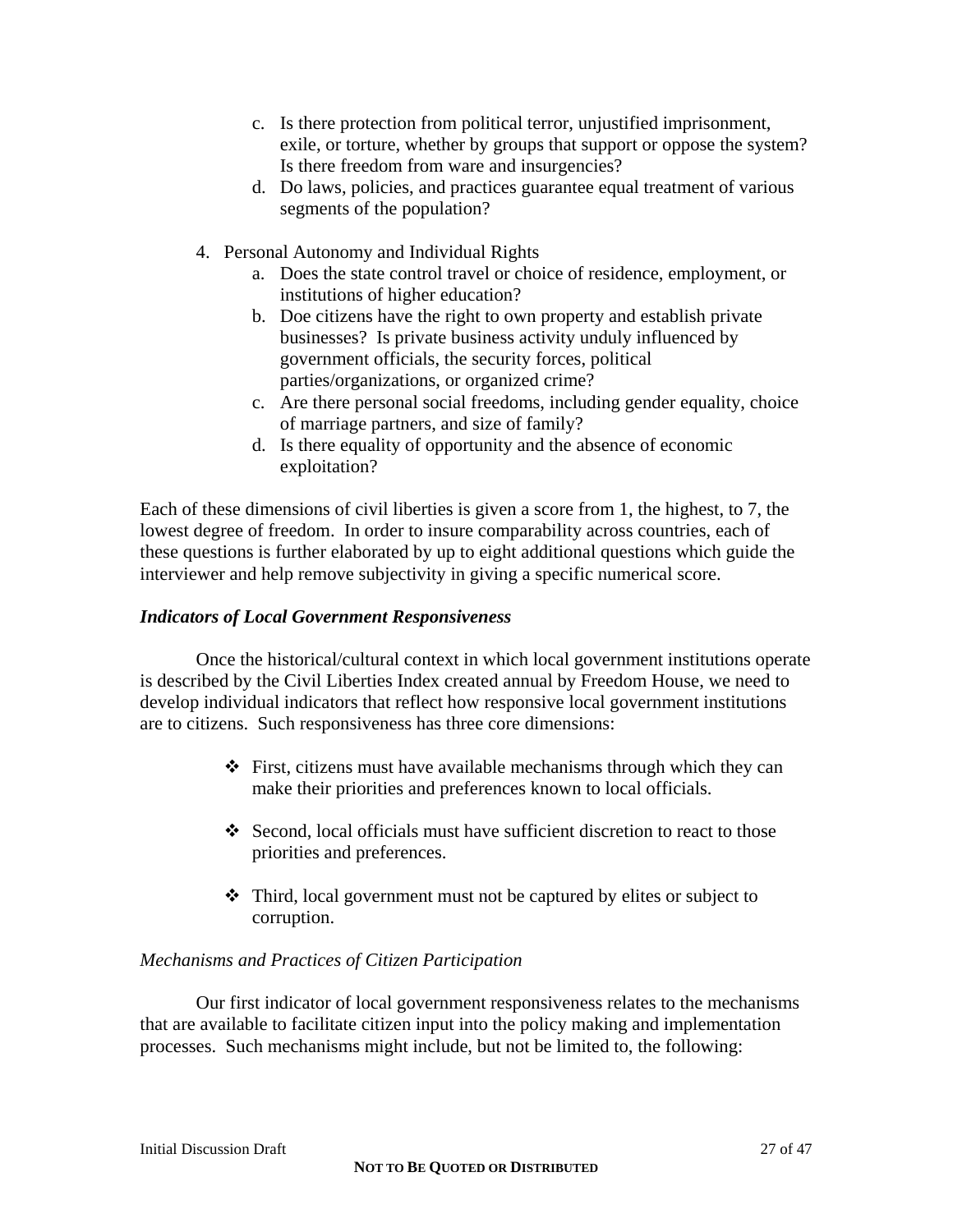c. Is there protection from political terror, unjustified imprisonment, exile, or torture, whether by groups that support or oppose the system? Is there freedom from ware and insurgencies?
   d. Do laws, policies, and practices guarantee equal treatment of various segments of the population?

4. Personal Autonomy and Individual Rights
   a. Does the state control travel or choice of residence, employment, or institutions of higher education?
   b. Doe citizens have the right to own property and establish private businesses? Is private business activity unduly influenced by government officials, the security forces, political parties/organizations, or organized crime?
   c. Are there personal social freedoms, including gender equality, choice of marriage partners, and size of family?
   d. Is there equality of opportunity and the absence of economic exploitation?

Each of these dimensions of civil liberties is given a score from 1, the highest, to 7, the lowest degree of freedom. In order to insure comparability across countries, each of these questions is further elaborated by up to eight additional questions which guide the interviewer and help remove subjectivity in giving a specific numerical score.

### ***Indicators of Local Government Responsiveness***

Once the historical/cultural context in which local government institutions operate is described by the Civil Liberties Index created annual by Freedom House, we need to develop individual indicators that reflect how responsive local government institutions are to citizens. Such responsiveness has three core dimensions:

- First, citizens must have available mechanisms through which they can make their priorities and preferences known to local officials.
- Second, local officials must have sufficient discretion to react to those priorities and preferences.
- Third, local government must not be captured by elites or subject to corruption.

#### *Mechanisms and Practices of Citizen Participation*

Our first indicator of local government responsiveness relates to the mechanisms that are available to facilitate citizen input into the policy making and implementation processes. Such mechanisms might include, but not be limited to, the following: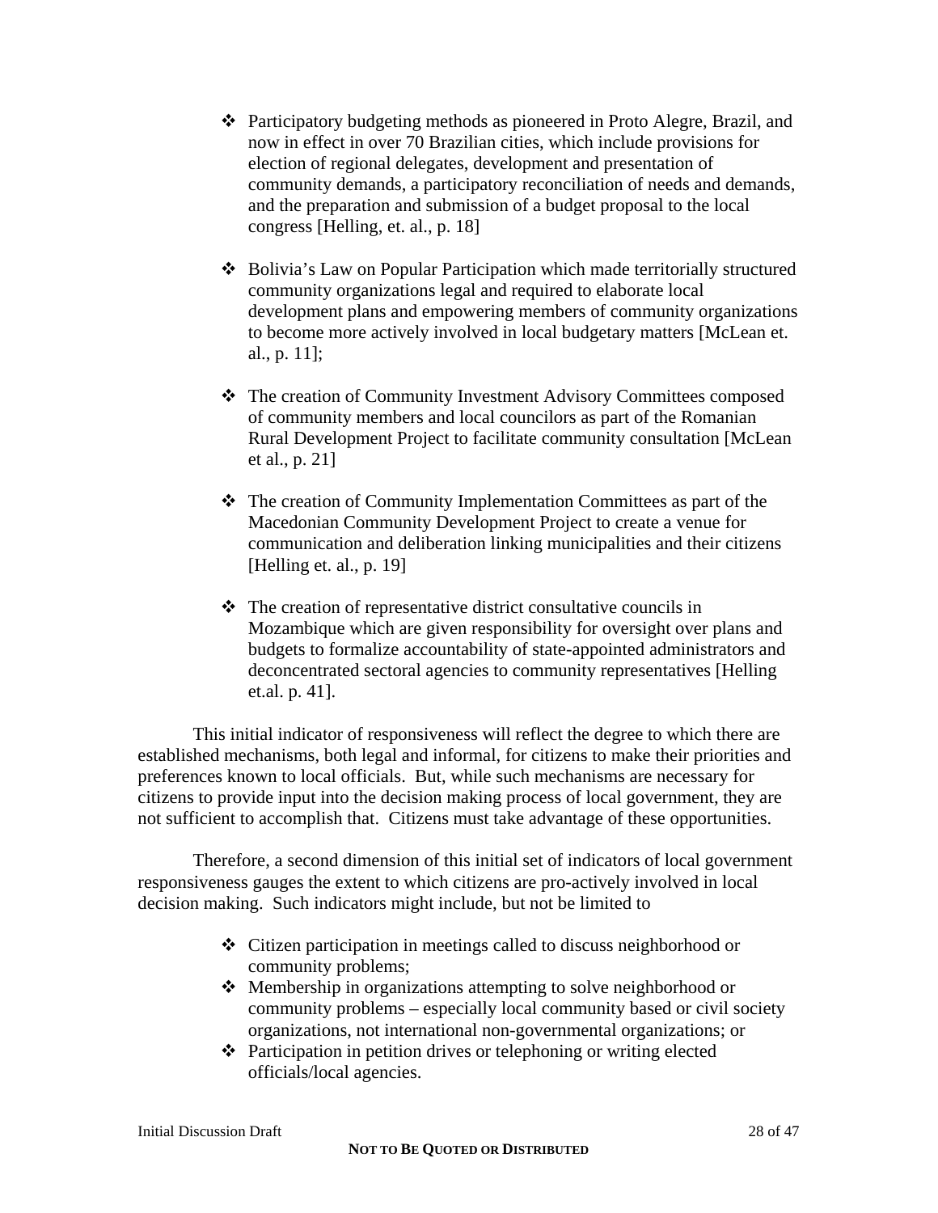- Participatory budgeting methods as pioneered in Proto Alegre, Brazil, and now in effect in over 70 Brazilian cities, which include provisions for election of regional delegates, development and presentation of community demands, a participatory reconciliation of needs and demands, and the preparation and submission of a budget proposal to the local congress [Helling, et. al., p. 18]

- Bolivia's Law on Popular Participation which made territorially structured community organizations legal and required to elaborate local development plans and empowering members of community organizations to become more actively involved in local budgetary matters [McLean et. al., p. 11];

- The creation of Community Investment Advisory Committees composed of community members and local councilors as part of the Romanian Rural Development Project to facilitate community consultation [McLean et al., p. 21]

- The creation of Community Implementation Committees as part of the Macedonian Community Development Project to create a venue for communication and deliberation linking municipalities and their citizens [Helling et. al., p. 19]

- The creation of representative district consultative councils in Mozambique which are given responsibility for oversight over plans and budgets to formalize accountability of state-appointed administrators and deconcentrated sectoral agencies to community representatives [Helling et.al. p. 41].

This initial indicator of responsiveness will reflect the degree to which there are established mechanisms, both legal and informal, for citizens to make their priorities and preferences known to local officials. But, while such mechanisms are necessary for citizens to provide input into the decision making process of local government, they are not sufficient to accomplish that. Citizens must take advantage of these opportunities.

Therefore, a second dimension of this initial set of indicators of local government responsiveness gauges the extent to which citizens are pro-actively involved in local decision making. Such indicators might include, but not be limited to

- Citizen participation in meetings called to discuss neighborhood or community problems;
- Membership in organizations attempting to solve neighborhood or community problems – especially local community based or civil society organizations, not international non-governmental organizations; or
- Participation in petition drives or telephoning or writing elected officials/local agencies.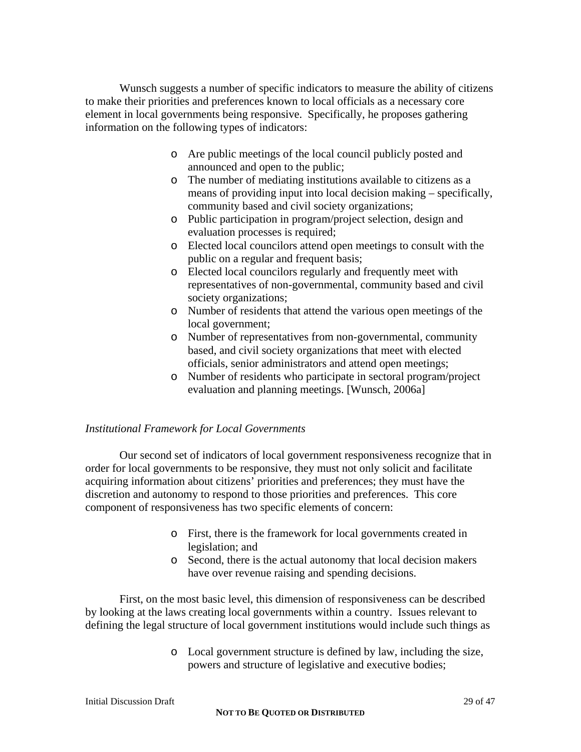Wunsch suggests a number of specific indicators to measure the ability of citizens to make their priorities and preferences known to local officials as a necessary core element in local governments being responsive. Specifically, he proposes gathering information on the following types of indicators:

- Are public meetings of the local council publicly posted and announced and open to the public;
- The number of mediating institutions available to citizens as a means of providing input into local decision making – specifically, community based and civil society organizations;
- Public participation in program/project selection, design and evaluation processes is required;
- Elected local councilors attend open meetings to consult with the public on a regular and frequent basis;
- Elected local councilors regularly and frequently meet with representatives of non-governmental, community based and civil society organizations;
- Number of residents that attend the various open meetings of the local government;
- Number of representatives from non-governmental, community based, and civil society organizations that meet with elected officials, senior administrators and attend open meetings;
- Number of residents who participate in sectoral program/project evaluation and planning meetings. [Wunsch, 2006a]

*Institutional Framework for Local Governments*

Our second set of indicators of local government responsiveness recognize that in order for local governments to be responsive, they must not only solicit and facilitate acquiring information about citizens' priorities and preferences; they must have the discretion and autonomy to respond to those priorities and preferences. This core component of responsiveness has two specific elements of concern:

- First, there is the framework for local governments created in legislation; and
- Second, there is the actual autonomy that local decision makers have over revenue raising and spending decisions.

First, on the most basic level, this dimension of responsiveness can be described by looking at the laws creating local governments within a country. Issues relevant to defining the legal structure of local government institutions would include such things as

- Local government structure is defined by law, including the size, powers and structure of legislative and executive bodies;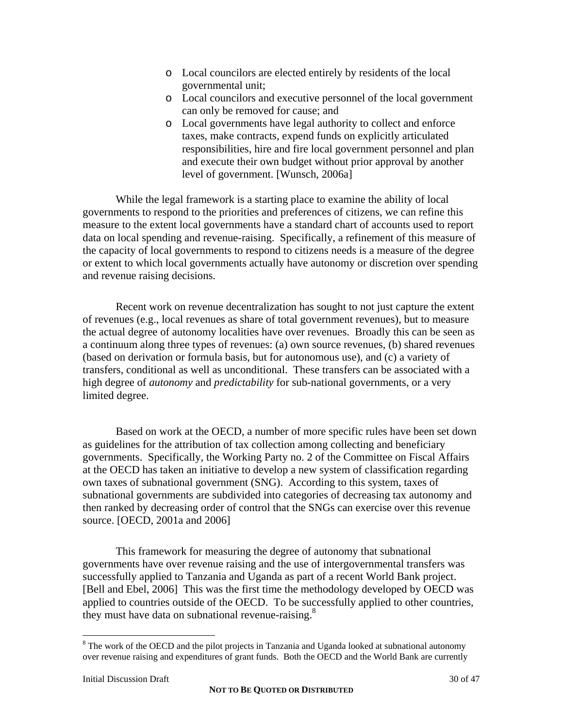- Local councilors are elected entirely by residents of the local governmental unit;
- Local councilors and executive personnel of the local government can only be removed for cause; and
- Local governments have legal authority to collect and enforce taxes, make contracts, expend funds on explicitly articulated responsibilities, hire and fire local government personnel and plan and execute their own budget without prior approval by another level of government. [Wunsch, 2006a]

While the legal framework is a starting place to examine the ability of local governments to respond to the priorities and preferences of citizens, we can refine this measure to the extent local governments have a standard chart of accounts used to report data on local spending and revenue-raising. Specifically, a refinement of this measure of the capacity of local governments to respond to citizens needs is a measure of the degree or extent to which local governments actually have autonomy or discretion over spending and revenue raising decisions.

Recent work on revenue decentralization has sought to not just capture the extent of revenues (e.g., local revenues as share of total government revenues), but to measure the actual degree of autonomy localities have over revenues. Broadly this can be seen as a continuum along three types of revenues: (a) own source revenues, (b) shared revenues (based on derivation or formula basis, but for autonomous use), and (c) a variety of transfers, conditional as well as unconditional. These transfers can be associated with a high degree of *autonomy* and *predictability* for sub-national governments, or a very limited degree.

Based on work at the OECD, a number of more specific rules have been set down as guidelines for the attribution of tax collection among collecting and beneficiary governments. Specifically, the Working Party no. 2 of the Committee on Fiscal Affairs at the OECD has taken an initiative to develop a new system of classification regarding own taxes of subnational government (SNG). According to this system, taxes of subnational governments are subdivided into categories of decreasing tax autonomy and then ranked by decreasing order of control that the SNGs can exercise over this revenue source. [OECD, 2001a and 2006]

This framework for measuring the degree of autonomy that subnational governments have over revenue raising and the use of intergovernmental transfers was successfully applied to Tanzania and Uganda as part of a recent World Bank project. [Bell and Ebel, 2006] This was the first time the methodology developed by OECD was applied to countries outside of the OECD. To be successfully applied to other countries, they must have data on subnational revenue-raising.[8]

---

[8] The work of the OECD and the pilot projects in Tanzania and Uganda looked at subnational autonomy over revenue raising and expenditures of grant funds. Both the OECD and the World Bank are currently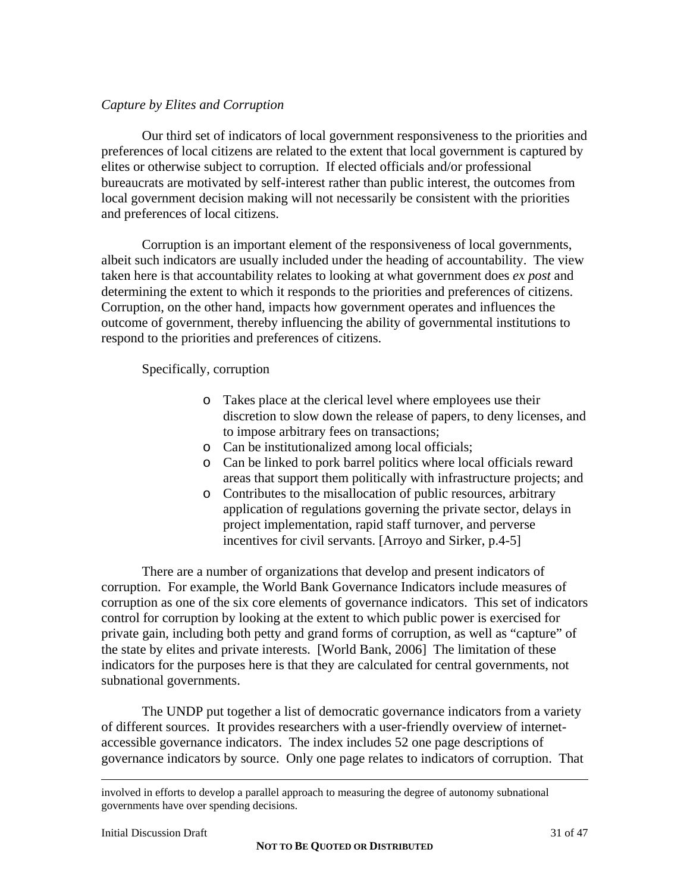*Capture by Elites and Corruption*

Our third set of indicators of local government responsiveness to the priorities and preferences of local citizens are related to the extent that local government is captured by elites or otherwise subject to corruption. If elected officials and/or professional bureaucrats are motivated by self-interest rather than public interest, the outcomes from local government decision making will not necessarily be consistent with the priorities and preferences of local citizens.

Corruption is an important element of the responsiveness of local governments, albeit such indicators are usually included under the heading of accountability. The view taken here is that accountability relates to looking at what government does *ex post* and determining the extent to which it responds to the priorities and preferences of citizens. Corruption, on the other hand, impacts how government operates and influences the outcome of government, thereby influencing the ability of governmental institutions to respond to the priorities and preferences of citizens.

Specifically, corruption

- Takes place at the clerical level where employees use their discretion to slow down the release of papers, to deny licenses, and to impose arbitrary fees on transactions;
- Can be institutionalized among local officials;
- Can be linked to pork barrel politics where local officials reward areas that support them politically with infrastructure projects; and
- Contributes to the misallocation of public resources, arbitrary application of regulations governing the private sector, delays in project implementation, rapid staff turnover, and perverse incentives for civil servants. [Arroyo and Sirker, p.4-5]

There are a number of organizations that develop and present indicators of corruption. For example, the World Bank Governance Indicators include measures of corruption as one of the six core elements of governance indicators. This set of indicators control for corruption by looking at the extent to which public power is exercised for private gain, including both petty and grand forms of corruption, as well as "capture" of the state by elites and private interests. [World Bank, 2006] The limitation of these indicators for the purposes here is that they are calculated for central governments, not subnational governments.

The UNDP put together a list of democratic governance indicators from a variety of different sources. It provides researchers with a user-friendly overview of internet-accessible governance indicators. The index includes 52 one page descriptions of governance indicators by source. Only one page relates to indicators of corruption. That

---

involved in efforts to develop a parallel approach to measuring the degree of autonomy subnational governments have over spending decisions.

NOT TO BE QUOTED OR DISTRIBUTED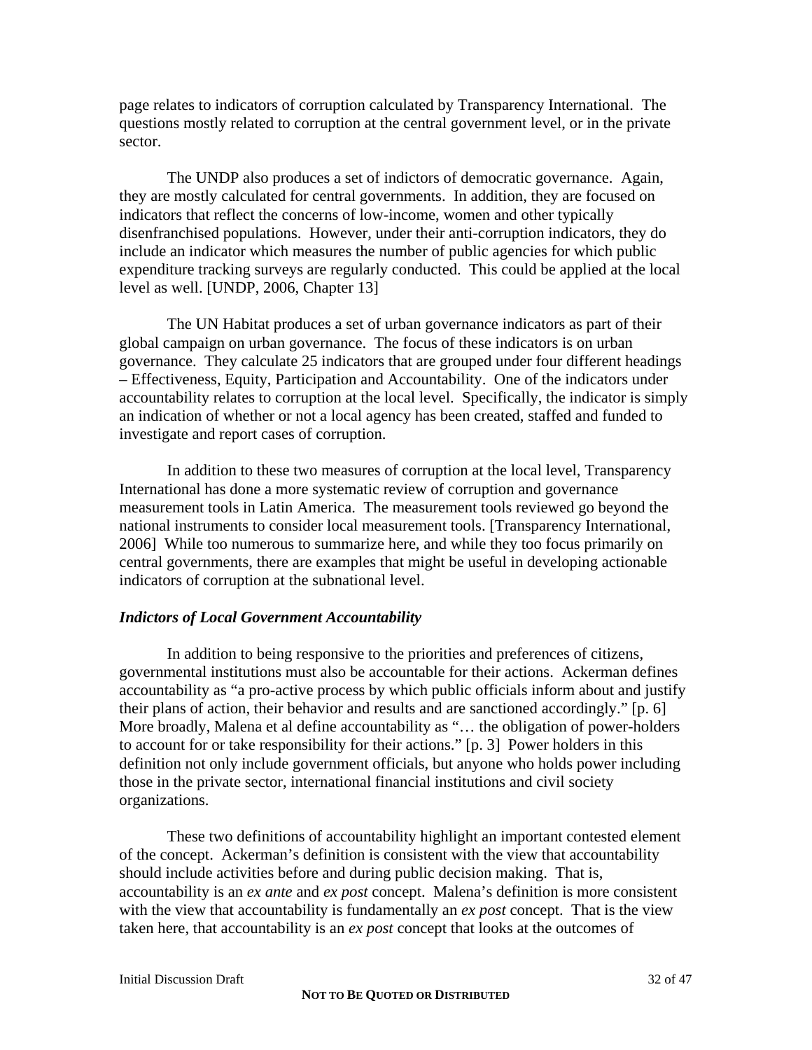page relates to indicators of corruption calculated by Transparency International. The questions mostly related to corruption at the central government level, or in the private sector.

The UNDP also produces a set of indictors of democratic governance. Again, they are mostly calculated for central governments. In addition, they are focused on indicators that reflect the concerns of low-income, women and other typically disenfranchised populations. However, under their anti-corruption indicators, they do include an indicator which measures the number of public agencies for which public expenditure tracking surveys are regularly conducted. This could be applied at the local level as well. [UNDP, 2006, Chapter 13]

The UN Habitat produces a set of urban governance indicators as part of their global campaign on urban governance. The focus of these indicators is on urban governance. They calculate 25 indicators that are grouped under four different headings – Effectiveness, Equity, Participation and Accountability. One of the indicators under accountability relates to corruption at the local level. Specifically, the indicator is simply an indication of whether or not a local agency has been created, staffed and funded to investigate and report cases of corruption.

In addition to these two measures of corruption at the local level, Transparency International has done a more systematic review of corruption and governance measurement tools in Latin America. The measurement tools reviewed go beyond the national instruments to consider local measurement tools. [Transparency International, 2006] While too numerous to summarize here, and while they too focus primarily on central governments, there are examples that might be useful in developing actionable indicators of corruption at the subnational level.

### *Indictors of Local Government Accountability*

In addition to being responsive to the priorities and preferences of citizens, governmental institutions must also be accountable for their actions. Ackerman defines accountability as "a pro-active process by which public officials inform about and justify their plans of action, their behavior and results and are sanctioned accordingly." [p. 6] More broadly, Malena et al define accountability as "… the obligation of power-holders to account for or take responsibility for their actions." [p. 3] Power holders in this definition not only include government officials, but anyone who holds power including those in the private sector, international financial institutions and civil society organizations.

These two definitions of accountability highlight an important contested element of the concept. Ackerman's definition is consistent with the view that accountability should include activities before and during public decision making. That is, accountability is an *ex ante* and *ex post* concept. Malena's definition is more consistent with the view that accountability is fundamentally an *ex post* concept. That is the view taken here, that accountability is an *ex post* concept that looks at the outcomes of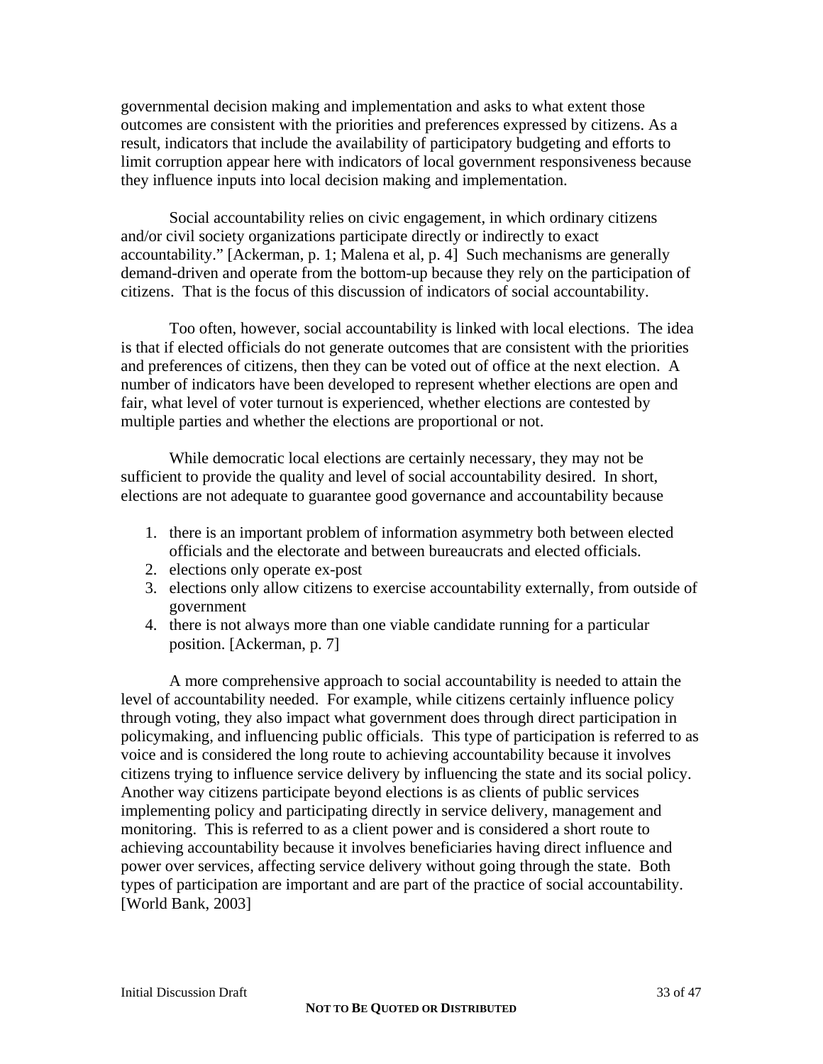governmental decision making and implementation and asks to what extent those outcomes are consistent with the priorities and preferences expressed by citizens. As a result, indicators that include the availability of participatory budgeting and efforts to limit corruption appear here with indicators of local government responsiveness because they influence inputs into local decision making and implementation.

Social accountability relies on civic engagement, in which ordinary citizens and/or civil society organizations participate directly or indirectly to exact accountability." [Ackerman, p. 1; Malena et al, p. 4] Such mechanisms are generally demand-driven and operate from the bottom-up because they rely on the participation of citizens. That is the focus of this discussion of indicators of social accountability.

Too often, however, social accountability is linked with local elections. The idea is that if elected officials do not generate outcomes that are consistent with the priorities and preferences of citizens, then they can be voted out of office at the next election. A number of indicators have been developed to represent whether elections are open and fair, what level of voter turnout is experienced, whether elections are contested by multiple parties and whether the elections are proportional or not.

While democratic local elections are certainly necessary, they may not be sufficient to provide the quality and level of social accountability desired. In short, elections are not adequate to guarantee good governance and accountability because

1. there is an important problem of information asymmetry both between elected officials and the electorate and between bureaucrats and elected officials.
2. elections only operate ex-post
3. elections only allow citizens to exercise accountability externally, from outside of government
4. there is not always more than one viable candidate running for a particular position. [Ackerman, p. 7]

A more comprehensive approach to social accountability is needed to attain the level of accountability needed. For example, while citizens certainly influence policy through voting, they also impact what government does through direct participation in policymaking, and influencing public officials. This type of participation is referred to as voice and is considered the long route to achieving accountability because it involves citizens trying to influence service delivery by influencing the state and its social policy. Another way citizens participate beyond elections is as clients of public services implementing policy and participating directly in service delivery, management and monitoring. This is referred to as a client power and is considered a short route to achieving accountability because it involves beneficiaries having direct influence and power over services, affecting service delivery without going through the state. Both types of participation are important and are part of the practice of social accountability. [World Bank, 2003]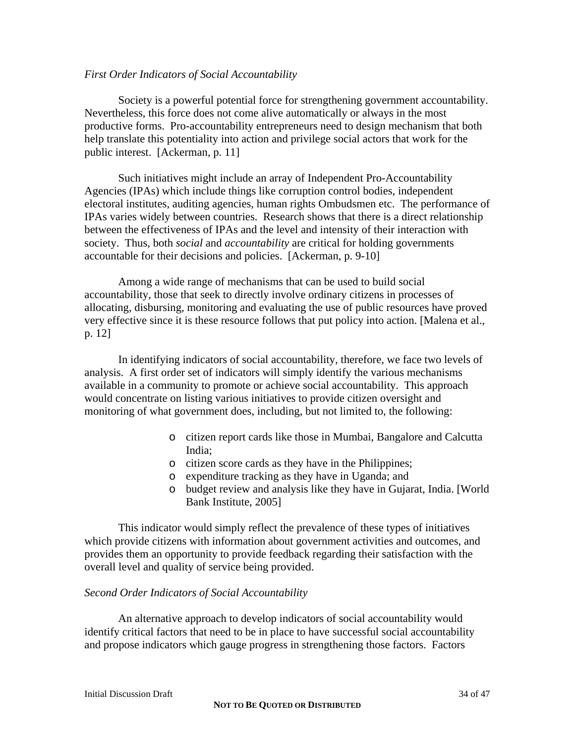*First Order Indicators of Social Accountability*

Society is a powerful potential force for strengthening government accountability. Nevertheless, this force does not come alive automatically or always in the most productive forms. Pro-accountability entrepreneurs need to design mechanism that both help translate this potentiality into action and privilege social actors that work for the public interest. [Ackerman, p. 11]

Such initiatives might include an array of Independent Pro-Accountability Agencies (IPAs) which include things like corruption control bodies, independent electoral institutes, auditing agencies, human rights Ombudsmen etc. The performance of IPAs varies widely between countries. Research shows that there is a direct relationship between the effectiveness of IPAs and the level and intensity of their interaction with society. Thus, both *social* and *accountability* are critical for holding governments accountable for their decisions and policies. [Ackerman, p. 9-10]

Among a wide range of mechanisms that can be used to build social accountability, those that seek to directly involve ordinary citizens in processes of allocating, disbursing, monitoring and evaluating the use of public resources have proved very effective since it is these resource follows that put policy into action. [Malena et al., p. 12]

In identifying indicators of social accountability, therefore, we face two levels of analysis. A first order set of indicators will simply identify the various mechanisms available in a community to promote or achieve social accountability. This approach would concentrate on listing various initiatives to provide citizen oversight and monitoring of what government does, including, but not limited to, the following:

- citizen report cards like those in Mumbai, Bangalore and Calcutta India;
- citizen score cards as they have in the Philippines;
- expenditure tracking as they have in Uganda; and
- budget review and analysis like they have in Gujarat, India. [World Bank Institute, 2005]

This indicator would simply reflect the prevalence of these types of initiatives which provide citizens with information about government activities and outcomes, and provides them an opportunity to provide feedback regarding their satisfaction with the overall level and quality of service being provided.

*Second Order Indicators of Social Accountability*

An alternative approach to develop indicators of social accountability would identify critical factors that need to be in place to have successful social accountability and propose indicators which gauge progress in strengthening those factors. Factors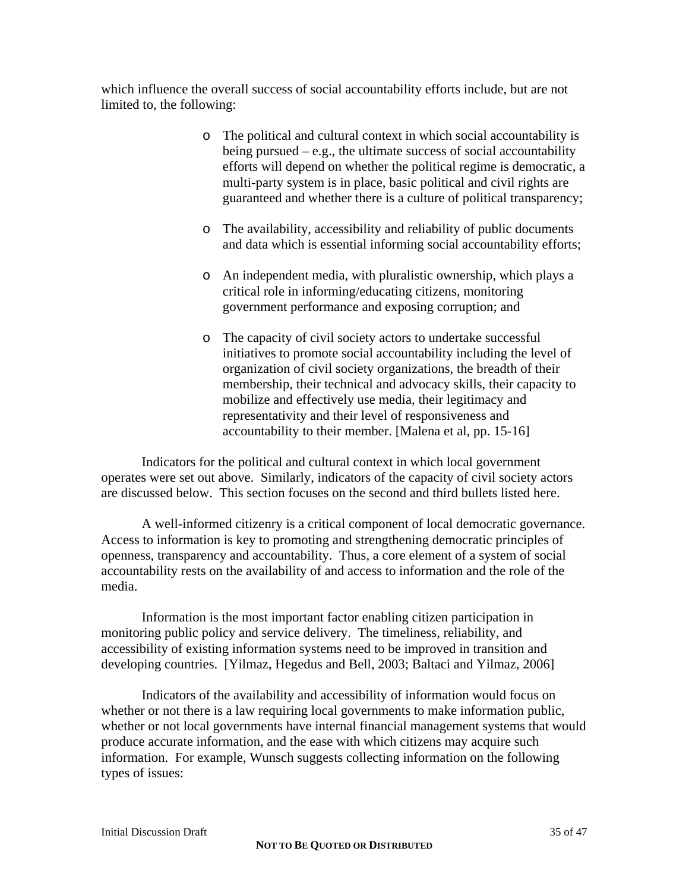which influence the overall success of social accountability efforts include, but are not limited to, the following:

- The political and cultural context in which social accountability is being pursued – e.g., the ultimate success of social accountability efforts will depend on whether the political regime is democratic, a multi-party system is in place, basic political and civil rights are guaranteed and whether there is a culture of political transparency;

- The availability, accessibility and reliability of public documents and data which is essential informing social accountability efforts;

- An independent media, with pluralistic ownership, which plays a critical role in informing/educating citizens, monitoring government performance and exposing corruption; and

- The capacity of civil society actors to undertake successful initiatives to promote social accountability including the level of organization of civil society organizations, the breadth of their membership, their technical and advocacy skills, their capacity to mobilize and effectively use media, their legitimacy and representativity and their level of responsiveness and accountability to their member. [Malena et al, pp. 15-16]

Indicators for the political and cultural context in which local government operates were set out above. Similarly, indicators of the capacity of civil society actors are discussed below. This section focuses on the second and third bullets listed here.

A well-informed citizenry is a critical component of local democratic governance. Access to information is key to promoting and strengthening democratic principles of openness, transparency and accountability. Thus, a core element of a system of social accountability rests on the availability of and access to information and the role of the media.

Information is the most important factor enabling citizen participation in monitoring public policy and service delivery. The timeliness, reliability, and accessibility of existing information systems need to be improved in transition and developing countries. [Yilmaz, Hegedus and Bell, 2003; Baltaci and Yilmaz, 2006]

Indicators of the availability and accessibility of information would focus on whether or not there is a law requiring local governments to make information public, whether or not local governments have internal financial management systems that would produce accurate information, and the ease with which citizens may acquire such information. For example, Wunsch suggests collecting information on the following types of issues: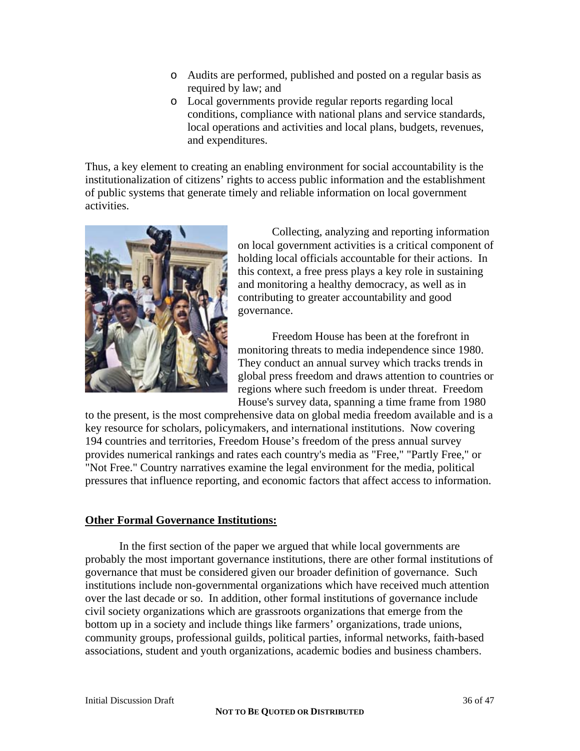- Audits are performed, published and posted on a regular basis as required by law; and
- Local governments provide regular reports regarding local conditions, compliance with national plans and service standards, local operations and activities and local plans, budgets, revenues, and expenditures.

Thus, a key element to creating an enabling environment for social accountability is the institutionalization of citizens' rights to access public information and the establishment of public systems that generate timely and reliable information on local government activities.

Collecting, analyzing and reporting information on local government activities is a critical component of holding local officials accountable for their actions. In this context, a free press plays a key role in sustaining and monitoring a healthy democracy, as well as in contributing to greater accountability and good governance.

Freedom House has been at the forefront in monitoring threats to media independence since 1980. They conduct an annual survey which tracks trends in global press freedom and draws attention to countries or regions where such freedom is under threat. Freedom House's survey data, spanning a time frame from 1980 to the present, is the most comprehensive data on global media freedom available and is a key resource for scholars, policymakers, and international institutions. Now covering 194 countries and territories, Freedom House's freedom of the press annual survey provides numerical rankings and rates each country's media as "Free," "Partly Free," or "Not Free." Country narratives examine the legal environment for the media, political pressures that influence reporting, and economic factors that affect access to information.

**Other Formal Governance Institutions:**

In the first section of the paper we argued that while local governments are probably the most important governance institutions, there are other formal institutions of governance that must be considered given our broader definition of governance. Such institutions include non-governmental organizations which have received much attention over the last decade or so. In addition, other formal institutions of governance include civil society organizations which are grassroots organizations that emerge from the bottom up in a society and include things like farmers' organizations, trade unions, community groups, professional guilds, political parties, informal networks, faith-based associations, student and youth organizations, academic bodies and business chambers.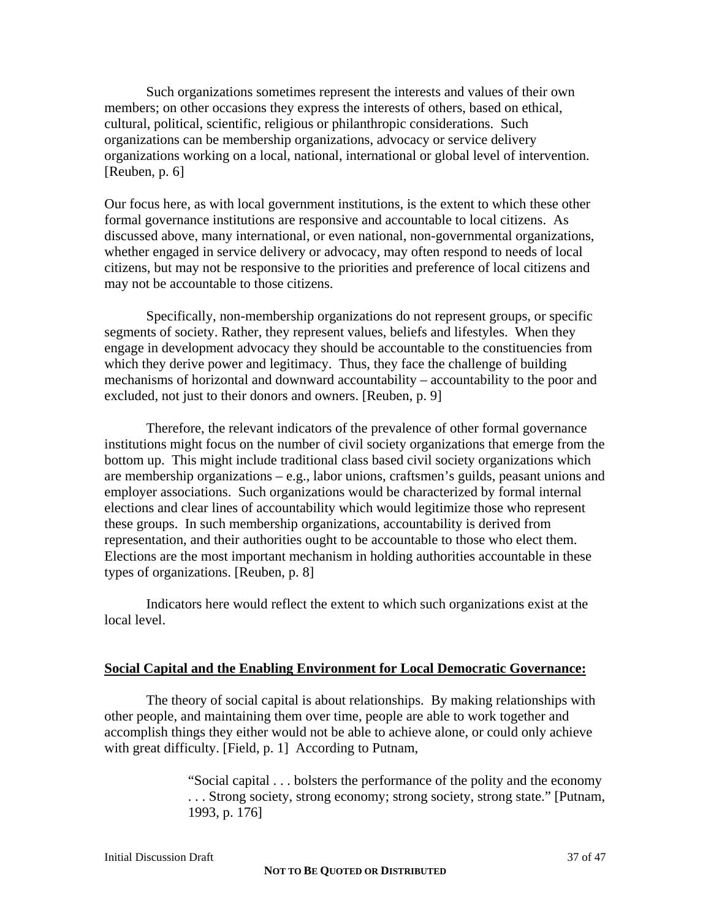Such organizations sometimes represent the interests and values of their own members; on other occasions they express the interests of others, based on ethical, cultural, political, scientific, religious or philanthropic considerations. Such organizations can be membership organizations, advocacy or service delivery organizations working on a local, national, international or global level of intervention. [Reuben, p. 6]

Our focus here, as with local government institutions, is the extent to which these other formal governance institutions are responsive and accountable to local citizens. As discussed above, many international, or even national, non-governmental organizations, whether engaged in service delivery or advocacy, may often respond to needs of local citizens, but may not be responsive to the priorities and preference of local citizens and may not be accountable to those citizens.

Specifically, non-membership organizations do not represent groups, or specific segments of society. Rather, they represent values, beliefs and lifestyles. When they engage in development advocacy they should be accountable to the constituencies from which they derive power and legitimacy. Thus, they face the challenge of building mechanisms of horizontal and downward accountability – accountability to the poor and excluded, not just to their donors and owners. [Reuben, p. 9]

Therefore, the relevant indicators of the prevalence of other formal governance institutions might focus on the number of civil society organizations that emerge from the bottom up. This might include traditional class based civil society organizations which are membership organizations – e.g., labor unions, craftsmen's guilds, peasant unions and employer associations. Such organizations would be characterized by formal internal elections and clear lines of accountability which would legitimize those who represent these groups. In such membership organizations, accountability is derived from representation, and their authorities ought to be accountable to those who elect them. Elections are the most important mechanism in holding authorities accountable in these types of organizations. [Reuben, p. 8]

Indicators here would reflect the extent to which such organizations exist at the local level.

## Social Capital and the Enabling Environment for Local Democratic Governance:

The theory of social capital is about relationships. By making relationships with other people, and maintaining them over time, people are able to work together and accomplish things they either would not be able to achieve alone, or could only achieve with great difficulty. [Field, p. 1] According to Putnam,

> "Social capital . . . bolsters the performance of the polity and the economy . . . Strong society, strong economy; strong society, strong state." [Putnam, 1993, p. 176]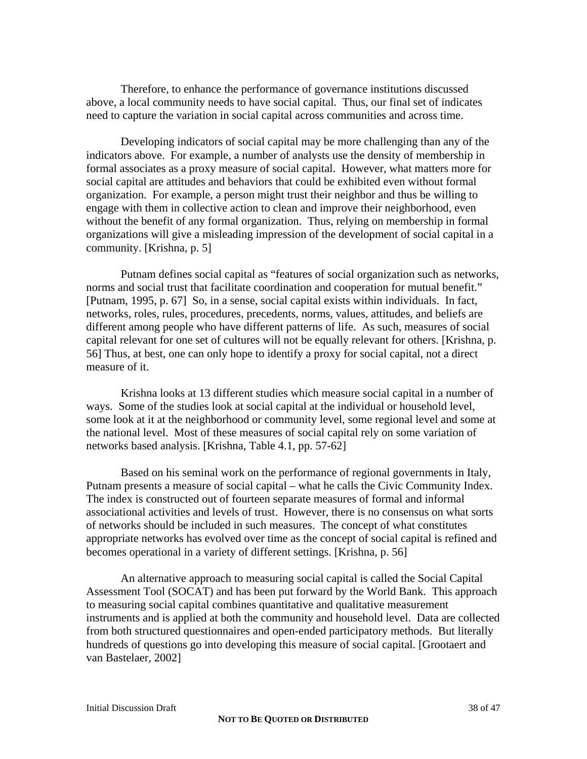Therefore, to enhance the performance of governance institutions discussed above, a local community needs to have social capital. Thus, our final set of indicates need to capture the variation in social capital across communities and across time.

Developing indicators of social capital may be more challenging than any of the indicators above. For example, a number of analysts use the density of membership in formal associates as a proxy measure of social capital. However, what matters more for social capital are attitudes and behaviors that could be exhibited even without formal organization. For example, a person might trust their neighbor and thus be willing to engage with them in collective action to clean and improve their neighborhood, even without the benefit of any formal organization. Thus, relying on membership in formal organizations will give a misleading impression of the development of social capital in a community. [Krishna, p. 5]

Putnam defines social capital as "features of social organization such as networks, norms and social trust that facilitate coordination and cooperation for mutual benefit." [Putnam, 1995, p. 67] So, in a sense, social capital exists within individuals. In fact, networks, roles, rules, procedures, precedents, norms, values, attitudes, and beliefs are different among people who have different patterns of life. As such, measures of social capital relevant for one set of cultures will not be equally relevant for others. [Krishna, p. 56] Thus, at best, one can only hope to identify a proxy for social capital, not a direct measure of it.

Krishna looks at 13 different studies which measure social capital in a number of ways. Some of the studies look at social capital at the individual or household level, some look at it at the neighborhood or community level, some regional level and some at the national level. Most of these measures of social capital rely on some variation of networks based analysis. [Krishna, Table 4.1, pp. 57-62]

Based on his seminal work on the performance of regional governments in Italy, Putnam presents a measure of social capital – what he calls the Civic Community Index. The index is constructed out of fourteen separate measures of formal and informal associational activities and levels of trust. However, there is no consensus on what sorts of networks should be included in such measures. The concept of what constitutes appropriate networks has evolved over time as the concept of social capital is refined and becomes operational in a variety of different settings. [Krishna, p. 56]

An alternative approach to measuring social capital is called the Social Capital Assessment Tool (SOCAT) and has been put forward by the World Bank. This approach to measuring social capital combines quantitative and qualitative measurement instruments and is applied at both the community and household level. Data are collected from both structured questionnaires and open-ended participatory methods. But literally hundreds of questions go into developing this measure of social capital. [Grootaert and van Bastelaer, 2002]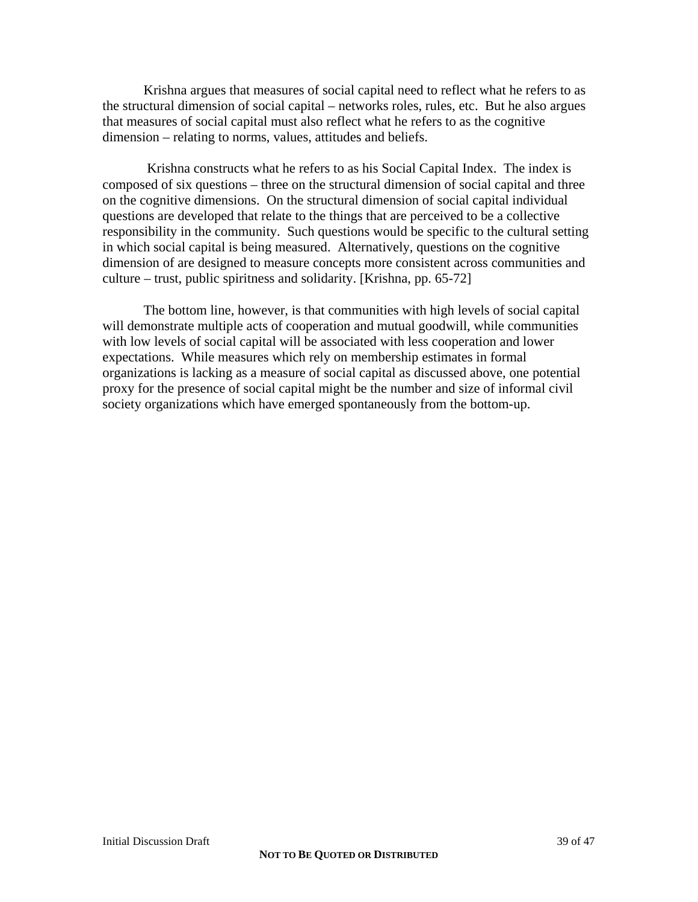Krishna argues that measures of social capital need to reflect what he refers to as the structural dimension of social capital – networks roles, rules, etc. But he also argues that measures of social capital must also reflect what he refers to as the cognitive dimension – relating to norms, values, attitudes and beliefs.

Krishna constructs what he refers to as his Social Capital Index. The index is composed of six questions – three on the structural dimension of social capital and three on the cognitive dimensions. On the structural dimension of social capital individual questions are developed that relate to the things that are perceived to be a collective responsibility in the community. Such questions would be specific to the cultural setting in which social capital is being measured. Alternatively, questions on the cognitive dimension of are designed to measure concepts more consistent across communities and culture – trust, public spiritness and solidarity. [Krishna, pp. 65-72]

The bottom line, however, is that communities with high levels of social capital will demonstrate multiple acts of cooperation and mutual goodwill, while communities with low levels of social capital will be associated with less cooperation and lower expectations. While measures which rely on membership estimates in formal organizations is lacking as a measure of social capital as discussed above, one potential proxy for the presence of social capital might be the number and size of informal civil society organizations which have emerged spontaneously from the bottom-up.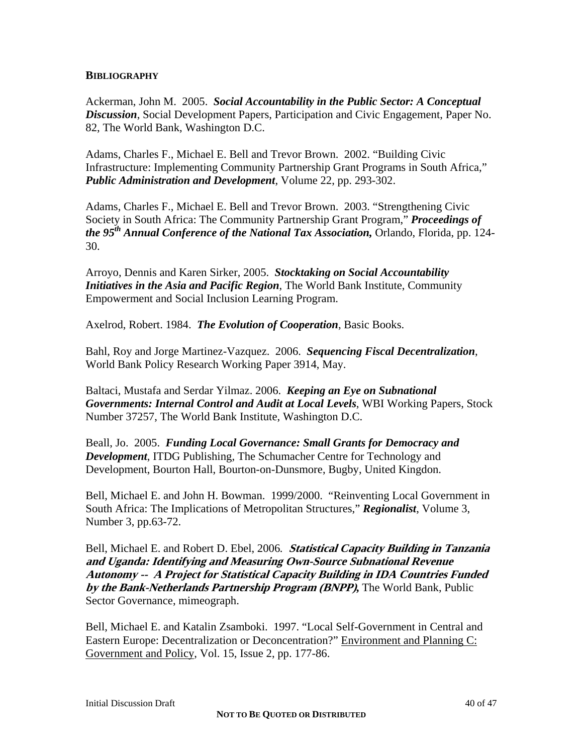**BIBLIOGRAPHY**

Ackerman, John M. 2005. ***Social Accountability in the Public Sector: A Conceptual Discussion***, Social Development Papers, Participation and Civic Engagement, Paper No. 82, The World Bank, Washington D.C.

Adams, Charles F., Michael E. Bell and Trevor Brown. 2002. "Building Civic Infrastructure: Implementing Community Partnership Grant Programs in South Africa," ***Public Administration and Development***, Volume 22, pp. 293-302.

Adams, Charles F., Michael E. Bell and Trevor Brown. 2003. "Strengthening Civic Society in South Africa: The Community Partnership Grant Program," ***Proceedings of the 95th Annual Conference of the National Tax Association,*** Orlando, Florida, pp. 124-30.

Arroyo, Dennis and Karen Sirker, 2005. ***Stocktaking on Social Accountability Initiatives in the Asia and Pacific Region***, The World Bank Institute, Community Empowerment and Social Inclusion Learning Program.

Axelrod, Robert. 1984. ***The Evolution of Cooperation***, Basic Books.

Bahl, Roy and Jorge Martinez-Vazquez. 2006. ***Sequencing Fiscal Decentralization***, World Bank Policy Research Working Paper 3914, May.

Baltaci, Mustafa and Serdar Yilmaz. 2006. ***Keeping an Eye on Subnational Governments: Internal Control and Audit at Local Levels***, WBI Working Papers, Stock Number 37257, The World Bank Institute, Washington D.C.

Beall, Jo. 2005. ***Funding Local Governance: Small Grants for Democracy and Development***, ITDG Publishing, The Schumacher Centre for Technology and Development, Bourton Hall, Bourton-on-Dunsmore, Bugby, United Kingdon.

Bell, Michael E. and John H. Bowman. 1999/2000. "Reinventing Local Government in South Africa: The Implications of Metropolitan Structures," ***Regionalist***, Volume 3, Number 3, pp.63-72.

Bell, Michael E. and Robert D. Ebel, 2006. ***Statistical Capacity Building in Tanzania and Uganda: Identifying and Measuring Own-Source Subnational Revenue Autonomy -- A Project for Statistical Capacity Building in IDA Countries Funded by the Bank-Netherlands Partnership Program (BNPP),*** The World Bank, Public Sector Governance, mimeograph.

Bell, Michael E. and Katalin Zsamboki. 1997. "Local Self-Government in Central and Eastern Europe: Decentralization or Deconcentration?" Environment and Planning C: Government and Policy, Vol. 15, Issue 2, pp. 177-86.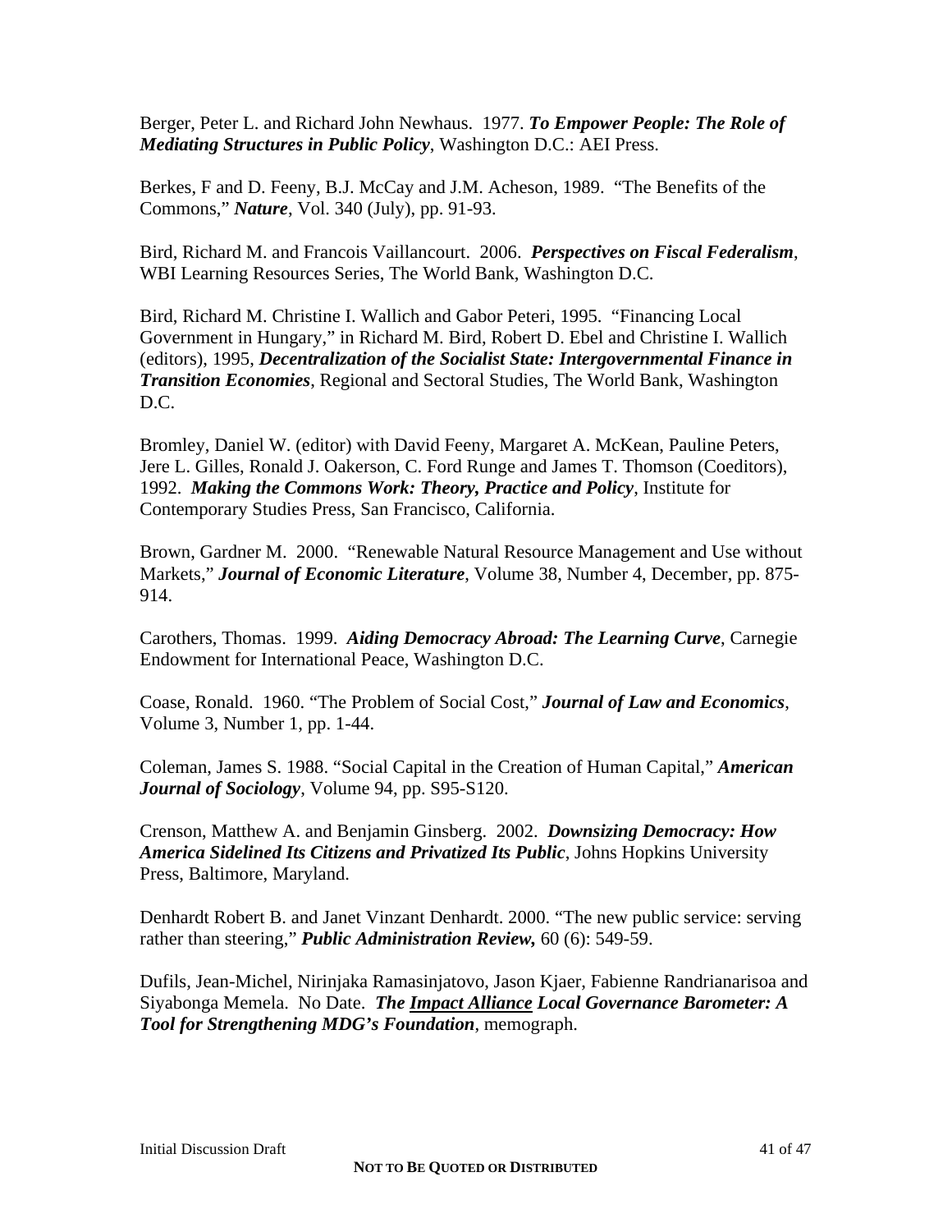Berger, Peter L. and Richard John Newhaus. 1977. ***To Empower People: The Role of Mediating Structures in Public Policy***, Washington D.C.: AEI Press.

Berkes, F and D. Feeny, B.J. McCay and J.M. Acheson, 1989. "The Benefits of the Commons," ***Nature***, Vol. 340 (July), pp. 91-93.

Bird, Richard M. and Francois Vaillancourt. 2006. ***Perspectives on Fiscal Federalism***, WBI Learning Resources Series, The World Bank, Washington D.C.

Bird, Richard M. Christine I. Wallich and Gabor Peteri, 1995. "Financing Local Government in Hungary," in Richard M. Bird, Robert D. Ebel and Christine I. Wallich (editors), 1995, ***Decentralization of the Socialist State: Intergovernmental Finance in Transition Economies***, Regional and Sectoral Studies, The World Bank, Washington D.C.

Bromley, Daniel W. (editor) with David Feeny, Margaret A. McKean, Pauline Peters, Jere L. Gilles, Ronald J. Oakerson, C. Ford Runge and James T. Thomson (Coeditors), 1992. ***Making the Commons Work: Theory, Practice and Policy***, Institute for Contemporary Studies Press, San Francisco, California.

Brown, Gardner M. 2000. "Renewable Natural Resource Management and Use without Markets," ***Journal of Economic Literature***, Volume 38, Number 4, December, pp. 875-914.

Carothers, Thomas. 1999. ***Aiding Democracy Abroad: The Learning Curve***, Carnegie Endowment for International Peace, Washington D.C.

Coase, Ronald. 1960. "The Problem of Social Cost," ***Journal of Law and Economics***, Volume 3, Number 1, pp. 1-44.

Coleman, James S. 1988. "Social Capital in the Creation of Human Capital," ***American Journal of Sociology***, Volume 94, pp. S95-S120.

Crenson, Matthew A. and Benjamin Ginsberg. 2002. ***Downsizing Democracy: How America Sidelined Its Citizens and Privatized Its Public***, Johns Hopkins University Press, Baltimore, Maryland.

Denhardt Robert B. and Janet Vinzant Denhardt. 2000. "The new public service: serving rather than steering," ***Public Administration Review,*** 60 (6): 549-59.

Dufils, Jean-Michel, Nirinjaka Ramasinjatovo, Jason Kjaer, Fabienne Randrianarisoa and Siyabonga Memela. No Date. ***The Impact Alliance Local Governance Barometer: A Tool for Strengthening MDG's Foundation***, memograph.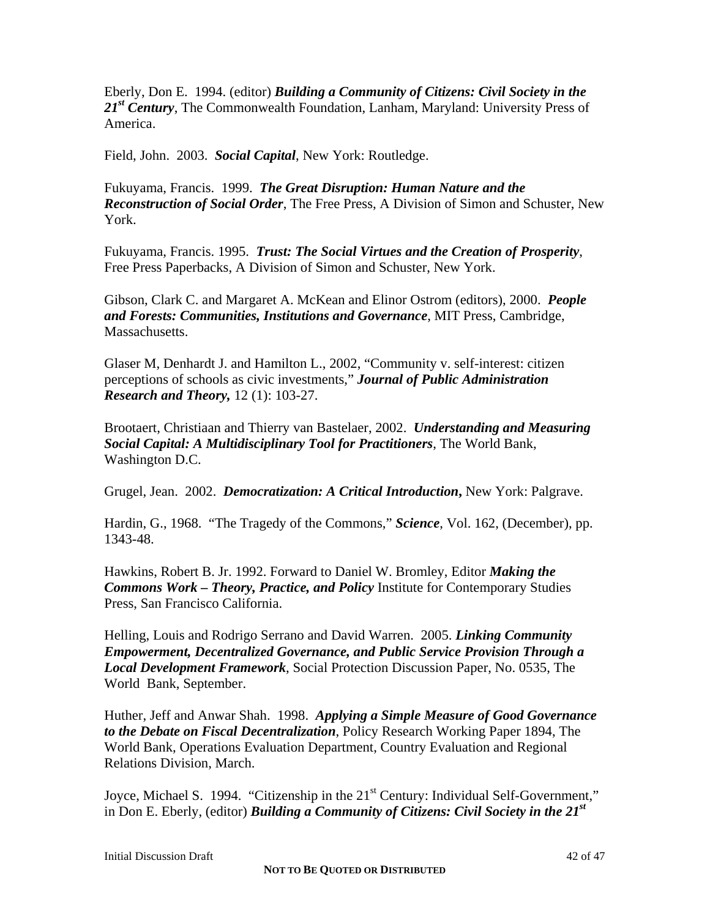Eberly, Don E. 1994. (editor) ***Building a Community of Citizens: Civil Society in the 21st Century***, The Commonwealth Foundation, Lanham, Maryland: University Press of America.

Field, John. 2003. ***Social Capital***, New York: Routledge.

Fukuyama, Francis. 1999. ***The Great Disruption: Human Nature and the Reconstruction of Social Order***, The Free Press, A Division of Simon and Schuster, New York.

Fukuyama, Francis. 1995. ***Trust: The Social Virtues and the Creation of Prosperity***, Free Press Paperbacks, A Division of Simon and Schuster, New York.

Gibson, Clark C. and Margaret A. McKean and Elinor Ostrom (editors), 2000. ***People and Forests: Communities, Institutions and Governance***, MIT Press, Cambridge, Massachusetts.

Glaser M, Denhardt J. and Hamilton L., 2002, "Community v. self-interest: citizen perceptions of schools as civic investments," ***Journal of Public Administration Research and Theory,*** 12 (1): 103-27.

Brootaert, Christiaan and Thierry van Bastelaer, 2002. ***Understanding and Measuring Social Capital: A Multidisciplinary Tool for Practitioners***, The World Bank, Washington D.C.

Grugel, Jean. 2002. ***Democratization: A Critical Introduction***, New York: Palgrave.

Hardin, G., 1968. "The Tragedy of the Commons," ***Science***, Vol. 162, (December), pp. 1343-48.

Hawkins, Robert B. Jr. 1992. Forward to Daniel W. Bromley, Editor ***Making the Commons Work – Theory, Practice, and Policy*** Institute for Contemporary Studies Press, San Francisco California.

Helling, Louis and Rodrigo Serrano and David Warren. 2005. ***Linking Community Empowerment, Decentralized Governance, and Public Service Provision Through a Local Development Framework***, Social Protection Discussion Paper, No. 0535, The World Bank, September.

Huther, Jeff and Anwar Shah. 1998. ***Applying a Simple Measure of Good Governance to the Debate on Fiscal Decentralization***, Policy Research Working Paper 1894, The World Bank, Operations Evaluation Department, Country Evaluation and Regional Relations Division, March.

Joyce, Michael S. 1994. "Citizenship in the 21st Century: Individual Self-Government," in Don E. Eberly, (editor) ***Building a Community of Citizens: Civil Society in the 21st***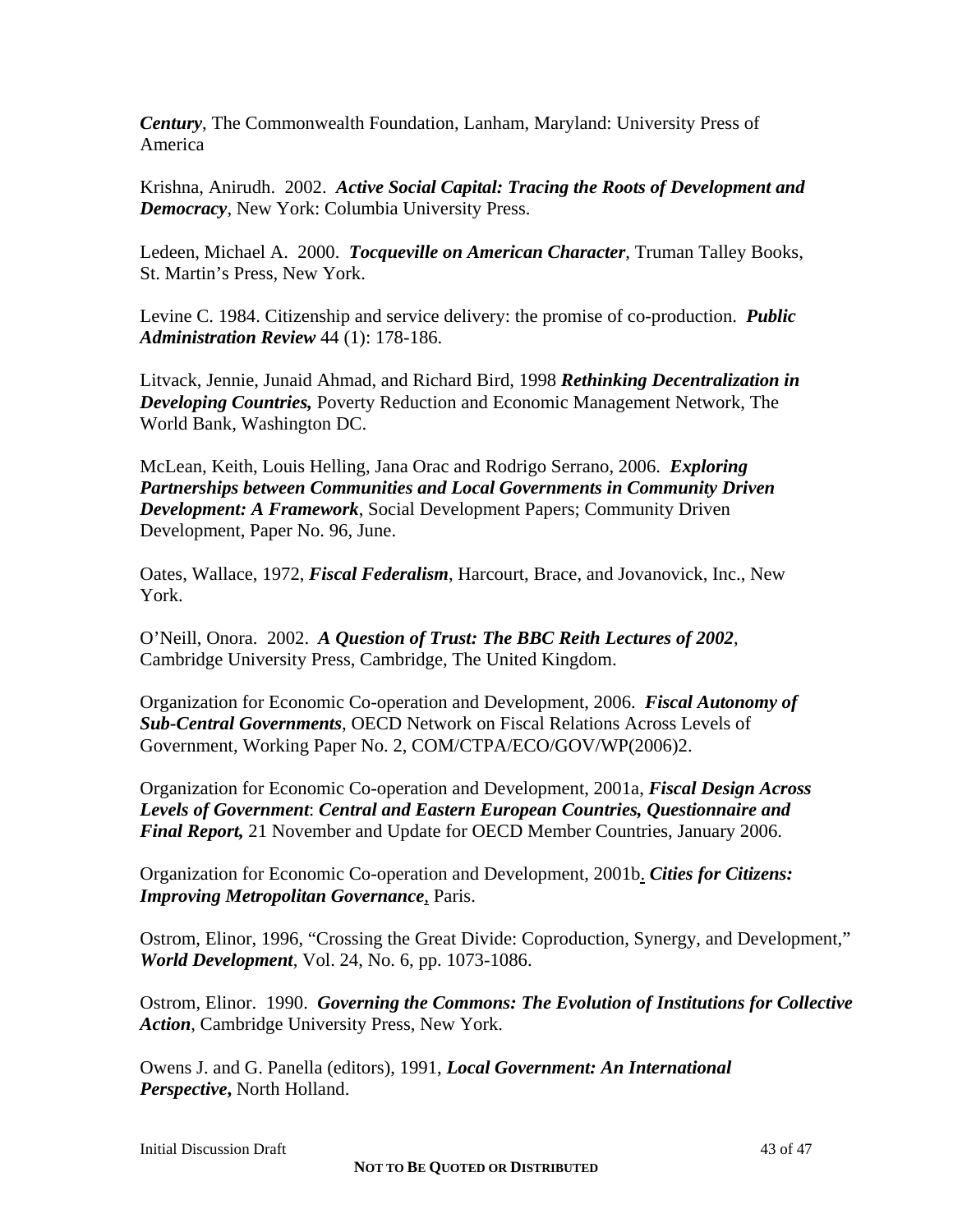***Century***, The Commonwealth Foundation, Lanham, Maryland: University Press of America

Krishna, Anirudh. 2002. ***Active Social Capital: Tracing the Roots of Development and Democracy***, New York: Columbia University Press.

Ledeen, Michael A. 2000. ***Tocqueville on American Character***, Truman Talley Books, St. Martin's Press, New York.

Levine C. 1984. Citizenship and service delivery: the promise of co-production. ***Public Administration Review*** 44 (1): 178-186.

Litvack, Jennie, Junaid Ahmad, and Richard Bird, 1998 ***Rethinking Decentralization in Developing Countries,*** Poverty Reduction and Economic Management Network, The World Bank, Washington DC.

McLean, Keith, Louis Helling, Jana Orac and Rodrigo Serrano, 2006. ***Exploring Partnerships between Communities and Local Governments in Community Driven Development: A Framework***, Social Development Papers; Community Driven Development, Paper No. 96, June.

Oates, Wallace, 1972, ***Fiscal Federalism***, Harcourt, Brace, and Jovanovick, Inc., New York.

O'Neill, Onora. 2002. ***A Question of Trust: The BBC Reith Lectures of 2002***, Cambridge University Press, Cambridge, The United Kingdom.

Organization for Economic Co-operation and Development, 2006. ***Fiscal Autonomy of Sub-Central Governments***, OECD Network on Fiscal Relations Across Levels of Government, Working Paper No. 2, COM/CTPA/ECO/GOV/WP(2006)2.

Organization for Economic Co-operation and Development, 2001a, ***Fiscal Design Across Levels of Government***: ***Central and Eastern European Countries, Questionnaire and Final Report,*** 21 November and Update for OECD Member Countries, January 2006.

Organization for Economic Co-operation and Development, 2001b. ***Cities for Citizens: Improving Metropolitan Governance***, Paris.

Ostrom, Elinor, 1996, "Crossing the Great Divide: Coproduction, Synergy, and Development," ***World Development***, Vol. 24, No. 6, pp. 1073-1086.

Ostrom, Elinor. 1990. ***Governing the Commons: The Evolution of Institutions for Collective Action***, Cambridge University Press, New York.

Owens J. and G. Panella (editors), 1991, ***Local Government: An International Perspective*,** North Holland.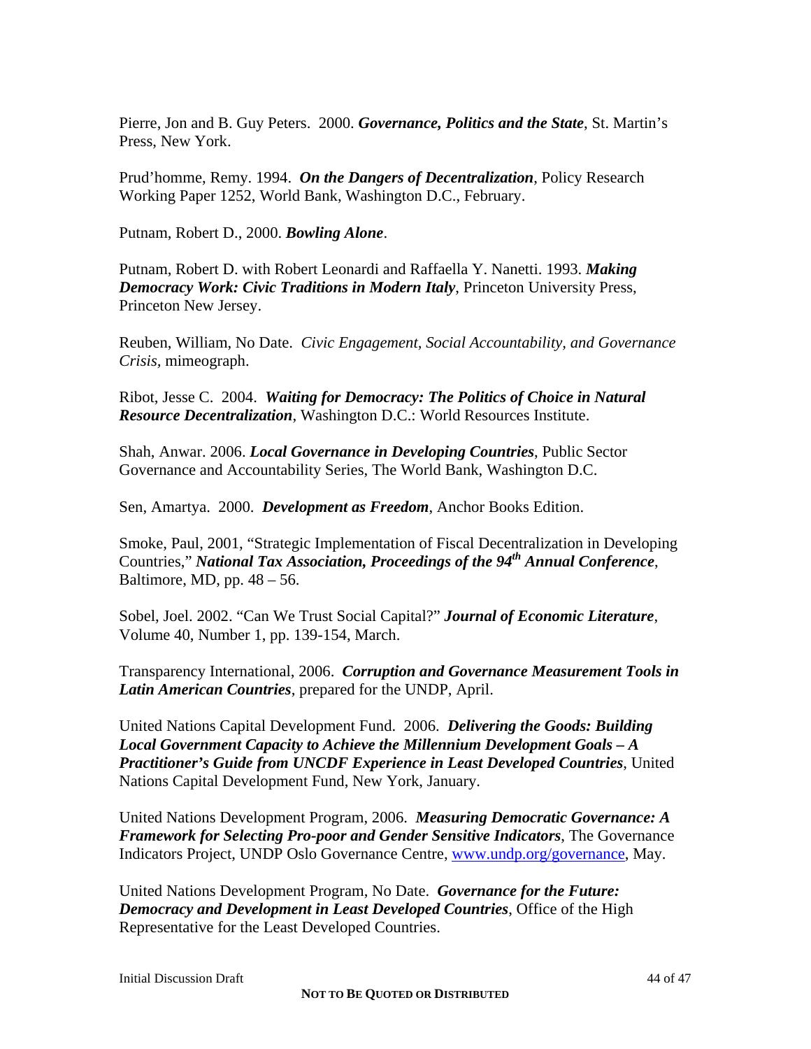Pierre, Jon and B. Guy Peters. 2000. ***Governance, Politics and the State***, St. Martin's Press, New York.

Prud'homme, Remy. 1994. ***On the Dangers of Decentralization***, Policy Research Working Paper 1252, World Bank, Washington D.C., February.

Putnam, Robert D., 2000. ***Bowling Alone***.

Putnam, Robert D. with Robert Leonardi and Raffaella Y. Nanetti. 1993. ***Making Democracy Work: Civic Traditions in Modern Italy***, Princeton University Press, Princeton New Jersey.

Reuben, William, No Date. *Civic Engagement, Social Accountability, and Governance Crisis*, mimeograph.

Ribot, Jesse C. 2004. ***Waiting for Democracy: The Politics of Choice in Natural Resource Decentralization***, Washington D.C.: World Resources Institute.

Shah, Anwar. 2006. ***Local Governance in Developing Countries***, Public Sector Governance and Accountability Series, The World Bank, Washington D.C.

Sen, Amartya. 2000. ***Development as Freedom***, Anchor Books Edition.

Smoke, Paul, 2001, "Strategic Implementation of Fiscal Decentralization in Developing Countries," ***National Tax Association, Proceedings of the 94th Annual Conference***, Baltimore, MD, pp. 48 – 56.

Sobel, Joel. 2002. "Can We Trust Social Capital?" ***Journal of Economic Literature***, Volume 40, Number 1, pp. 139-154, March.

Transparency International, 2006. ***Corruption and Governance Measurement Tools in Latin American Countries***, prepared for the UNDP, April.

United Nations Capital Development Fund. 2006. ***Delivering the Goods: Building Local Government Capacity to Achieve the Millennium Development Goals – A Practitioner's Guide from UNCDF Experience in Least Developed Countries***, United Nations Capital Development Fund, New York, January.

United Nations Development Program, 2006. ***Measuring Democratic Governance: A Framework for Selecting Pro-poor and Gender Sensitive Indicators***, The Governance Indicators Project, UNDP Oslo Governance Centre, www.undp.org/governance, May.

United Nations Development Program, No Date. ***Governance for the Future: Democracy and Development in Least Developed Countries***, Office of the High Representative for the Least Developed Countries.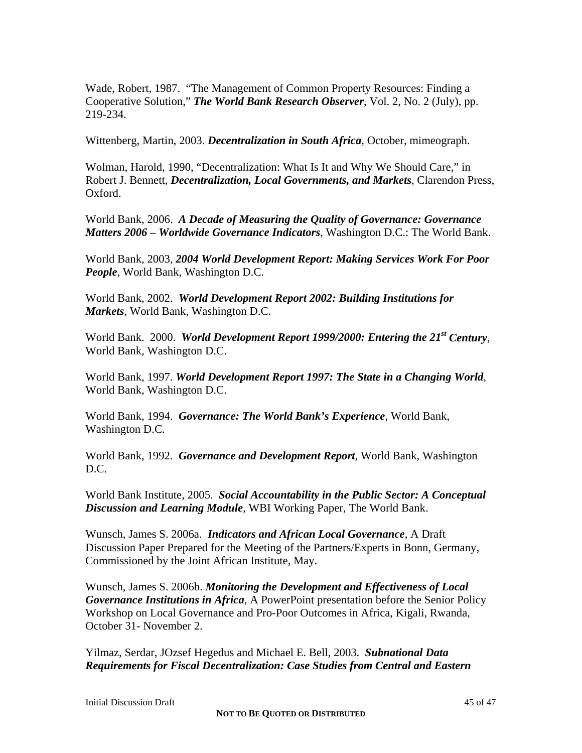Wade, Robert, 1987. "The Management of Common Property Resources: Finding a Cooperative Solution," ***The World Bank Research Observer***, Vol. 2, No. 2 (July), pp. 219-234.

Wittenberg, Martin, 2003. ***Decentralization in South Africa***, October, mimeograph.

Wolman, Harold, 1990, "Decentralization: What Is It and Why We Should Care," in Robert J. Bennett, ***Decentralization, Local Governments, and Markets***, Clarendon Press, Oxford.

World Bank, 2006. ***A Decade of Measuring the Quality of Governance: Governance Matters 2006 – Worldwide Governance Indicators***, Washington D.C.: The World Bank.

World Bank, 2003, ***2004 World Development Report: Making Services Work For Poor People***, World Bank, Washington D.C.

World Bank, 2002. ***World Development Report 2002: Building Institutions for Markets***, World Bank, Washington D.C.

World Bank. 2000. ***World Development Report 1999/2000: Entering the 21st Century***, World Bank, Washington D.C.

World Bank, 1997. ***World Development Report 1997: The State in a Changing World***, World Bank, Washington D.C.

World Bank, 1994. ***Governance: The World Bank's Experience***, World Bank, Washington D.C.

World Bank, 1992. ***Governance and Development Report***, World Bank, Washington D.C.

World Bank Institute, 2005. ***Social Accountability in the Public Sector: A Conceptual Discussion and Learning Module***, WBI Working Paper, The World Bank.

Wunsch, James S. 2006a. ***Indicators and African Local Governance***, A Draft Discussion Paper Prepared for the Meeting of the Partners/Experts in Bonn, Germany, Commissioned by the Joint African Institute, May.

Wunsch, James S. 2006b. ***Monitoring the Development and Effectiveness of Local Governance Institutions in Africa***, A PowerPoint presentation before the Senior Policy Workshop on Local Governance and Pro-Poor Outcomes in Africa, Kigali, Rwanda, October 31- November 2.

Yilmaz, Serdar, JOzsef Hegedus and Michael E. Bell, 2003. ***Subnational Data Requirements for Fiscal Decentralization: Case Studies from Central and Eastern***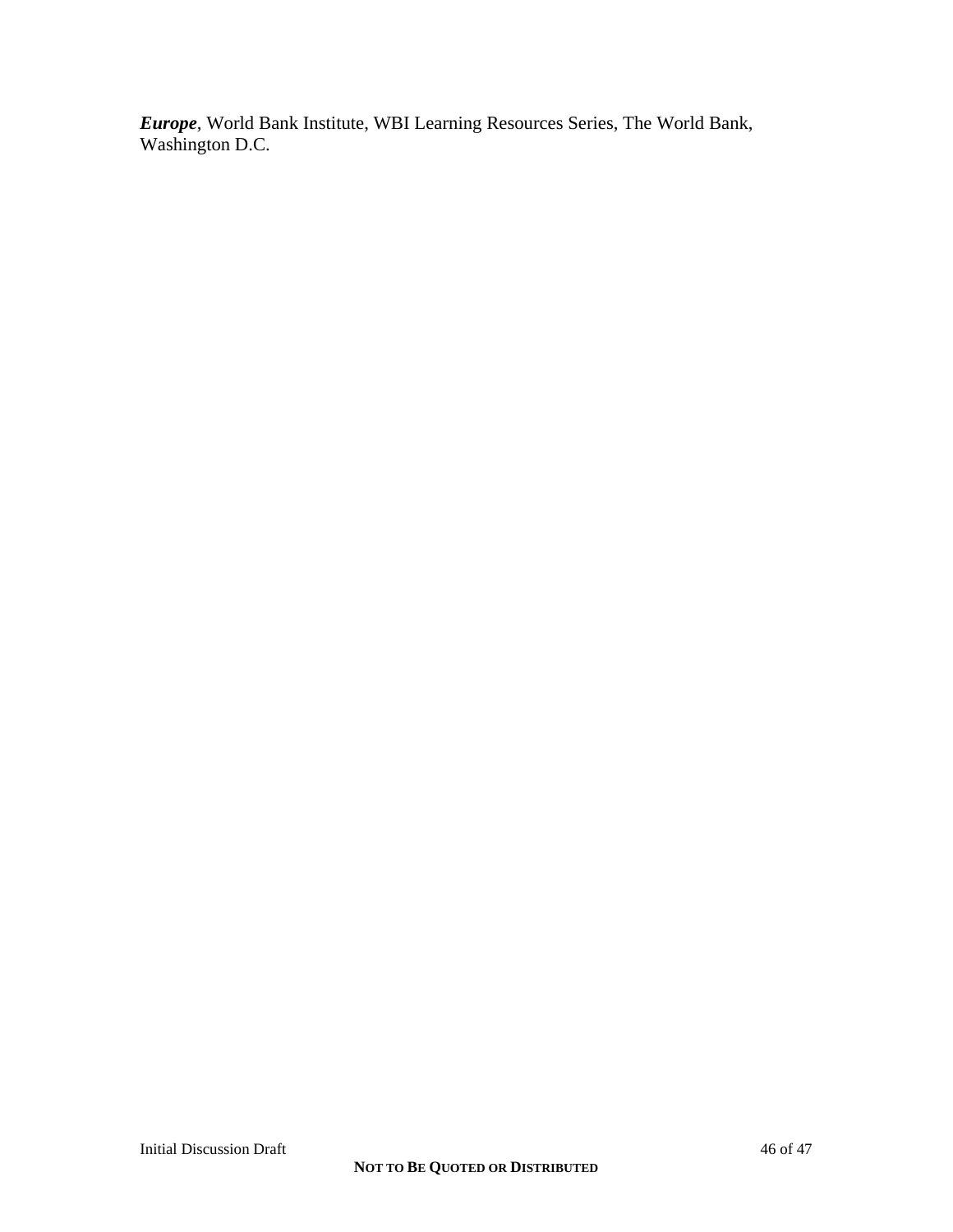***Europe***, World Bank Institute, WBI Learning Resources Series, The World Bank, Washington D.C.